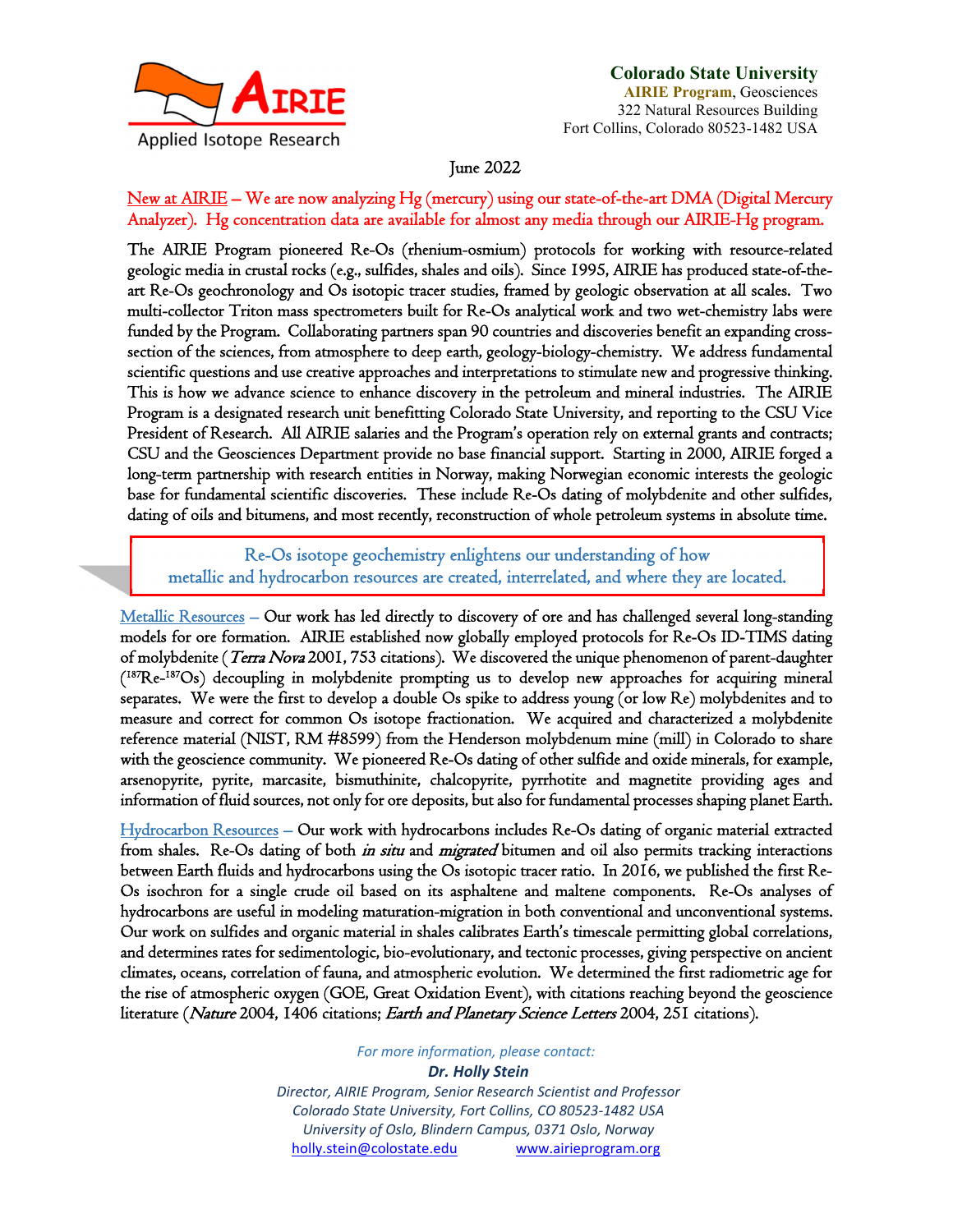AIRIE
Applied Isotope Research

**Colorado State University**
**AIRIE Program**, Geosciences
322 Natural Resources Building
Fort Collins, Colorado 80523-1482 USA

June 2022

New at AIRIE – We are now analyzing Hg (mercury) using our state-of-the-art DMA (Digital Mercury Analyzer). Hg concentration data are available for almost any media through our AIRIE-Hg program.

The AIRIE Program pioneered Re-Os (rhenium-osmium) protocols for working with resource-related geologic media in crustal rocks (e.g., sulfides, shales and oils). Since 1995, AIRIE has produced state-of-the-art Re-Os geochronology and Os isotopic tracer studies, framed by geologic observation at all scales. Two multi-collector Triton mass spectrometers built for Re-Os analytical work and two wet-chemistry labs were funded by the Program. Collaborating partners span 90 countries and discoveries benefit an expanding cross-section of the sciences, from atmosphere to deep earth, geology-biology-chemistry. We address fundamental scientific questions and use creative approaches and interpretations to stimulate new and progressive thinking. This is how we advance science to enhance discovery in the petroleum and mineral industries. The AIRIE Program is a designated research unit benefitting Colorado State University, and reporting to the CSU Vice President of Research. All AIRIE salaries and the Program's operation rely on external grants and contracts; CSU and the Geosciences Department provide no base financial support. Starting in 2000, AIRIE forged a long-term partnership with research entities in Norway, making Norwegian economic interests the geologic base for fundamental scientific discoveries. These include Re-Os dating of molybdenite and other sulfides, dating of oils and bitumens, and most recently, reconstruction of whole petroleum systems in absolute time.

> Re-Os isotope geochemistry enlightens our understanding of how metallic and hydrocarbon resources are created, interrelated, and where they are located.

Metallic Resources – Our work has led directly to discovery of ore and has challenged several long-standing models for ore formation. AIRIE established now globally employed protocols for Re-Os ID-TIMS dating of molybdenite (*Terra Nova* 2001, 753 citations). We discovered the unique phenomenon of parent-daughter ($^{187}$Re-$^{187}$Os) decoupling in molybdenite prompting us to develop new approaches for acquiring mineral separates. We were the first to develop a double Os spike to address young (or low Re) molybdenites and to measure and correct for common Os isotope fractionation. We acquired and characterized a molybdenite reference material (NIST, RM #8599) from the Henderson molybdenum mine (mill) in Colorado to share with the geoscience community. We pioneered Re-Os dating of other sulfide and oxide minerals, for example, arsenopyrite, pyrite, marcasite, bismuthinite, chalcopyrite, pyrrhotite and magnetite providing ages and information of fluid sources, not only for ore deposits, but also for fundamental processes shaping planet Earth.

Hydrocarbon Resources – Our work with hydrocarbons includes Re-Os dating of organic material extracted from shales. Re-Os dating of both *in situ* and *migrated* bitumen and oil also permits tracking interactions between Earth fluids and hydrocarbons using the Os isotopic tracer ratio. In 2016, we published the first Re-Os isochron for a single crude oil based on its asphaltene and maltene components. Re-Os analyses of hydrocarbons are useful in modeling maturation-migration in both conventional and unconventional systems. Our work on sulfides and organic material in shales calibrates Earth's timescale permitting global correlations, and determines rates for sedimentologic, bio-evolutionary, and tectonic processes, giving perspective on ancient climates, oceans, correlation of fauna, and atmospheric evolution. We determined the first radiometric age for the rise of atmospheric oxygen (GOE, Great Oxidation Event), with citations reaching beyond the geoscience literature (*Nature* 2004, 1406 citations; *Earth and Planetary Science Letters* 2004, 251 citations).

*For more information, please contact:*
***Dr. Holly Stein***
*Director, AIRIE Program, Senior Research Scientist and Professor*
*Colorado State University, Fort Collins, CO 80523-1482 USA*
*University of Oslo, Blindern Campus, 0371 Oslo, Norway*
holly.stein@colostate.edu www.airieprogram.org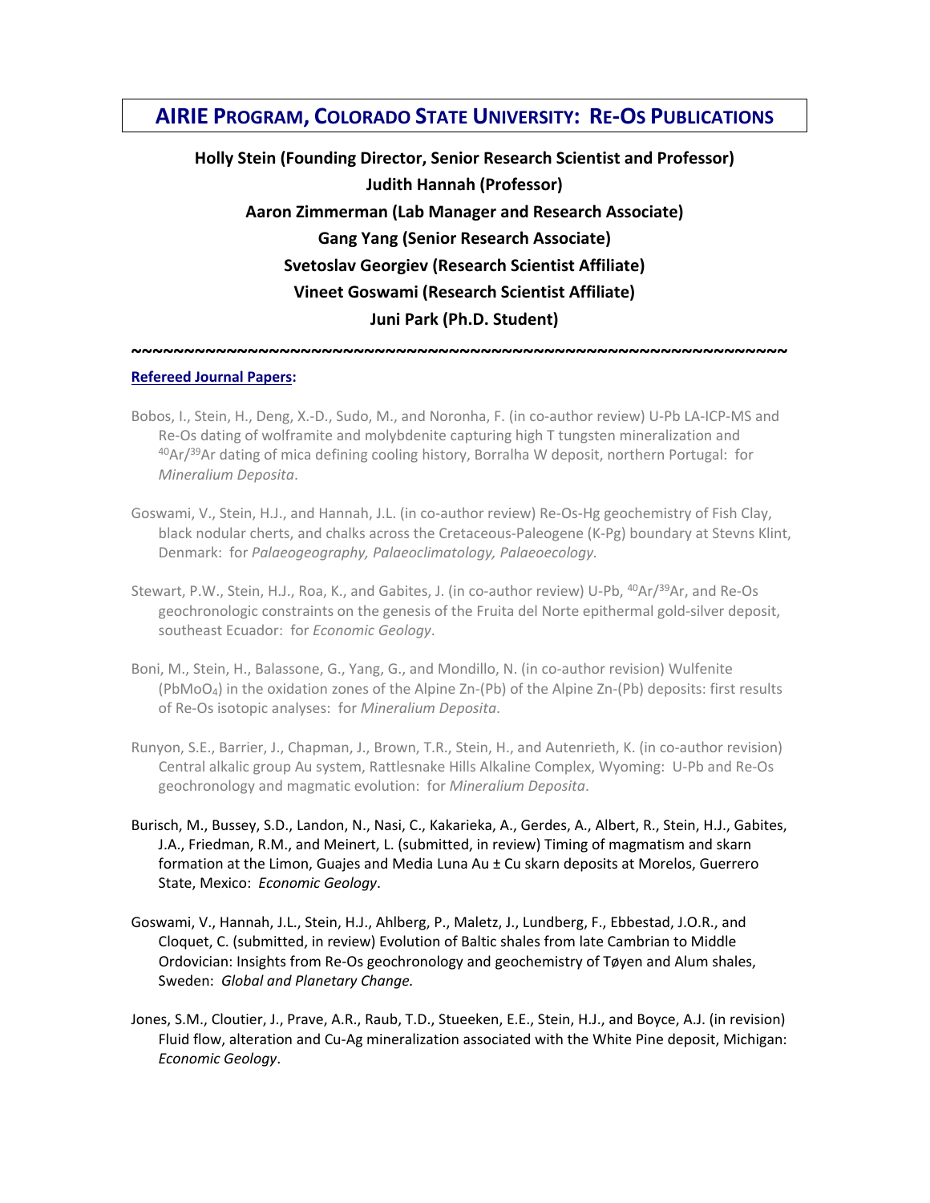# AIRIE Program, Colorado State University: Re-Os Publications

**Holly Stein (Founding Director, Senior Research Scientist and Professor)**
**Judith Hannah (Professor)**
**Aaron Zimmerman (Lab Manager and Research Associate)**
**Gang Yang (Senior Research Associate)**
**Svetoslav Georgiev (Research Scientist Affiliate)**
**Vineet Goswami (Research Scientist Affiliate)**
**Juni Park (Ph.D. Student)**

~~~~~~~~~~~~~~~~~~~~~~~~~~~~~~~~~~~~~~~~~~~~~~~~~~~~~~~~~~~~~~~~~~~

## Refereed Journal Papers:

Bobos, I., Stein, H., Deng, X.-D., Sudo, M., and Noronha, F. (in co-author review) U-Pb LA-ICP-MS and Re-Os dating of wolframite and molybdenite capturing high T tungsten mineralization and $^{40}Ar/^{39}Ar$ dating of mica defining cooling history, Borralha W deposit, northern Portugal: for *Mineralium Deposita*.

Goswami, V., Stein, H.J., and Hannah, J.L. (in co-author review) Re-Os-Hg geochemistry of Fish Clay, black nodular cherts, and chalks across the Cretaceous-Paleogene (K-Pg) boundary at Stevns Klint, Denmark: for *Palaeogeography, Palaeoclimatology, Palaeoecology.*

Stewart, P.W., Stein, H.J., Roa, K., and Gabites, J. (in co-author review) U-Pb, $^{40}Ar/^{39}Ar$, and Re-Os geochronologic constraints on the genesis of the Fruita del Norte epithermal gold-silver deposit, southeast Ecuador: for *Economic Geology*.

Boni, M., Stein, H., Balassone, G., Yang, G., and Mondillo, N. (in co-author revision) Wulfenite ($PbMoO_4$) in the oxidation zones of the Alpine Zn-(Pb) of the Alpine Zn-(Pb) deposits: first results of Re-Os isotopic analyses: for *Mineralium Deposita.*

Runyon, S.E., Barrier, J., Chapman, J., Brown, T.R., Stein, H., and Autenrieth, K. (in co-author revision) Central alkalic group Au system, Rattlesnake Hills Alkaline Complex, Wyoming: U-Pb and Re-Os geochronology and magmatic evolution: for *Mineralium Deposita*.

Burisch, M., Bussey, S.D., Landon, N., Nasi, C., Kakarieka, A., Gerdes, A., Albert, R., Stein, H.J., Gabites, J.A., Friedman, R.M., and Meinert, L. (submitted, in review) Timing of magmatism and skarn formation at the Limon, Guajes and Media Luna Au ± Cu skarn deposits at Morelos, Guerrero State, Mexico: *Economic Geology*.

Goswami, V., Hannah, J.L., Stein, H.J., Ahlberg, P., Maletz, J., Lundberg, F., Ebbestad, J.O.R., and Cloquet, C. (submitted, in review) Evolution of Baltic shales from late Cambrian to Middle Ordovician: Insights from Re-Os geochronology and geochemistry of Tøyen and Alum shales, Sweden: *Global and Planetary Change.*

Jones, S.M., Cloutier, J., Prave, A.R., Raub, T.D., Stueeken, E.E., Stein, H.J., and Boyce, A.J. (in revision) Fluid flow, alteration and Cu-Ag mineralization associated with the White Pine deposit, Michigan: *Economic Geology*.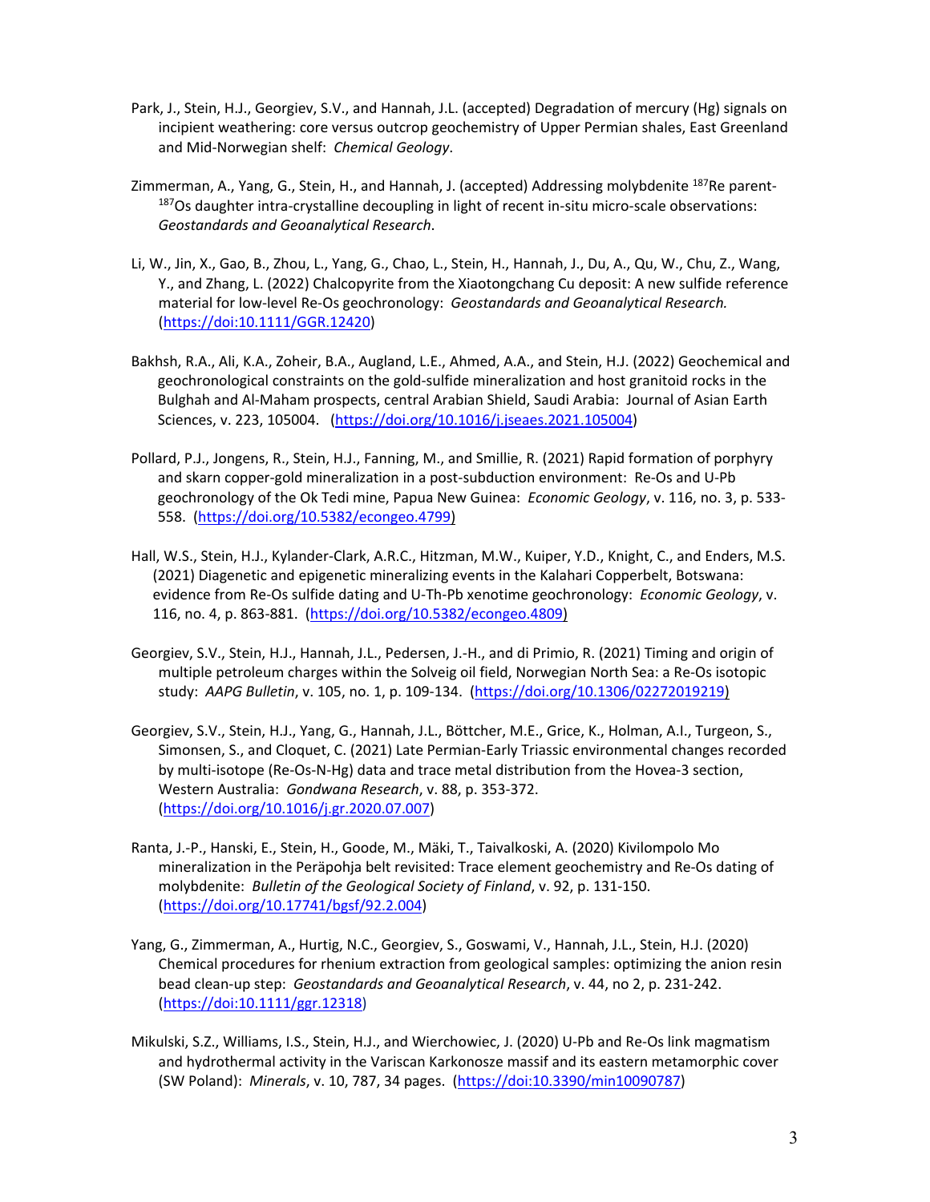Park, J., Stein, H.J., Georgiev, S.V., and Hannah, J.L. (accepted) Degradation of mercury (Hg) signals on incipient weathering: core versus outcrop geochemistry of Upper Permian shales, East Greenland and Mid-Norwegian shelf: *Chemical Geology*.

Zimmerman, A., Yang, G., Stein, H., and Hannah, J. (accepted) Addressing molybdenite $^{187}$Re parent-$^{187}$Os daughter intra-crystalline decoupling in light of recent in-situ micro-scale observations: *Geostandards and Geoanalytical Research*.

Li, W., Jin, X., Gao, B., Zhou, L., Yang, G., Chao, L., Stein, H., Hannah, J., Du, A., Qu, W., Chu, Z., Wang, Y., and Zhang, L. (2022) Chalcopyrite from the Xiaotongchang Cu deposit: A new sulfide reference material for low-level Re-Os geochronology: *Geostandards and Geoanalytical Research.* (https://doi:10.1111/GGR.12420)

Bakhsh, R.A., Ali, K.A., Zoheir, B.A., Augland, L.E., Ahmed, A.A., and Stein, H.J. (2022) Geochemical and geochronological constraints on the gold-sulfide mineralization and host granitoid rocks in the Bulghah and Al-Maham prospects, central Arabian Shield, Saudi Arabia: Journal of Asian Earth Sciences, v. 223, 105004. (https://doi.org/10.1016/j.jseaes.2021.105004)

Pollard, P.J., Jongens, R., Stein, H.J., Fanning, M., and Smillie, R. (2021) Rapid formation of porphyry and skarn copper-gold mineralization in a post-subduction environment: Re-Os and U-Pb geochronology of the Ok Tedi mine, Papua New Guinea: *Economic Geology*, v. 116, no. 3, p. 533-558. (https://doi.org/10.5382/econgeo.4799)

Hall, W.S., Stein, H.J., Kylander-Clark, A.R.C., Hitzman, M.W., Kuiper, Y.D., Knight, C., and Enders, M.S. (2021) Diagenetic and epigenetic mineralizing events in the Kalahari Copperbelt, Botswana: evidence from Re-Os sulfide dating and U-Th-Pb xenotime geochronology: *Economic Geology*, v. 116, no. 4, p. 863-881. (https://doi.org/10.5382/econgeo.4809)

Georgiev, S.V., Stein, H.J., Hannah, J.L., Pedersen, J.-H., and di Primio, R. (2021) Timing and origin of multiple petroleum charges within the Solveig oil field, Norwegian North Sea: a Re-Os isotopic study: *AAPG Bulletin*, v. 105, no. 1, p. 109-134. (https://doi.org/10.1306/02272019219)

Georgiev, S.V., Stein, H.J., Yang, G., Hannah, J.L., Böttcher, M.E., Grice, K., Holman, A.I., Turgeon, S., Simonsen, S., and Cloquet, C. (2021) Late Permian-Early Triassic environmental changes recorded by multi-isotope (Re-Os-N-Hg) data and trace metal distribution from the Hovea-3 section, Western Australia: *Gondwana Research*, v. 88, p. 353-372. (https://doi.org/10.1016/j.gr.2020.07.007)

Ranta, J.-P., Hanski, E., Stein, H., Goode, M., Mäki, T., Taivalkoski, A. (2020) Kivilompolo Mo mineralization in the Peräpohja belt revisited: Trace element geochemistry and Re-Os dating of molybdenite: *Bulletin of the Geological Society of Finland*, v. 92, p. 131-150. (https://doi.org/10.17741/bgsf/92.2.004)

Yang, G., Zimmerman, A., Hurtig, N.C., Georgiev, S., Goswami, V., Hannah, J.L., Stein, H.J. (2020) Chemical procedures for rhenium extraction from geological samples: optimizing the anion resin bead clean-up step: *Geostandards and Geoanalytical Research*, v. 44, no 2, p. 231-242. (https://doi:10.1111/ggr.12318)

Mikulski, S.Z., Williams, I.S., Stein, H.J., and Wierchowiec, J. (2020) U-Pb and Re-Os link magmatism and hydrothermal activity in the Variscan Karkonosze massif and its eastern metamorphic cover (SW Poland): *Minerals*, v. 10, 787, 34 pages. (https://doi:10.3390/min10090787)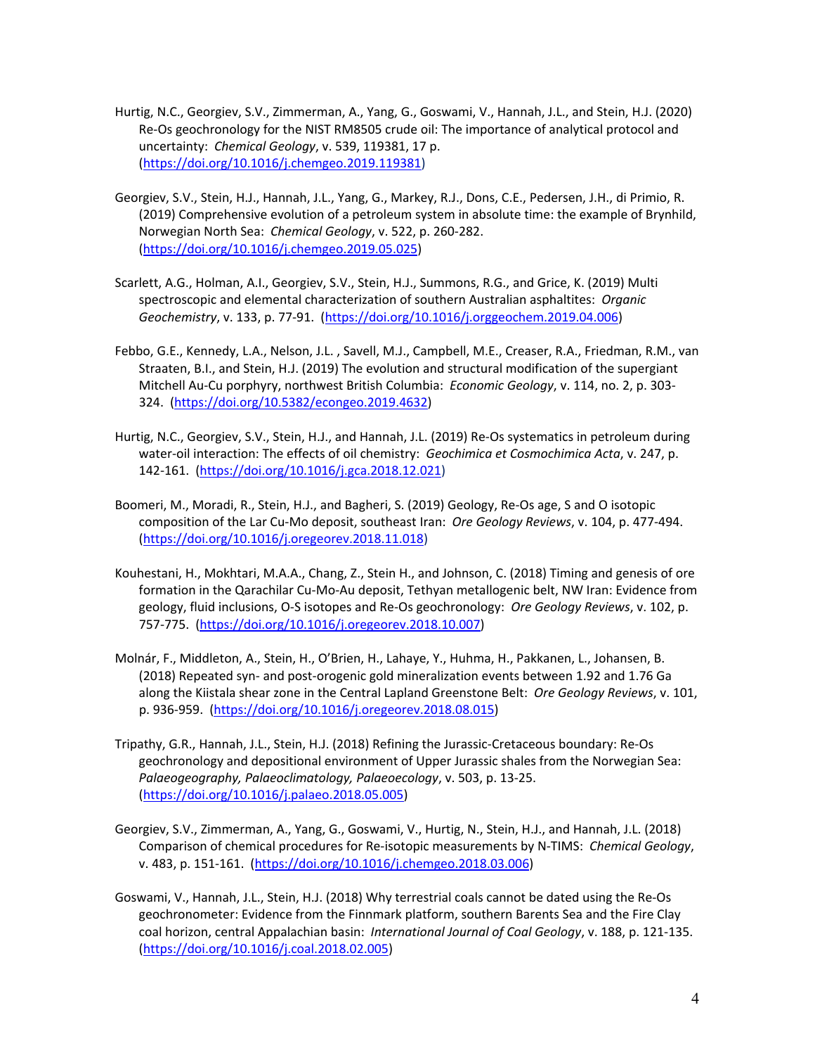Hurtig, N.C., Georgiev, S.V., Zimmerman, A., Yang, G., Goswami, V., Hannah, J.L., and Stein, H.J. (2020) Re-Os geochronology for the NIST RM8505 crude oil: The importance of analytical protocol and uncertainty: *Chemical Geology*, v. 539, 119381, 17 p. (https://doi.org/10.1016/j.chemgeo.2019.119381)

Georgiev, S.V., Stein, H.J., Hannah, J.L., Yang, G., Markey, R.J., Dons, C.E., Pedersen, J.H., di Primio, R. (2019) Comprehensive evolution of a petroleum system in absolute time: the example of Brynhild, Norwegian North Sea: *Chemical Geology*, v. 522, p. 260-282. (https://doi.org/10.1016/j.chemgeo.2019.05.025)

Scarlett, A.G., Holman, A.I., Georgiev, S.V., Stein, H.J., Summons, R.G., and Grice, K. (2019) Multi spectroscopic and elemental characterization of southern Australian asphaltites: *Organic Geochemistry*, v. 133, p. 77-91. (https://doi.org/10.1016/j.orggeochem.2019.04.006)

Febbo, G.E., Kennedy, L.A., Nelson, J.L. , Savell, M.J., Campbell, M.E., Creaser, R.A., Friedman, R.M., van Straaten, B.I., and Stein, H.J. (2019) The evolution and structural modification of the supergiant Mitchell Au-Cu porphyry, northwest British Columbia: *Economic Geology*, v. 114, no. 2, p. 303-324. (https://doi.org/10.5382/econgeo.2019.4632)

Hurtig, N.C., Georgiev, S.V., Stein, H.J., and Hannah, J.L. (2019) Re-Os systematics in petroleum during water-oil interaction: The effects of oil chemistry: *Geochimica et Cosmochimica Acta*, v. 247, p. 142-161. (https://doi.org/10.1016/j.gca.2018.12.021)

Boomeri, M., Moradi, R., Stein, H.J., and Bagheri, S. (2019) Geology, Re-Os age, S and O isotopic composition of the Lar Cu-Mo deposit, southeast Iran: *Ore Geology Reviews*, v. 104, p. 477-494. (https://doi.org/10.1016/j.oregeorev.2018.11.018)

Kouhestani, H., Mokhtari, M.A.A., Chang, Z., Stein H., and Johnson, C. (2018) Timing and genesis of ore formation in the Qarachilar Cu-Mo-Au deposit, Tethyan metallogenic belt, NW Iran: Evidence from geology, fluid inclusions, O-S isotopes and Re-Os geochronology: *Ore Geology Reviews*, v. 102, p. 757-775. (https://doi.org/10.1016/j.oregeorev.2018.10.007)

Molnár, F., Middleton, A., Stein, H., O'Brien, H., Lahaye, Y., Huhma, H., Pakkanen, L., Johansen, B. (2018) Repeated syn- and post-orogenic gold mineralization events between 1.92 and 1.76 Ga along the Kiistala shear zone in the Central Lapland Greenstone Belt: *Ore Geology Reviews*, v. 101, p. 936-959. (https://doi.org/10.1016/j.oregeorev.2018.08.015)

Tripathy, G.R., Hannah, J.L., Stein, H.J. (2018) Refining the Jurassic-Cretaceous boundary: Re-Os geochronology and depositional environment of Upper Jurassic shales from the Norwegian Sea: *Palaeogeography, Palaeoclimatology, Palaeoecology*, v. 503, p. 13-25. (https://doi.org/10.1016/j.palaeo.2018.05.005)

Georgiev, S.V., Zimmerman, A., Yang, G., Goswami, V., Hurtig, N., Stein, H.J., and Hannah, J.L. (2018) Comparison of chemical procedures for Re-isotopic measurements by N-TIMS: *Chemical Geology*, v. 483, p. 151-161. (https://doi.org/10.1016/j.chemgeo.2018.03.006)

Goswami, V., Hannah, J.L., Stein, H.J. (2018) Why terrestrial coals cannot be dated using the Re-Os geochronometer: Evidence from the Finnmark platform, southern Barents Sea and the Fire Clay coal horizon, central Appalachian basin: *International Journal of Coal Geology*, v. 188, p. 121-135. (https://doi.org/10.1016/j.coal.2018.02.005)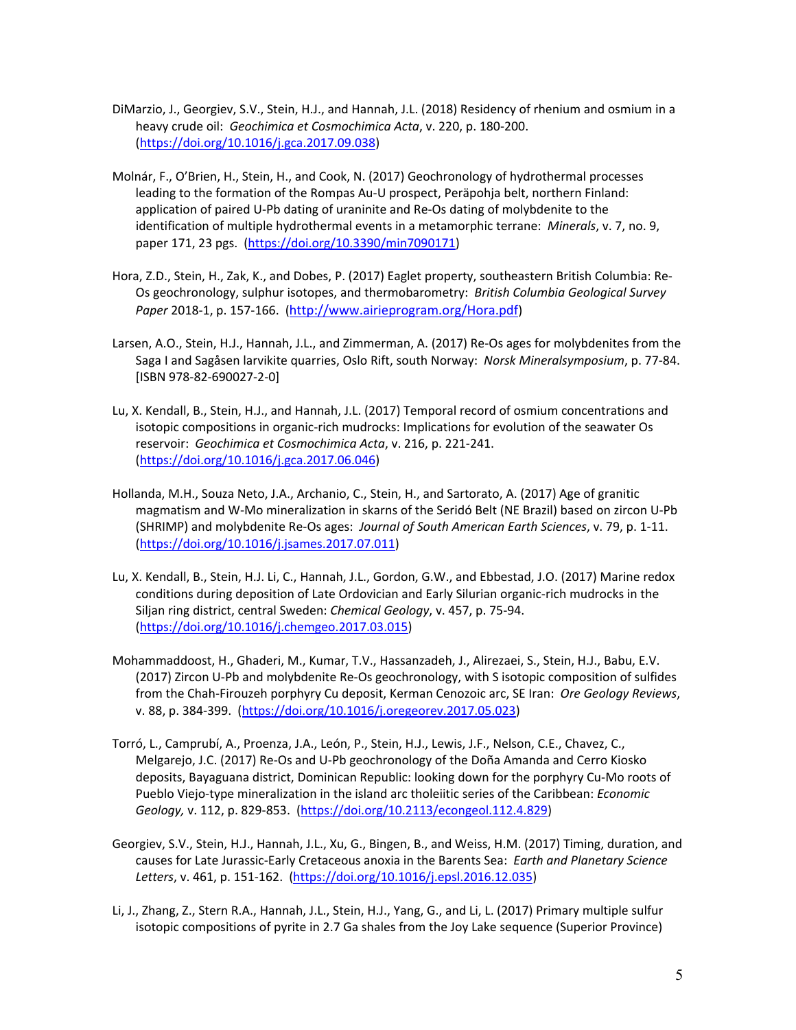DiMarzio, J., Georgiev, S.V., Stein, H.J., and Hannah, J.L. (2018) Residency of rhenium and osmium in a heavy crude oil: *Geochimica et Cosmochimica Acta*, v. 220, p. 180-200. (https://doi.org/10.1016/j.gca.2017.09.038)

Molnár, F., O'Brien, H., Stein, H., and Cook, N. (2017) Geochronology of hydrothermal processes leading to the formation of the Rompas Au-U prospect, Peräpohja belt, northern Finland: application of paired U-Pb dating of uraninite and Re-Os dating of molybdenite to the identification of multiple hydrothermal events in a metamorphic terrane: *Minerals*, v. 7, no. 9, paper 171, 23 pgs. (https://doi.org/10.3390/min7090171)

Hora, Z.D., Stein, H., Zak, K., and Dobes, P. (2017) Eaglet property, southeastern British Columbia: Re-Os geochronology, sulphur isotopes, and thermobarometry: *British Columbia Geological Survey Paper* 2018-1, p. 157-166. (http://www.airieprogram.org/Hora.pdf)

Larsen, A.O., Stein, H.J., Hannah, J.L., and Zimmerman, A. (2017) Re-Os ages for molybdenites from the Saga I and Sagåsen larvikite quarries, Oslo Rift, south Norway: *Norsk Mineralsymposium*, p. 77-84. [ISBN 978-82-690027-2-0]

Lu, X. Kendall, B., Stein, H.J., and Hannah, J.L. (2017) Temporal record of osmium concentrations and isotopic compositions in organic-rich mudrocks: Implications for evolution of the seawater Os reservoir: *Geochimica et Cosmochimica Acta*, v. 216, p. 221-241. (https://doi.org/10.1016/j.gca.2017.06.046)

Hollanda, M.H., Souza Neto, J.A., Archanio, C., Stein, H., and Sartorato, A. (2017) Age of granitic magmatism and W-Mo mineralization in skarns of the Seridó Belt (NE Brazil) based on zircon U-Pb (SHRIMP) and molybdenite Re-Os ages: *Journal of South American Earth Sciences*, v. 79, p. 1-11. (https://doi.org/10.1016/j.jsames.2017.07.011)

Lu, X. Kendall, B., Stein, H.J. Li, C., Hannah, J.L., Gordon, G.W., and Ebbestad, J.O. (2017) Marine redox conditions during deposition of Late Ordovician and Early Silurian organic-rich mudrocks in the Siljan ring district, central Sweden: *Chemical Geology*, v. 457, p. 75-94. (https://doi.org/10.1016/j.chemgeo.2017.03.015)

Mohammaddoost, H., Ghaderi, M., Kumar, T.V., Hassanzadeh, J., Alirezaei, S., Stein, H.J., Babu, E.V. (2017) Zircon U-Pb and molybdenite Re-Os geochronology, with S isotopic composition of sulfides from the Chah-Firouzeh porphyry Cu deposit, Kerman Cenozoic arc, SE Iran: *Ore Geology Reviews*, v. 88, p. 384-399. (https://doi.org/10.1016/j.oregeorev.2017.05.023)

Torró, L., Camprubí, A., Proenza, J.A., León, P., Stein, H.J., Lewis, J.F., Nelson, C.E., Chavez, C., Melgarejo, J.C. (2017) Re-Os and U-Pb geochronology of the Doña Amanda and Cerro Kiosko deposits, Bayaguana district, Dominican Republic: looking down for the porphyry Cu-Mo roots of Pueblo Viejo-type mineralization in the island arc tholeiitic series of the Caribbean: *Economic Geology,* v. 112, p. 829-853. (https://doi.org/10.2113/econgeol.112.4.829)

Georgiev, S.V., Stein, H.J., Hannah, J.L., Xu, G., Bingen, B., and Weiss, H.M. (2017) Timing, duration, and causes for Late Jurassic-Early Cretaceous anoxia in the Barents Sea: *Earth and Planetary Science Letters*, v. 461, p. 151-162. (https://doi.org/10.1016/j.epsl.2016.12.035)

Li, J., Zhang, Z., Stern R.A., Hannah, J.L., Stein, H.J., Yang, G., and Li, L. (2017) Primary multiple sulfur isotopic compositions of pyrite in 2.7 Ga shales from the Joy Lake sequence (Superior Province)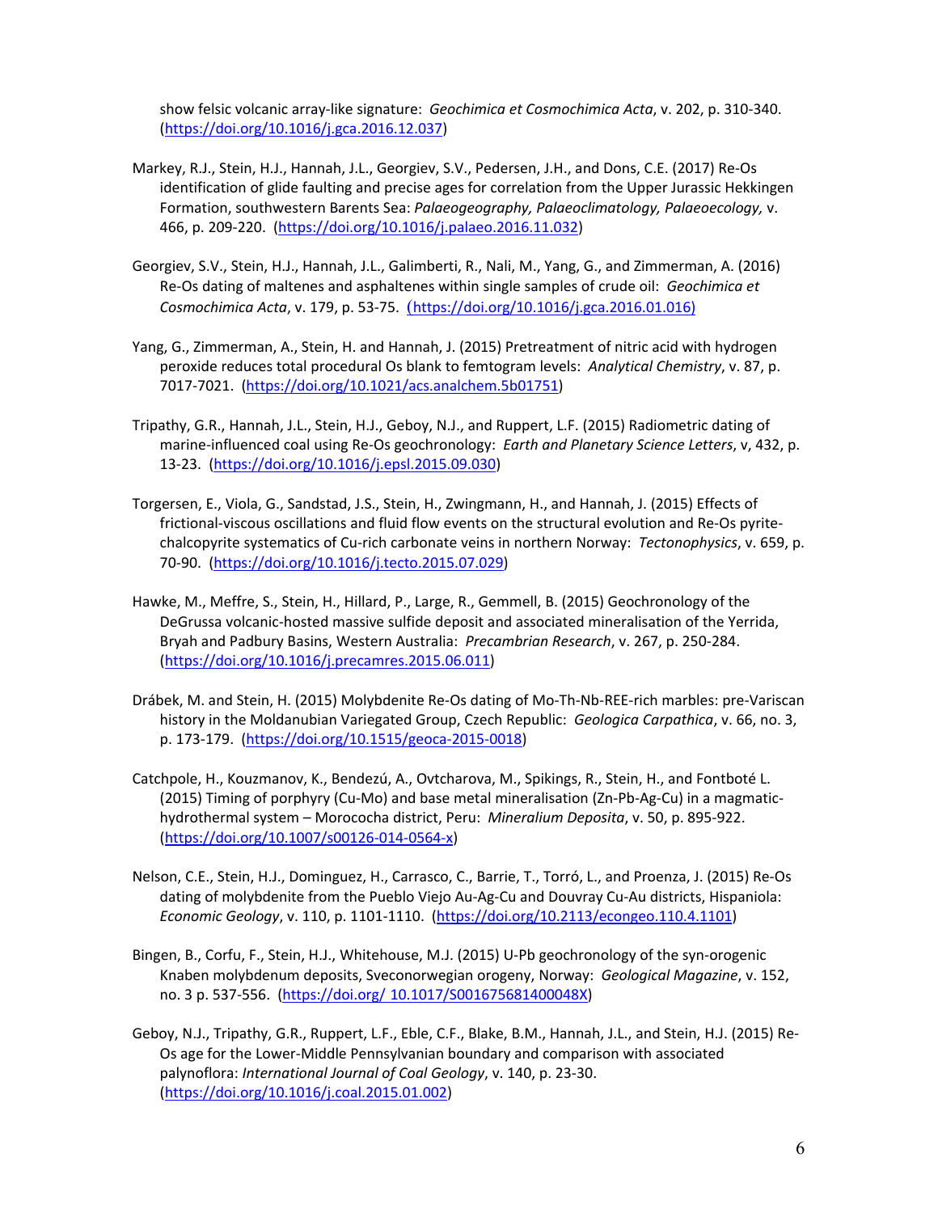show felsic volcanic array-like signature: *Geochimica et Cosmochimica Acta*, v. 202, p. 310-340. (https://doi.org/10.1016/j.gca.2016.12.037)

Markey, R.J., Stein, H.J., Hannah, J.L., Georgiev, S.V., Pedersen, J.H., and Dons, C.E. (2017) Re-Os identification of glide faulting and precise ages for correlation from the Upper Jurassic Hekkingen Formation, southwestern Barents Sea: *Palaeogeography, Palaeoclimatology, Palaeoecology,* v. 466, p. 209-220. (https://doi.org/10.1016/j.palaeo.2016.11.032)

Georgiev, S.V., Stein, H.J., Hannah, J.L., Galimberti, R., Nali, M., Yang, G., and Zimmerman, A. (2016) Re-Os dating of maltenes and asphaltenes within single samples of crude oil: *Geochimica et Cosmochimica Acta*, v. 179, p. 53-75. (https://doi.org/10.1016/j.gca.2016.01.016)

Yang, G., Zimmerman, A., Stein, H. and Hannah, J. (2015) Pretreatment of nitric acid with hydrogen peroxide reduces total procedural Os blank to femtogram levels: *Analytical Chemistry*, v. 87, p. 7017-7021. (https://doi.org/10.1021/acs.analchem.5b01751)

Tripathy, G.R., Hannah, J.L., Stein, H.J., Geboy, N.J., and Ruppert, L.F. (2015) Radiometric dating of marine-influenced coal using Re-Os geochronology: *Earth and Planetary Science Letters*, v, 432, p. 13-23. (https://doi.org/10.1016/j.epsl.2015.09.030)

Torgersen, E., Viola, G., Sandstad, J.S., Stein, H., Zwingmann, H., and Hannah, J. (2015) Effects of frictional-viscous oscillations and fluid flow events on the structural evolution and Re-Os pyrite-chalcopyrite systematics of Cu-rich carbonate veins in northern Norway: *Tectonophysics*, v. 659, p. 70-90. (https://doi.org/10.1016/j.tecto.2015.07.029)

Hawke, M., Meffre, S., Stein, H., Hillard, P., Large, R., Gemmell, B. (2015) Geochronology of the DeGrussa volcanic-hosted massive sulfide deposit and associated mineralisation of the Yerrida, Bryah and Padbury Basins, Western Australia: *Precambrian Research*, v. 267, p. 250-284. (https://doi.org/10.1016/j.precamres.2015.06.011)

Drábek, M. and Stein, H. (2015) Molybdenite Re-Os dating of Mo-Th-Nb-REE-rich marbles: pre-Variscan history in the Moldanubian Variegated Group, Czech Republic: *Geologica Carpathica*, v. 66, no. 3, p. 173-179. (https://doi.org/10.1515/geoca-2015-0018)

Catchpole, H., Kouzmanov, K., Bendezú, A., Ovtcharova, M., Spikings, R., Stein, H., and Fontboté L. (2015) Timing of porphyry (Cu-Mo) and base metal mineralisation (Zn-Pb-Ag-Cu) in a magmatic-hydrothermal system – Morococha district, Peru: *Mineralium Deposita*, v. 50, p. 895-922. (https://doi.org/10.1007/s00126-014-0564-x)

Nelson, C.E., Stein, H.J., Dominguez, H., Carrasco, C., Barrie, T., Torró, L., and Proenza, J. (2015) Re-Os dating of molybdenite from the Pueblo Viejo Au-Ag-Cu and Douvray Cu-Au districts, Hispaniola: *Economic Geology*, v. 110, p. 1101-1110. (https://doi.org/10.2113/econgeo.110.4.1101)

Bingen, B., Corfu, F., Stein, H.J., Whitehouse, M.J. (2015) U-Pb geochronology of the syn-orogenic Knaben molybdenum deposits, Sveconorwegian orogeny, Norway: *Geological Magazine*, v. 152, no. 3 p. 537-556. (https://doi.org/ 10.1017/S001675681400048X)

Geboy, N.J., Tripathy, G.R., Ruppert, L.F., Eble, C.F., Blake, B.M., Hannah, J.L., and Stein, H.J. (2015) Re-Os age for the Lower-Middle Pennsylvanian boundary and comparison with associated palynoflora: *International Journal of Coal Geology*, v. 140, p. 23-30. (https://doi.org/10.1016/j.coal.2015.01.002)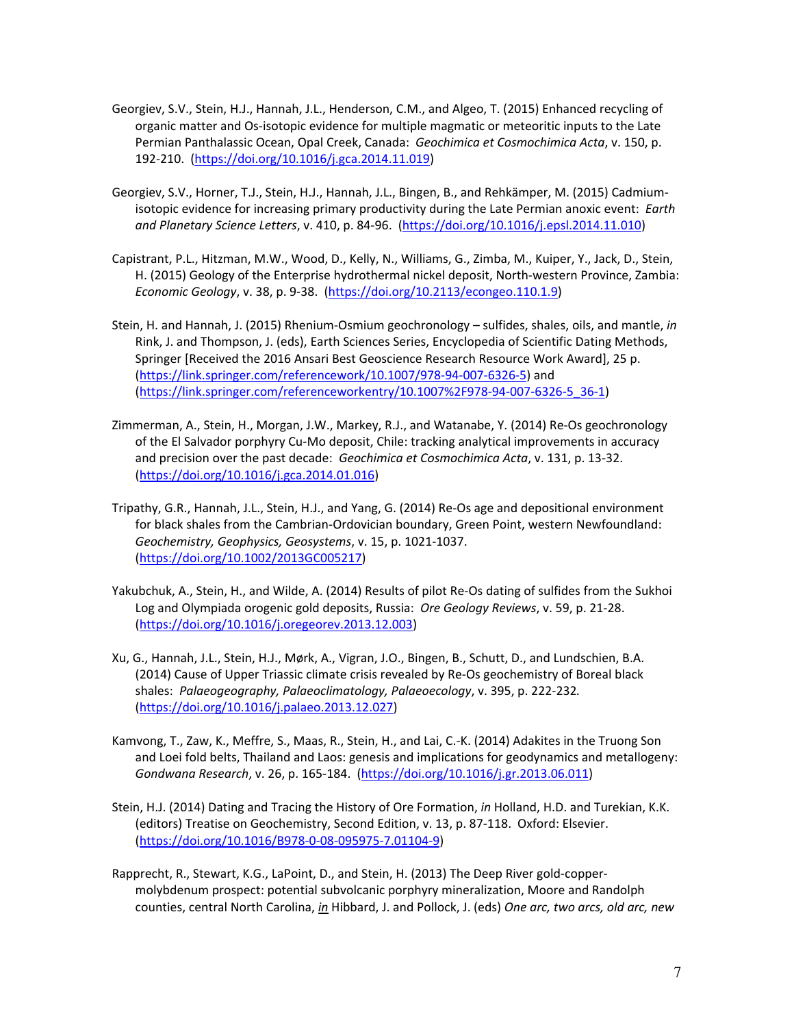Georgiev, S.V., Stein, H.J., Hannah, J.L., Henderson, C.M., and Algeo, T. (2015) Enhanced recycling of organic matter and Os-isotopic evidence for multiple magmatic or meteoritic inputs to the Late Permian Panthalassic Ocean, Opal Creek, Canada: *Geochimica et Cosmochimica Acta*, v. 150, p. 192-210. (https://doi.org/10.1016/j.gca.2014.11.019)

Georgiev, S.V., Horner, T.J., Stein, H.J., Hannah, J.L., Bingen, B., and Rehkämper, M. (2015) Cadmium-isotopic evidence for increasing primary productivity during the Late Permian anoxic event: *Earth and Planetary Science Letters*, v. 410, p. 84-96. (https://doi.org/10.1016/j.epsl.2014.11.010)

Capistrant, P.L., Hitzman, M.W., Wood, D., Kelly, N., Williams, G., Zimba, M., Kuiper, Y., Jack, D., Stein, H. (2015) Geology of the Enterprise hydrothermal nickel deposit, North-western Province, Zambia: *Economic Geology*, v. 38, p. 9-38. (https://doi.org/10.2113/econgeo.110.1.9)

Stein, H. and Hannah, J. (2015) Rhenium-Osmium geochronology – sulfides, shales, oils, and mantle, *in* Rink, J. and Thompson, J. (eds), Earth Sciences Series, Encyclopedia of Scientific Dating Methods, Springer [Received the 2016 Ansari Best Geoscience Research Resource Work Award], 25 p. (https://link.springer.com/referencework/10.1007/978-94-007-6326-5) and (https://link.springer.com/referenceworkentry/10.1007%2F978-94-007-6326-5_36-1)

Zimmerman, A., Stein, H., Morgan, J.W., Markey, R.J., and Watanabe, Y. (2014) Re-Os geochronology of the El Salvador porphyry Cu-Mo deposit, Chile: tracking analytical improvements in accuracy and precision over the past decade: *Geochimica et Cosmochimica Acta*, v. 131, p. 13-32. (https://doi.org/10.1016/j.gca.2014.01.016)

Tripathy, G.R., Hannah, J.L., Stein, H.J., and Yang, G. (2014) Re-Os age and depositional environment for black shales from the Cambrian-Ordovician boundary, Green Point, western Newfoundland: *Geochemistry, Geophysics, Geosystems*, v. 15, p. 1021-1037. (https://doi.org/10.1002/2013GC005217)

Yakubchuk, A., Stein, H., and Wilde, A. (2014) Results of pilot Re-Os dating of sulfides from the Sukhoi Log and Olympiada orogenic gold deposits, Russia: *Ore Geology Reviews*, v. 59, p. 21-28. (https://doi.org/10.1016/j.oregeorev.2013.12.003)

Xu, G., Hannah, J.L., Stein, H.J., Mørk, A., Vigran, J.O., Bingen, B., Schutt, D., and Lundschien, B.A. (2014) Cause of Upper Triassic climate crisis revealed by Re-Os geochemistry of Boreal black shales: *Palaeogeography, Palaeoclimatology, Palaeoecology*, v. 395, p. 222-232. (https://doi.org/10.1016/j.palaeo.2013.12.027)

Kamvong, T., Zaw, K., Meffre, S., Maas, R., Stein, H., and Lai, C.-K. (2014) Adakites in the Truong Son and Loei fold belts, Thailand and Laos: genesis and implications for geodynamics and metallogeny: *Gondwana Research*, v. 26, p. 165-184. (https://doi.org/10.1016/j.gr.2013.06.011)

Stein, H.J. (2014) Dating and Tracing the History of Ore Formation, *in* Holland, H.D. and Turekian, K.K. (editors) Treatise on Geochemistry, Second Edition, v. 13, p. 87-118. Oxford: Elsevier. (https://doi.org/10.1016/B978-0-08-095975-7.01104-9)

Rapprecht, R., Stewart, K.G., LaPoint, D., and Stein, H. (2013) The Deep River gold-copper-molybdenum prospect: potential subvolcanic porphyry mineralization, Moore and Randolph counties, central North Carolina, *in* Hibbard, J. and Pollock, J. (eds) *One arc, two arcs, old arc, new*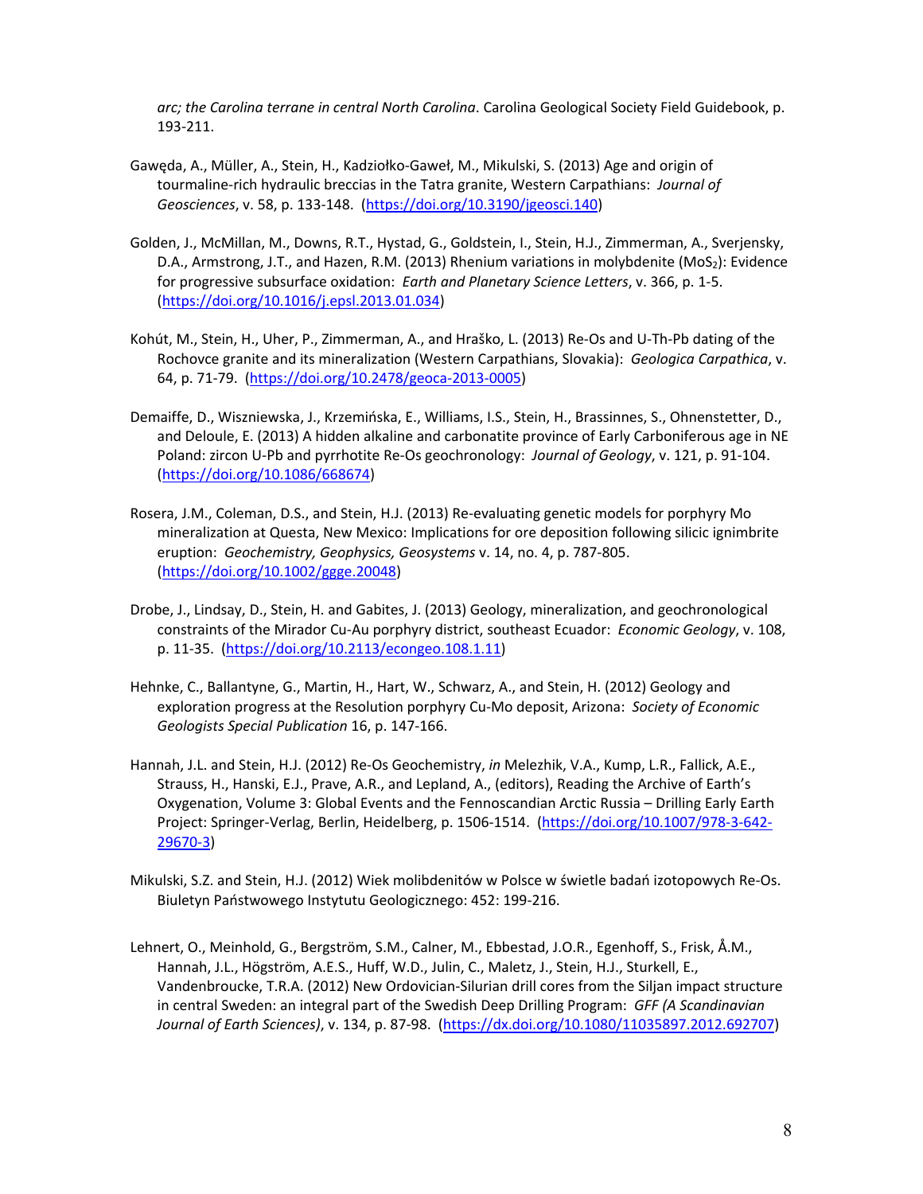*arc; the Carolina terrane in central North Carolina*. Carolina Geological Society Field Guidebook, p. 193-211.

Gawęda, A., Müller, A., Stein, H., Kadziołko-Gaweł, M., Mikulski, S. (2013) Age and origin of tourmaline-rich hydraulic breccias in the Tatra granite, Western Carpathians: *Journal of Geosciences*, v. 58, p. 133-148. (https://doi.org/10.3190/jgeosci.140)

Golden, J., McMillan, M., Downs, R.T., Hystad, G., Goldstein, I., Stein, H.J., Zimmerman, A., Sverjensky, D.A., Armstrong, J.T., and Hazen, R.M. (2013) Rhenium variations in molybdenite ($MoS_2$): Evidence for progressive subsurface oxidation: *Earth and Planetary Science Letters*, v. 366, p. 1-5. (https://doi.org/10.1016/j.epsl.2013.01.034)

Kohút, M., Stein, H., Uher, P., Zimmerman, A., and Hraško, L. (2013) Re-Os and U-Th-Pb dating of the Rochovce granite and its mineralization (Western Carpathians, Slovakia): *Geologica Carpathica*, v. 64, p. 71-79. (https://doi.org/10.2478/geoca-2013-0005)

Demaiffe, D., Wiszniewska, J., Krzemińska, E., Williams, I.S., Stein, H., Brassinnes, S., Ohnenstetter, D., and Deloule, E. (2013) A hidden alkaline and carbonatite province of Early Carboniferous age in NE Poland: zircon U-Pb and pyrrhotite Re-Os geochronology: *Journal of Geology*, v. 121, p. 91-104. (https://doi.org/10.1086/668674)

Rosera, J.M., Coleman, D.S., and Stein, H.J. (2013) Re-evaluating genetic models for porphyry Mo mineralization at Questa, New Mexico: Implications for ore deposition following silicic ignimbrite eruption: *Geochemistry, Geophysics, Geosystems* v. 14, no. 4, p. 787-805. (https://doi.org/10.1002/ggge.20048)

Drobe, J., Lindsay, D., Stein, H. and Gabites, J. (2013) Geology, mineralization, and geochronological constraints of the Mirador Cu-Au porphyry district, southeast Ecuador: *Economic Geology*, v. 108, p. 11-35. (https://doi.org/10.2113/econgeo.108.1.11)

Hehnke, C., Ballantyne, G., Martin, H., Hart, W., Schwarz, A., and Stein, H. (2012) Geology and exploration progress at the Resolution porphyry Cu-Mo deposit, Arizona: *Society of Economic Geologists Special Publication* 16, p. 147-166.

Hannah, J.L. and Stein, H.J. (2012) Re-Os Geochemistry, *in* Melezhik, V.A., Kump, L.R., Fallick, A.E., Strauss, H., Hanski, E.J., Prave, A.R., and Lepland, A., (editors), Reading the Archive of Earth's Oxygenation, Volume 3: Global Events and the Fennoscandian Arctic Russia – Drilling Early Earth Project: Springer-Verlag, Berlin, Heidelberg, p. 1506-1514. (https://doi.org/10.1007/978-3-642-29670-3)

Mikulski, S.Z. and Stein, H.J. (2012) Wiek molibdenitów w Polsce w świetle badań izotopowych Re-Os. Biuletyn Państwowego Instytutu Geologicznego: 452: 199-216.

Lehnert, O., Meinhold, G., Bergström, S.M., Calner, M., Ebbestad, J.O.R., Egenhoff, S., Frisk, Å.M., Hannah, J.L., Högström, A.E.S., Huff, W.D., Julin, C., Maletz, J., Stein, H.J., Sturkell, E., Vandenbroucke, T.R.A. (2012) New Ordovician-Silurian drill cores from the Siljan impact structure in central Sweden: an integral part of the Swedish Deep Drilling Program: *GFF (A Scandinavian Journal of Earth Sciences)*, v. 134, p. 87-98. (https://dx.doi.org/10.1080/11035897.2012.692707)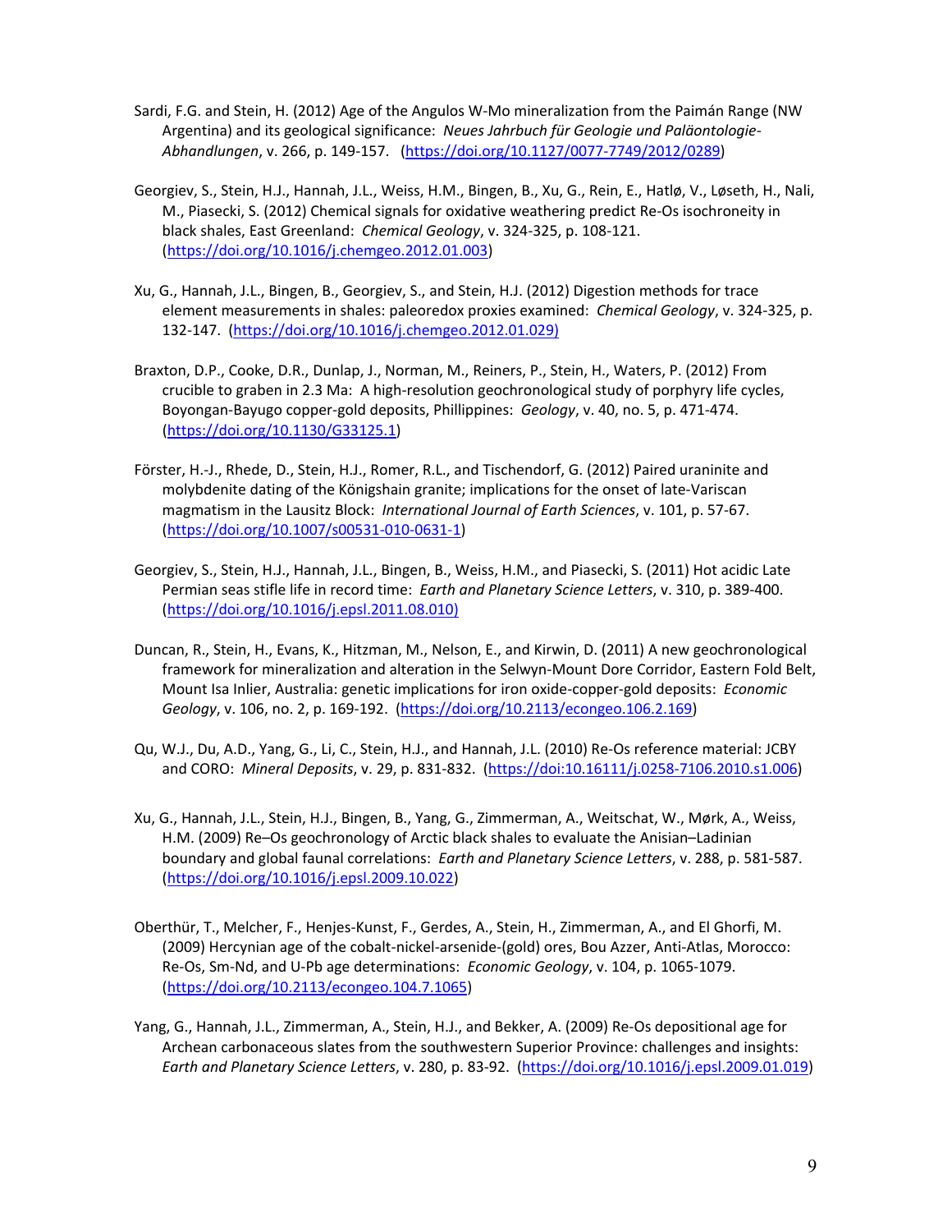Sardi, F.G. and Stein, H. (2012) Age of the Angulos W-Mo mineralization from the Paimán Range (NW Argentina) and its geological significance: *Neues Jahrbuch für Geologie und Paläontologie-Abhandlungen*, v. 266, p. 149-157. (https://doi.org/10.1127/0077-7749/2012/0289)

Georgiev, S., Stein, H.J., Hannah, J.L., Weiss, H.M., Bingen, B., Xu, G., Rein, E., Hatlø, V., Løseth, H., Nali, M., Piasecki, S. (2012) Chemical signals for oxidative weathering predict Re-Os isochroneity in black shales, East Greenland: *Chemical Geology*, v. 324-325, p. 108-121. (https://doi.org/10.1016/j.chemgeo.2012.01.003)

Xu, G., Hannah, J.L., Bingen, B., Georgiev, S., and Stein, H.J. (2012) Digestion methods for trace element measurements in shales: paleoredox proxies examined: *Chemical Geology*, v. 324-325, p. 132-147. (https://doi.org/10.1016/j.chemgeo.2012.01.029)

Braxton, D.P., Cooke, D.R., Dunlap, J., Norman, M., Reiners, P., Stein, H., Waters, P. (2012) From crucible to graben in 2.3 Ma: A high-resolution geochronological study of porphyry life cycles, Boyongan-Bayugo copper-gold deposits, Phillippines: *Geology*, v. 40, no. 5, p. 471-474. (https://doi.org/10.1130/G33125.1)

Förster, H.-J., Rhede, D., Stein, H.J., Romer, R.L., and Tischendorf, G. (2012) Paired uraninite and molybdenite dating of the Königshain granite; implications for the onset of late-Variscan magmatism in the Lausitz Block: *International Journal of Earth Sciences*, v. 101, p. 57-67. (https://doi.org/10.1007/s00531-010-0631-1)

Georgiev, S., Stein, H.J., Hannah, J.L., Bingen, B., Weiss, H.M., and Piasecki, S. (2011) Hot acidic Late Permian seas stifle life in record time: *Earth and Planetary Science Letters*, v. 310, p. 389-400. (https://doi.org/10.1016/j.epsl.2011.08.010)

Duncan, R., Stein, H., Evans, K., Hitzman, M., Nelson, E., and Kirwin, D. (2011) A new geochronological framework for mineralization and alteration in the Selwyn-Mount Dore Corridor, Eastern Fold Belt, Mount Isa Inlier, Australia: genetic implications for iron oxide-copper-gold deposits: *Economic Geology*, v. 106, no. 2, p. 169-192. (https://doi.org/10.2113/econgeo.106.2.169)

Qu, W.J., Du, A.D., Yang, G., Li, C., Stein, H.J., and Hannah, J.L. (2010) Re-Os reference material: JCBY and CORO: *Mineral Deposits*, v. 29, p. 831-832. (https://doi:10.16111/j.0258-7106.2010.s1.006)

Xu, G., Hannah, J.L., Stein, H.J., Bingen, B., Yang, G., Zimmerman, A., Weitschat, W., Mørk, A., Weiss, H.M. (2009) Re–Os geochronology of Arctic black shales to evaluate the Anisian–Ladinian boundary and global faunal correlations: *Earth and Planetary Science Letters*, v. 288, p. 581-587. (https://doi.org/10.1016/j.epsl.2009.10.022)

Oberthür, T., Melcher, F., Henjes-Kunst, F., Gerdes, A., Stein, H., Zimmerman, A., and El Ghorfi, M. (2009) Hercynian age of the cobalt-nickel-arsenide-(gold) ores, Bou Azzer, Anti-Atlas, Morocco: Re-Os, Sm-Nd, and U-Pb age determinations: *Economic Geology*, v. 104, p. 1065-1079. (https://doi.org/10.2113/econgeo.104.7.1065)

Yang, G., Hannah, J.L., Zimmerman, A., Stein, H.J., and Bekker, A. (2009) Re-Os depositional age for Archean carbonaceous slates from the southwestern Superior Province: challenges and insights: *Earth and Planetary Science Letters*, v. 280, p. 83-92. (https://doi.org/10.1016/j.epsl.2009.01.019)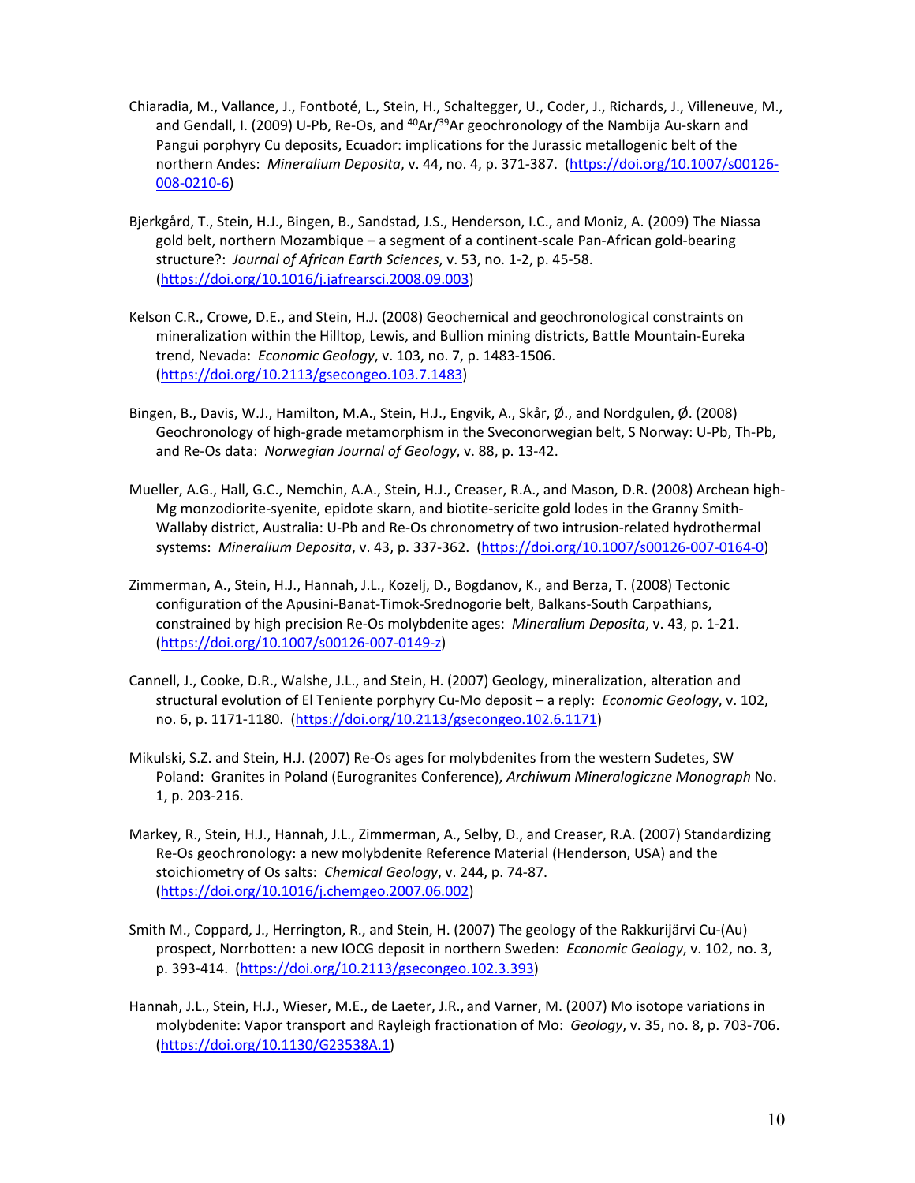Chiaradia, M., Vallance, J., Fontboté, L., Stein, H., Schaltegger, U., Coder, J., Richards, J., Villeneuve, M., and Gendall, I. (2009) U-Pb, Re-Os, and $^{40}Ar/^{39}Ar$ geochronology of the Nambija Au-skarn and Pangui porphyry Cu deposits, Ecuador: implications for the Jurassic metallogenic belt of the northern Andes: *Mineralium Deposita*, v. 44, no. 4, p. 371-387. (https://doi.org/10.1007/s00126-008-0210-6)

Bjerkgård, T., Stein, H.J., Bingen, B., Sandstad, J.S., Henderson, I.C., and Moniz, A. (2009) The Niassa gold belt, northern Mozambique – a segment of a continent-scale Pan-African gold-bearing structure?: *Journal of African Earth Sciences*, v. 53, no. 1-2, p. 45-58. (https://doi.org/10.1016/j.jafrearsci.2008.09.003)

Kelson C.R., Crowe, D.E., and Stein, H.J. (2008) Geochemical and geochronological constraints on mineralization within the Hilltop, Lewis, and Bullion mining districts, Battle Mountain-Eureka trend, Nevada: *Economic Geology*, v. 103, no. 7, p. 1483-1506. (https://doi.org/10.2113/gsecongeo.103.7.1483)

Bingen, B., Davis, W.J., Hamilton, M.A., Stein, H.J., Engvik, A., Skår, Ø., and Nordgulen, Ø. (2008) Geochronology of high-grade metamorphism in the Sveconorwegian belt, S Norway: U-Pb, Th-Pb, and Re-Os data: *Norwegian Journal of Geology*, v. 88, p. 13-42.

Mueller, A.G., Hall, G.C., Nemchin, A.A., Stein, H.J., Creaser, R.A., and Mason, D.R. (2008) Archean high-Mg monzodiorite-syenite, epidote skarn, and biotite-sericite gold lodes in the Granny Smith-Wallaby district, Australia: U-Pb and Re-Os chronometry of two intrusion-related hydrothermal systems: *Mineralium Deposita*, v. 43, p. 337-362. (https://doi.org/10.1007/s00126-007-0164-0)

Zimmerman, A., Stein, H.J., Hannah, J.L., Kozelj, D., Bogdanov, K., and Berza, T. (2008) Tectonic configuration of the Apusini-Banat-Timok-Srednogorie belt, Balkans-South Carpathians, constrained by high precision Re-Os molybdenite ages: *Mineralium Deposita*, v. 43, p. 1-21. (https://doi.org/10.1007/s00126-007-0149-z)

Cannell, J., Cooke, D.R., Walshe, J.L., and Stein, H. (2007) Geology, mineralization, alteration and structural evolution of El Teniente porphyry Cu-Mo deposit – a reply: *Economic Geology*, v. 102, no. 6, p. 1171-1180. (https://doi.org/10.2113/gsecongeo.102.6.1171)

Mikulski, S.Z. and Stein, H.J. (2007) Re-Os ages for molybdenites from the western Sudetes, SW Poland: Granites in Poland (Eurogranites Conference), *Archiwum Mineralogiczne Monograph* No. 1, p. 203-216.

Markey, R., Stein, H.J., Hannah, J.L., Zimmerman, A., Selby, D., and Creaser, R.A. (2007) Standardizing Re-Os geochronology: a new molybdenite Reference Material (Henderson, USA) and the stoichiometry of Os salts: *Chemical Geology*, v. 244, p. 74-87. (https://doi.org/10.1016/j.chemgeo.2007.06.002)

Smith M., Coppard, J., Herrington, R., and Stein, H. (2007) The geology of the Rakkurijärvi Cu-(Au) prospect, Norrbotten: a new IOCG deposit in northern Sweden: *Economic Geology*, v. 102, no. 3, p. 393-414. (https://doi.org/10.2113/gsecongeo.102.3.393)

Hannah, J.L., Stein, H.J., Wieser, M.E., de Laeter, J.R., and Varner, M. (2007) Mo isotope variations in molybdenite: Vapor transport and Rayleigh fractionation of Mo: *Geology*, v. 35, no. 8, p. 703-706. (https://doi.org/10.1130/G23538A.1)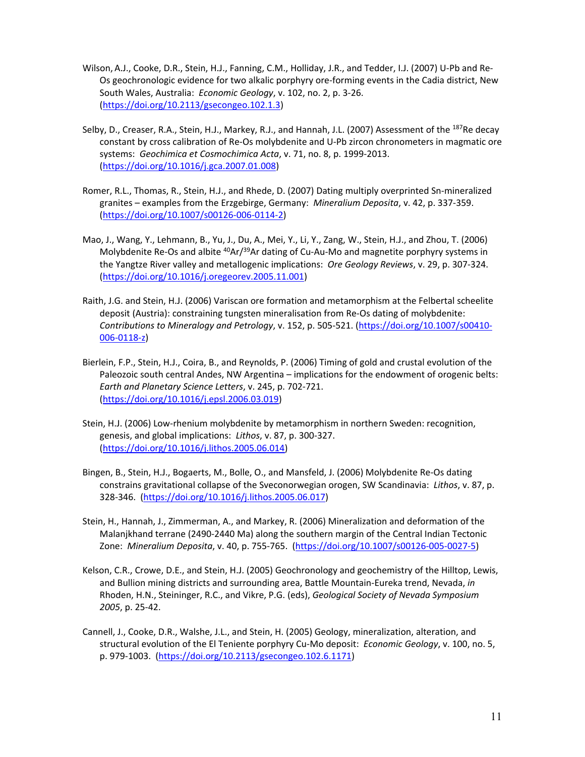Wilson, A.J., Cooke, D.R., Stein, H.J., Fanning, C.M., Holliday, J.R., and Tedder, I.J. (2007) U-Pb and Re-Os geochronologic evidence for two alkalic porphyry ore-forming events in the Cadia district, New South Wales, Australia: *Economic Geology*, v. 102, no. 2, p. 3-26. (https://doi.org/10.2113/gsecongeo.102.1.3)

Selby, D., Creaser, R.A., Stein, H.J., Markey, R.J., and Hannah, J.L. (2007) Assessment of the $^{187}$Re decay constant by cross calibration of Re-Os molybdenite and U-Pb zircon chronometers in magmatic ore systems: *Geochimica et Cosmochimica Acta*, v. 71, no. 8, p. 1999-2013. (https://doi.org/10.1016/j.gca.2007.01.008)

Romer, R.L., Thomas, R., Stein, H.J., and Rhede, D. (2007) Dating multiply overprinted Sn-mineralized granites – examples from the Erzgebirge, Germany: *Mineralium Deposita*, v. 42, p. 337-359. (https://doi.org/10.1007/s00126-006-0114-2)

Mao, J., Wang, Y., Lehmann, B., Yu, J., Du, A., Mei, Y., Li, Y., Zang, W., Stein, H.J., and Zhou, T. (2006) Molybdenite Re-Os and albite $^{40}$Ar/$^{39}$Ar dating of Cu-Au-Mo and magnetite porphyry systems in the Yangtze River valley and metallogenic implications: *Ore Geology Reviews*, v. 29, p. 307-324. (https://doi.org/10.1016/j.oregeorev.2005.11.001)

Raith, J.G. and Stein, H.J. (2006) Variscan ore formation and metamorphism at the Felbertal scheelite deposit (Austria): constraining tungsten mineralisation from Re-Os dating of molybdenite: *Contributions to Mineralogy and Petrology*, v. 152, p. 505-521. (https://doi.org/10.1007/s00410-006-0118-z)

Bierlein, F.P., Stein, H.J., Coira, B., and Reynolds, P. (2006) Timing of gold and crustal evolution of the Paleozoic south central Andes, NW Argentina – implications for the endowment of orogenic belts: *Earth and Planetary Science Letters*, v. 245, p. 702-721. (https://doi.org/10.1016/j.epsl.2006.03.019)

Stein, H.J. (2006) Low-rhenium molybdenite by metamorphism in northern Sweden: recognition, genesis, and global implications: *Lithos*, v. 87, p. 300-327. (https://doi.org/10.1016/j.lithos.2005.06.014)

Bingen, B., Stein, H.J., Bogaerts, M., Bolle, O., and Mansfeld, J. (2006) Molybdenite Re-Os dating constrains gravitational collapse of the Sveconorwegian orogen, SW Scandinavia: *Lithos*, v. 87, p. 328-346. (https://doi.org/10.1016/j.lithos.2005.06.017)

Stein, H., Hannah, J., Zimmerman, A., and Markey, R. (2006) Mineralization and deformation of the Malanjkhand terrane (2490-2440 Ma) along the southern margin of the Central Indian Tectonic Zone: *Mineralium Deposita*, v. 40, p. 755-765. (https://doi.org/10.1007/s00126-005-0027-5)

Kelson, C.R., Crowe, D.E., and Stein, H.J. (2005) Geochronology and geochemistry of the Hilltop, Lewis, and Bullion mining districts and surrounding area, Battle Mountain-Eureka trend, Nevada, *in* Rhoden, H.N., Steininger, R.C., and Vikre, P.G. (eds), *Geological Society of Nevada Symposium 2005*, p. 25-42.

Cannell, J., Cooke, D.R., Walshe, J.L., and Stein, H. (2005) Geology, mineralization, alteration, and structural evolution of the El Teniente porphyry Cu-Mo deposit: *Economic Geology*, v. 100, no. 5, p. 979-1003. (https://doi.org/10.2113/gsecongeo.102.6.1171)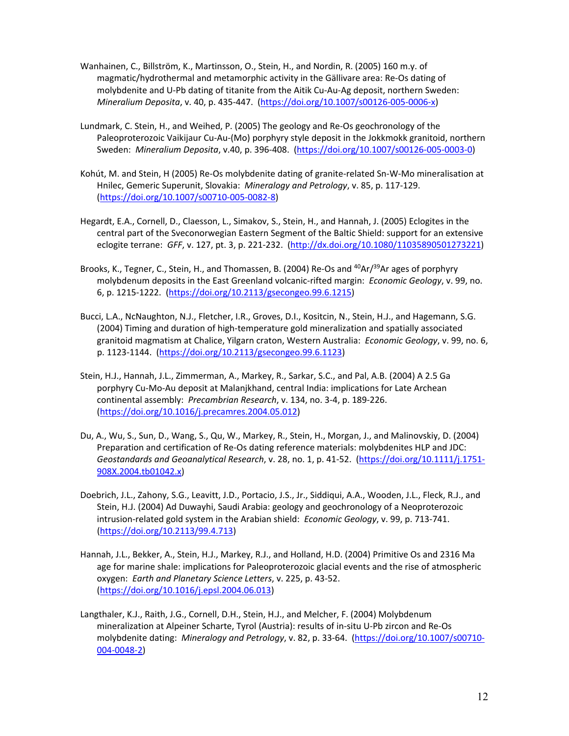Wanhainen, C., Billström, K., Martinsson, O., Stein, H., and Nordin, R. (2005) 160 m.y. of magmatic/hydrothermal and metamorphic activity in the Gällivare area: Re-Os dating of molybdenite and U-Pb dating of titanite from the Aitik Cu-Au-Ag deposit, northern Sweden: *Mineralium Deposita*, v. 40, p. 435-447. (https://doi.org/10.1007/s00126-005-0006-x)

Lundmark, C. Stein, H., and Weihed, P. (2005) The geology and Re-Os geochronology of the Paleoproterozoic Vaikijaur Cu-Au-(Mo) porphyry style deposit in the Jokkmokk granitoid, northern Sweden: *Mineralium Deposita*, v.40, p. 396-408. (https://doi.org/10.1007/s00126-005-0003-0)

Kohút, M. and Stein, H (2005) Re-Os molybdenite dating of granite-related Sn-W-Mo mineralisation at Hnilec, Gemeric Superunit, Slovakia: *Mineralogy and Petrology*, v. 85, p. 117-129. (https://doi.org/10.1007/s00710-005-0082-8)

Hegardt, E.A., Cornell, D., Claesson, L., Simakov, S., Stein, H., and Hannah, J. (2005) Eclogites in the central part of the Sveconorwegian Eastern Segment of the Baltic Shield: support for an extensive eclogite terrane: *GFF*, v. 127, pt. 3, p. 221-232. (http://dx.doi.org/10.1080/11035890501273221)

Brooks, K., Tegner, C., Stein, H., and Thomassen, B. (2004) Re-Os and $^{40}Ar/^{39}Ar$ ages of porphyry molybdenum deposits in the East Greenland volcanic-rifted margin: *Economic Geology*, v. 99, no. 6, p. 1215-1222. (https://doi.org/10.2113/gsecongeo.99.6.1215)

Bucci, L.A., NcNaughton, N.J., Fletcher, I.R., Groves, D.I., Kositcin, N., Stein, H.J., and Hagemann, S.G. (2004) Timing and duration of high-temperature gold mineralization and spatially associated granitoid magmatism at Chalice, Yilgarn craton, Western Australia: *Economic Geology*, v. 99, no. 6, p. 1123-1144. (https://doi.org/10.2113/gsecongeo.99.6.1123)

Stein, H.J., Hannah, J.L., Zimmerman, A., Markey, R., Sarkar, S.C., and Pal, A.B. (2004) A 2.5 Ga porphyry Cu-Mo-Au deposit at Malanjkhand, central India: implications for Late Archean continental assembly: *Precambrian Research*, v. 134, no. 3-4, p. 189-226. (https://doi.org/10.1016/j.precamres.2004.05.012)

Du, A., Wu, S., Sun, D., Wang, S., Qu, W., Markey, R., Stein, H., Morgan, J., and Malinovskiy, D. (2004) Preparation and certification of Re-Os dating reference materials: molybdenites HLP and JDC: *Geostandards and Geoanalytical Research*, v. 28, no. 1, p. 41-52. (https://doi.org/10.1111/j.1751-908X.2004.tb01042.x)

Doebrich, J.L., Zahony, S.G., Leavitt, J.D., Portacio, J.S., Jr., Siddiqui, A.A., Wooden, J.L., Fleck, R.J., and Stein, H.J. (2004) Ad Duwayhi, Saudi Arabia: geology and geochronology of a Neoproterozoic intrusion-related gold system in the Arabian shield: *Economic Geology*, v. 99, p. 713-741. (https://doi.org/10.2113/99.4.713)

Hannah, J.L., Bekker, A., Stein, H.J., Markey, R.J., and Holland, H.D. (2004) Primitive Os and 2316 Ma age for marine shale: implications for Paleoproterozoic glacial events and the rise of atmospheric oxygen: *Earth and Planetary Science Letters*, v. 225, p. 43-52. (https://doi.org/10.1016/j.epsl.2004.06.013)

Langthaler, K.J., Raith, J.G., Cornell, D.H., Stein, H.J., and Melcher, F. (2004) Molybdenum mineralization at Alpeiner Scharte, Tyrol (Austria): results of in-situ U-Pb zircon and Re-Os molybdenite dating: *Mineralogy and Petrology*, v. 82, p. 33-64. (https://doi.org/10.1007/s00710-004-0048-2)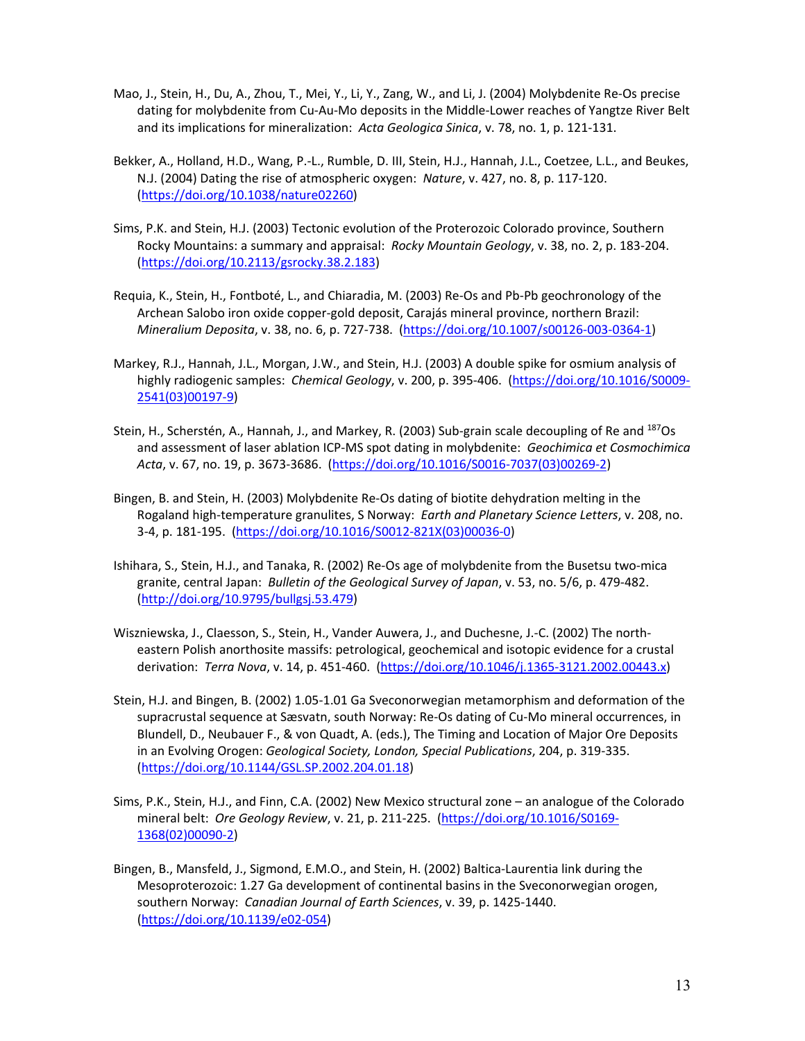Mao, J., Stein, H., Du, A., Zhou, T., Mei, Y., Li, Y., Zang, W., and Li, J. (2004) Molybdenite Re-Os precise dating for molybdenite from Cu-Au-Mo deposits in the Middle-Lower reaches of Yangtze River Belt and its implications for mineralization: *Acta Geologica Sinica*, v. 78, no. 1, p. 121-131.

Bekker, A., Holland, H.D., Wang, P.-L., Rumble, D. III, Stein, H.J., Hannah, J.L., Coetzee, L.L., and Beukes, N.J. (2004) Dating the rise of atmospheric oxygen: *Nature*, v. 427, no. 8, p. 117-120. (https://doi.org/10.1038/nature02260)

Sims, P.K. and Stein, H.J. (2003) Tectonic evolution of the Proterozoic Colorado province, Southern Rocky Mountains: a summary and appraisal: *Rocky Mountain Geology*, v. 38, no. 2, p. 183-204. (https://doi.org/10.2113/gsrocky.38.2.183)

Requia, K., Stein, H., Fontboté, L., and Chiaradia, M. (2003) Re-Os and Pb-Pb geochronology of the Archean Salobo iron oxide copper-gold deposit, Carajás mineral province, northern Brazil: *Mineralium Deposita*, v. 38, no. 6, p. 727-738. (https://doi.org/10.1007/s00126-003-0364-1)

Markey, R.J., Hannah, J.L., Morgan, J.W., and Stein, H.J. (2003) A double spike for osmium analysis of highly radiogenic samples: *Chemical Geology*, v. 200, p. 395-406. (https://doi.org/10.1016/S0009-2541(03)00197-9)

Stein, H., Scherstén, A., Hannah, J., and Markey, R. (2003) Sub-grain scale decoupling of Re and $^{187}$Os and assessment of laser ablation ICP-MS spot dating in molybdenite: *Geochimica et Cosmochimica Acta*, v. 67, no. 19, p. 3673-3686. (https://doi.org/10.1016/S0016-7037(03)00269-2)

Bingen, B. and Stein, H. (2003) Molybdenite Re-Os dating of biotite dehydration melting in the Rogaland high-temperature granulites, S Norway: *Earth and Planetary Science Letters*, v. 208, no. 3-4, p. 181-195. (https://doi.org/10.1016/S0012-821X(03)00036-0)

Ishihara, S., Stein, H.J., and Tanaka, R. (2002) Re-Os age of molybdenite from the Busetsu two-mica granite, central Japan: *Bulletin of the Geological Survey of Japan*, v. 53, no. 5/6, p. 479-482. (http://doi.org/10.9795/bullgsj.53.479)

Wiszniewska, J., Claesson, S., Stein, H., Vander Auwera, J., and Duchesne, J.-C. (2002) The north-eastern Polish anorthosite massifs: petrological, geochemical and isotopic evidence for a crustal derivation: *Terra Nova*, v. 14, p. 451-460. (https://doi.org/10.1046/j.1365-3121.2002.00443.x)

Stein, H.J. and Bingen, B. (2002) 1.05-1.01 Ga Sveconorwegian metamorphism and deformation of the supracrustal sequence at Sæsvatn, south Norway: Re-Os dating of Cu-Mo mineral occurrences, in Blundell, D., Neubauer F., & von Quadt, A. (eds.), The Timing and Location of Major Ore Deposits in an Evolving Orogen: *Geological Society, London, Special Publications*, 204, p. 319-335. (https://doi.org/10.1144/GSL.SP.2002.204.01.18)

Sims, P.K., Stein, H.J., and Finn, C.A. (2002) New Mexico structural zone – an analogue of the Colorado mineral belt: *Ore Geology Review*, v. 21, p. 211-225. (https://doi.org/10.1016/S0169-1368(02)00090-2)

Bingen, B., Mansfeld, J., Sigmond, E.M.O., and Stein, H. (2002) Baltica-Laurentia link during the Mesoproterozoic: 1.27 Ga development of continental basins in the Sveconorwegian orogen, southern Norway: *Canadian Journal of Earth Sciences*, v. 39, p. 1425-1440. (https://doi.org/10.1139/e02-054)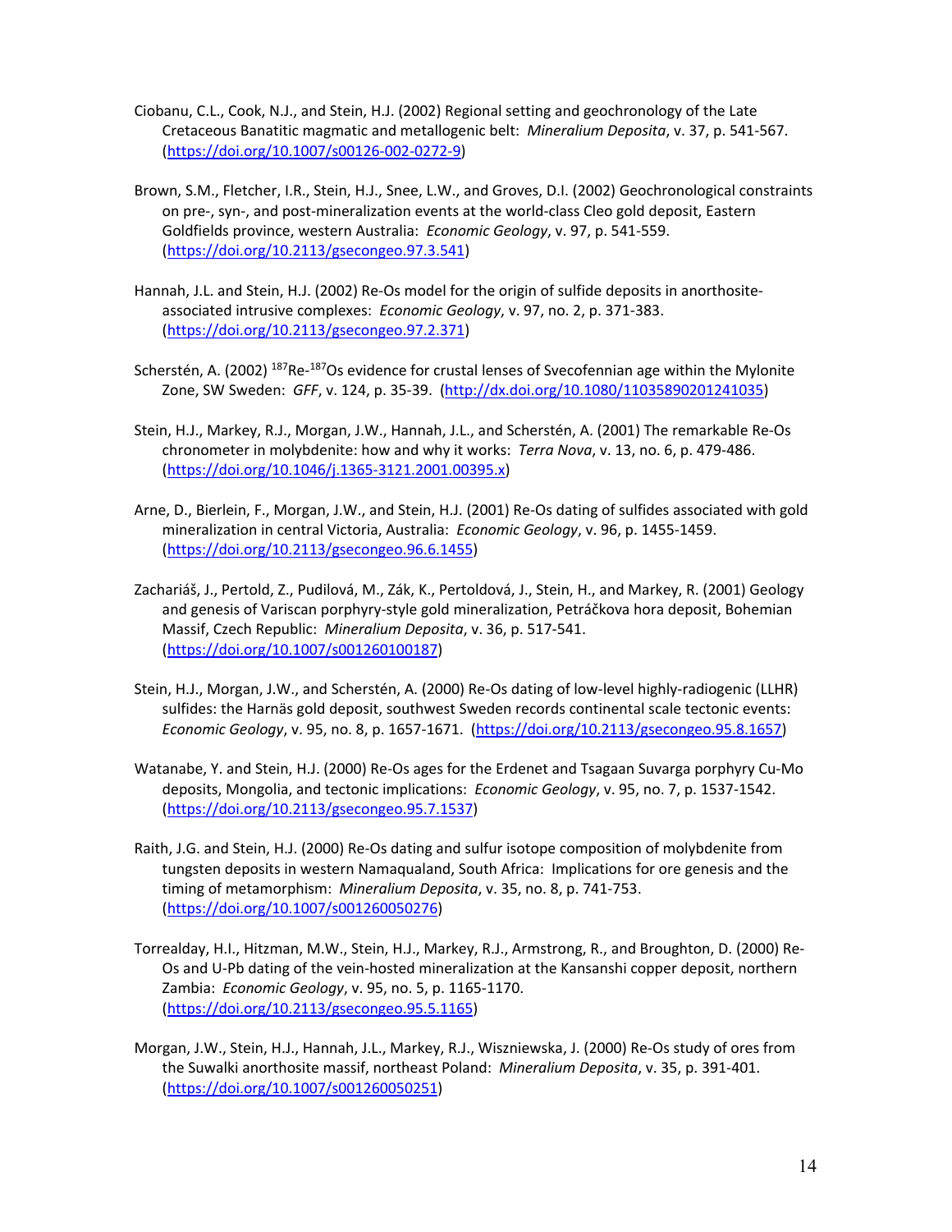Ciobanu, C.L., Cook, N.J., and Stein, H.J. (2002) Regional setting and geochronology of the Late Cretaceous Banatitic magmatic and metallogenic belt: *Mineralium Deposita*, v. 37, p. 541-567. (https://doi.org/10.1007/s00126-002-0272-9)

Brown, S.M., Fletcher, I.R., Stein, H.J., Snee, L.W., and Groves, D.I. (2002) Geochronological constraints on pre-, syn-, and post-mineralization events at the world-class Cleo gold deposit, Eastern Goldfields province, western Australia: *Economic Geology*, v. 97, p. 541-559. (https://doi.org/10.2113/gsecongeo.97.3.541)

Hannah, J.L. and Stein, H.J. (2002) Re-Os model for the origin of sulfide deposits in anorthosite-associated intrusive complexes: *Economic Geology*, v. 97, no. 2, p. 371-383. (https://doi.org/10.2113/gsecongeo.97.2.371)

Scherstén, A. (2002) $^{187}$Re-$^{187}$Os evidence for crustal lenses of Svecofennian age within the Mylonite Zone, SW Sweden: *GFF*, v. 124, p. 35-39. (http://dx.doi.org/10.1080/11035890201241035)

Stein, H.J., Markey, R.J., Morgan, J.W., Hannah, J.L., and Scherstén, A. (2001) The remarkable Re-Os chronometer in molybdenite: how and why it works: *Terra Nova*, v. 13, no. 6, p. 479-486. (https://doi.org/10.1046/j.1365-3121.2001.00395.x)

Arne, D., Bierlein, F., Morgan, J.W., and Stein, H.J. (2001) Re-Os dating of sulfides associated with gold mineralization in central Victoria, Australia: *Economic Geology*, v. 96, p. 1455-1459. (https://doi.org/10.2113/gsecongeo.96.6.1455)

Zachariáš, J., Pertold, Z., Pudilová, M., Zák, K., Pertoldová, J., Stein, H., and Markey, R. (2001) Geology and genesis of Variscan porphyry-style gold mineralization, Petráčkova hora deposit, Bohemian Massif, Czech Republic: *Mineralium Deposita*, v. 36, p. 517-541. (https://doi.org/10.1007/s001260100187)

Stein, H.J., Morgan, J.W., and Scherstén, A. (2000) Re-Os dating of low-level highly-radiogenic (LLHR) sulfides: the Harnäs gold deposit, southwest Sweden records continental scale tectonic events: *Economic Geology*, v. 95, no. 8, p. 1657-1671. (https://doi.org/10.2113/gsecongeo.95.8.1657)

Watanabe, Y. and Stein, H.J. (2000) Re-Os ages for the Erdenet and Tsagaan Suvarga porphyry Cu-Mo deposits, Mongolia, and tectonic implications: *Economic Geology*, v. 95, no. 7, p. 1537-1542. (https://doi.org/10.2113/gsecongeo.95.7.1537)

Raith, J.G. and Stein, H.J. (2000) Re-Os dating and sulfur isotope composition of molybdenite from tungsten deposits in western Namaqualand, South Africa: Implications for ore genesis and the timing of metamorphism: *Mineralium Deposita*, v. 35, no. 8, p. 741-753. (https://doi.org/10.1007/s001260050276)

Torrealday, H.I., Hitzman, M.W., Stein, H.J., Markey, R.J., Armstrong, R., and Broughton, D. (2000) Re-Os and U-Pb dating of the vein-hosted mineralization at the Kansanshi copper deposit, northern Zambia: *Economic Geology*, v. 95, no. 5, p. 1165-1170. (https://doi.org/10.2113/gsecongeo.95.5.1165)

Morgan, J.W., Stein, H.J., Hannah, J.L., Markey, R.J., Wiszniewska, J. (2000) Re-Os study of ores from the Suwalki anorthosite massif, northeast Poland: *Mineralium Deposita*, v. 35, p. 391-401. (https://doi.org/10.1007/s001260050251)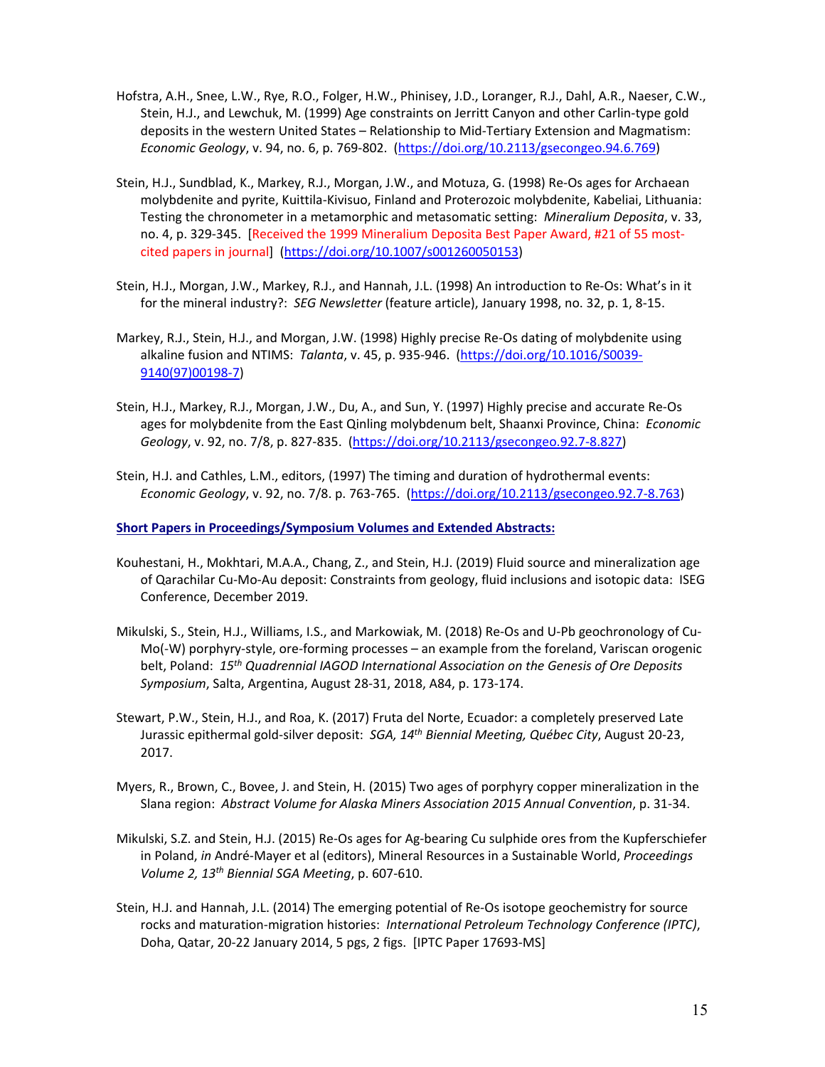Hofstra, A.H., Snee, L.W., Rye, R.O., Folger, H.W., Phinisey, J.D., Loranger, R.J., Dahl, A.R., Naeser, C.W., Stein, H.J., and Lewchuk, M. (1999) Age constraints on Jerritt Canyon and other Carlin-type gold deposits in the western United States – Relationship to Mid-Tertiary Extension and Magmatism: *Economic Geology*, v. 94, no. 6, p. 769-802. (https://doi.org/10.2113/gsecongeo.94.6.769)

Stein, H.J., Sundblad, K., Markey, R.J., Morgan, J.W., and Motuza, G. (1998) Re-Os ages for Archaean molybdenite and pyrite, Kuittila-Kivisuo, Finland and Proterozoic molybdenite, Kabeliai, Lithuania: Testing the chronometer in a metamorphic and metasomatic setting: *Mineralium Deposita*, v. 33, no. 4, p. 329-345. [Received the 1999 Mineralium Deposita Best Paper Award, #21 of 55 most-cited papers in journal] (https://doi.org/10.1007/s001260050153)

Stein, H.J., Morgan, J.W., Markey, R.J., and Hannah, J.L. (1998) An introduction to Re-Os: What's in it for the mineral industry?: *SEG Newsletter* (feature article), January 1998, no. 32, p. 1, 8-15.

Markey, R.J., Stein, H.J., and Morgan, J.W. (1998) Highly precise Re-Os dating of molybdenite using alkaline fusion and NTIMS: *Talanta*, v. 45, p. 935-946. (https://doi.org/10.1016/S0039-9140(97)00198-7)

Stein, H.J., Markey, R.J., Morgan, J.W., Du, A., and Sun, Y. (1997) Highly precise and accurate Re-Os ages for molybdenite from the East Qinling molybdenum belt, Shaanxi Province, China: *Economic Geology*, v. 92, no. 7/8, p. 827-835. (https://doi.org/10.2113/gsecongeo.92.7-8.827)

Stein, H.J. and Cathles, L.M., editors, (1997) The timing and duration of hydrothermal events: *Economic Geology*, v. 92, no. 7/8. p. 763-765. (https://doi.org/10.2113/gsecongeo.92.7-8.763)

**Short Papers in Proceedings/Symposium Volumes and Extended Abstracts:**

Kouhestani, H., Mokhtari, M.A.A., Chang, Z., and Stein, H.J. (2019) Fluid source and mineralization age of Qarachilar Cu-Mo-Au deposit: Constraints from geology, fluid inclusions and isotopic data: ISEG Conference, December 2019.

Mikulski, S., Stein, H.J., Williams, I.S., and Markowiak, M. (2018) Re-Os and U-Pb geochronology of Cu-Mo(-W) porphyry-style, ore-forming processes – an example from the foreland, Variscan orogenic belt, Poland: *15th Quadrennial IAGOD International Association on the Genesis of Ore Deposits Symposium*, Salta, Argentina, August 28-31, 2018, A84, p. 173-174.

Stewart, P.W., Stein, H.J., and Roa, K. (2017) Fruta del Norte, Ecuador: a completely preserved Late Jurassic epithermal gold-silver deposit: *SGA, 14th Biennial Meeting, Québec City*, August 20-23, 2017.

Myers, R., Brown, C., Bovee, J. and Stein, H. (2015) Two ages of porphyry copper mineralization in the Slana region: *Abstract Volume for Alaska Miners Association 2015 Annual Convention*, p. 31-34.

Mikulski, S.Z. and Stein, H.J. (2015) Re-Os ages for Ag-bearing Cu sulphide ores from the Kupferschiefer in Poland, *in* André-Mayer et al (editors), Mineral Resources in a Sustainable World, *Proceedings Volume 2, 13th Biennial SGA Meeting*, p. 607-610.

Stein, H.J. and Hannah, J.L. (2014) The emerging potential of Re-Os isotope geochemistry for source rocks and maturation-migration histories: *International Petroleum Technology Conference (IPTC)*, Doha, Qatar, 20-22 January 2014, 5 pgs, 2 figs. [IPTC Paper 17693-MS]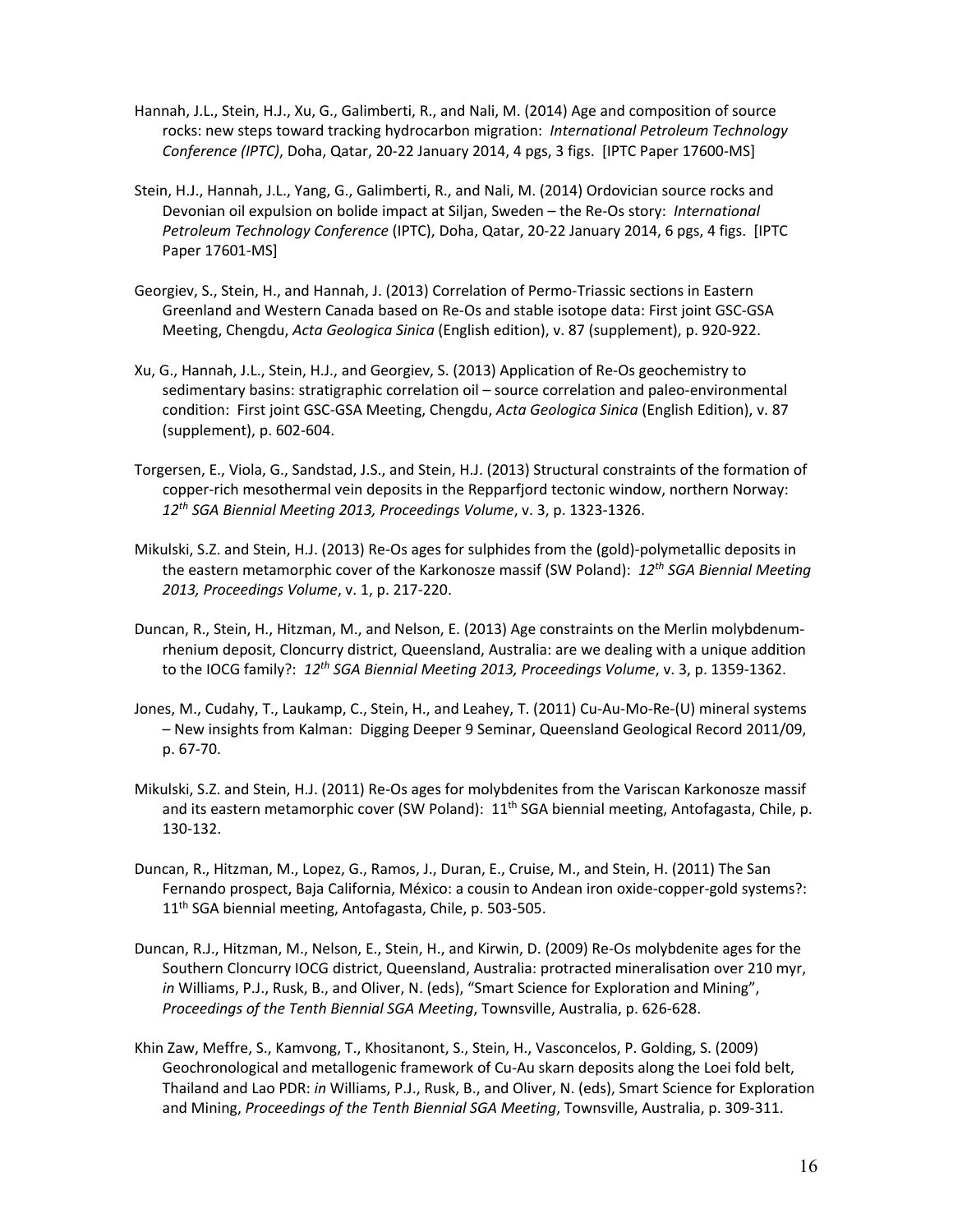Hannah, J.L., Stein, H.J., Xu, G., Galimberti, R., and Nali, M. (2014) Age and composition of source rocks: new steps toward tracking hydrocarbon migration: *International Petroleum Technology Conference (IPTC)*, Doha, Qatar, 20-22 January 2014, 4 pgs, 3 figs. [IPTC Paper 17600-MS]

Stein, H.J., Hannah, J.L., Yang, G., Galimberti, R., and Nali, M. (2014) Ordovician source rocks and Devonian oil expulsion on bolide impact at Siljan, Sweden – the Re-Os story: *International Petroleum Technology Conference* (IPTC), Doha, Qatar, 20-22 January 2014, 6 pgs, 4 figs. [IPTC Paper 17601-MS]

Georgiev, S., Stein, H., and Hannah, J. (2013) Correlation of Permo-Triassic sections in Eastern Greenland and Western Canada based on Re-Os and stable isotope data: First joint GSC-GSA Meeting, Chengdu, *Acta Geologica Sinica* (English edition), v. 87 (supplement), p. 920-922.

Xu, G., Hannah, J.L., Stein, H.J., and Georgiev, S. (2013) Application of Re-Os geochemistry to sedimentary basins: stratigraphic correlation oil – source correlation and paleo-environmental condition: First joint GSC-GSA Meeting, Chengdu, *Acta Geologica Sinica* (English Edition), v. 87 (supplement), p. 602-604.

Torgersen, E., Viola, G., Sandstad, J.S., and Stein, H.J. (2013) Structural constraints of the formation of copper-rich mesothermal vein deposits in the Repparfjord tectonic window, northern Norway: *12th SGA Biennial Meeting 2013, Proceedings Volume*, v. 3, p. 1323-1326.

Mikulski, S.Z. and Stein, H.J. (2013) Re-Os ages for sulphides from the (gold)-polymetallic deposits in the eastern metamorphic cover of the Karkonosze massif (SW Poland): *12th SGA Biennial Meeting 2013, Proceedings Volume*, v. 1, p. 217-220.

Duncan, R., Stein, H., Hitzman, M., and Nelson, E. (2013) Age constraints on the Merlin molybdenum-rhenium deposit, Cloncurry district, Queensland, Australia: are we dealing with a unique addition to the IOCG family?: *12th SGA Biennial Meeting 2013, Proceedings Volume*, v. 3, p. 1359-1362.

Jones, M., Cudahy, T., Laukamp, C., Stein, H., and Leahey, T. (2011) Cu-Au-Mo-Re-(U) mineral systems – New insights from Kalman: Digging Deeper 9 Seminar, Queensland Geological Record 2011/09, p. 67-70.

Mikulski, S.Z. and Stein, H.J. (2011) Re-Os ages for molybdenites from the Variscan Karkonosze massif and its eastern metamorphic cover (SW Poland): 11th SGA biennial meeting, Antofagasta, Chile, p. 130-132.

Duncan, R., Hitzman, M., Lopez, G., Ramos, J., Duran, E., Cruise, M., and Stein, H. (2011) The San Fernando prospect, Baja California, México: a cousin to Andean iron oxide-copper-gold systems?: 11th SGA biennial meeting, Antofagasta, Chile, p. 503-505.

Duncan, R.J., Hitzman, M., Nelson, E., Stein, H., and Kirwin, D. (2009) Re-Os molybdenite ages for the Southern Cloncurry IOCG district, Queensland, Australia: protracted mineralisation over 210 myr, *in* Williams, P.J., Rusk, B., and Oliver, N. (eds), "Smart Science for Exploration and Mining", *Proceedings of the Tenth Biennial SGA Meeting*, Townsville, Australia, p. 626-628.

Khin Zaw, Meffre, S., Kamvong, T., Khositanont, S., Stein, H., Vasconcelos, P. Golding, S. (2009) Geochronological and metallogenic framework of Cu-Au skarn deposits along the Loei fold belt, Thailand and Lao PDR: *in* Williams, P.J., Rusk, B., and Oliver, N. (eds), Smart Science for Exploration and Mining, *Proceedings of the Tenth Biennial SGA Meeting*, Townsville, Australia, p. 309-311.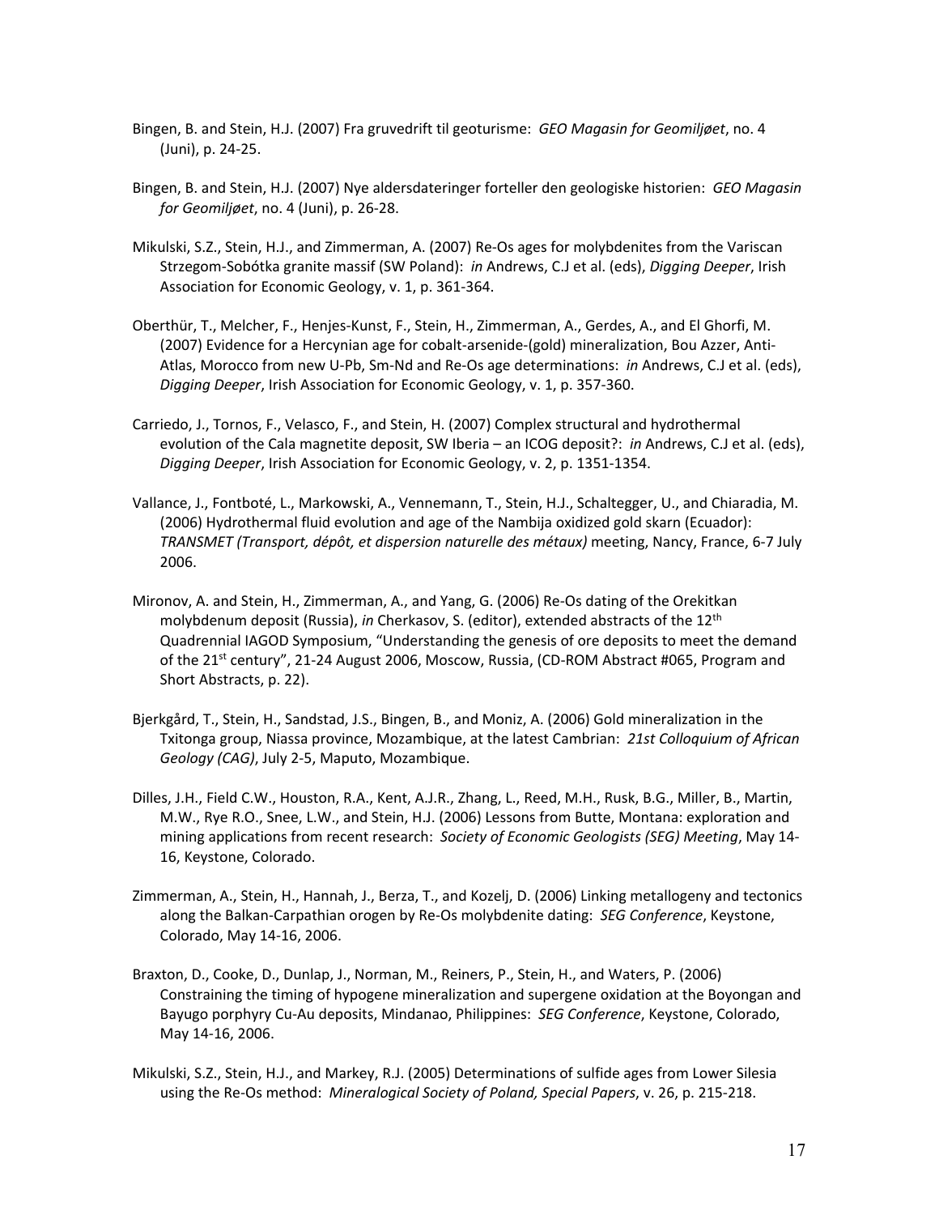Bingen, B. and Stein, H.J. (2007) Fra gruvedrift til geoturisme: *GEO Magasin for Geomiljøet*, no. 4 (Juni), p. 24-25.

Bingen, B. and Stein, H.J. (2007) Nye aldersdateringer forteller den geologiske historien: *GEO Magasin for Geomiljøet*, no. 4 (Juni), p. 26-28.

Mikulski, S.Z., Stein, H.J., and Zimmerman, A. (2007) Re-Os ages for molybdenites from the Variscan Strzegom-Sobótka granite massif (SW Poland): *in* Andrews, C.J et al. (eds), *Digging Deeper*, Irish Association for Economic Geology, v. 1, p. 361-364.

Oberthür, T., Melcher, F., Henjes-Kunst, F., Stein, H., Zimmerman, A., Gerdes, A., and El Ghorfi, M. (2007) Evidence for a Hercynian age for cobalt-arsenide-(gold) mineralization, Bou Azzer, Anti-Atlas, Morocco from new U-Pb, Sm-Nd and Re-Os age determinations: *in* Andrews, C.J et al. (eds), *Digging Deeper*, Irish Association for Economic Geology, v. 1, p. 357-360.

Carriedo, J., Tornos, F., Velasco, F., and Stein, H. (2007) Complex structural and hydrothermal evolution of the Cala magnetite deposit, SW Iberia – an ICOG deposit?: *in* Andrews, C.J et al. (eds), *Digging Deeper*, Irish Association for Economic Geology, v. 2, p. 1351-1354.

Vallance, J., Fontboté, L., Markowski, A., Vennemann, T., Stein, H.J., Schaltegger, U., and Chiaradia, M. (2006) Hydrothermal fluid evolution and age of the Nambija oxidized gold skarn (Ecuador): *TRANSMET (Transport, dépôt, et dispersion naturelle des métaux)* meeting, Nancy, France, 6-7 July 2006.

Mironov, A. and Stein, H., Zimmerman, A., and Yang, G. (2006) Re-Os dating of the Orekitkan molybdenum deposit (Russia), *in* Cherkasov, S. (editor), extended abstracts of the 12th Quadrennial IAGOD Symposium, "Understanding the genesis of ore deposits to meet the demand of the 21st century", 21-24 August 2006, Moscow, Russia, (CD-ROM Abstract #065, Program and Short Abstracts, p. 22).

Bjerkgård, T., Stein, H., Sandstad, J.S., Bingen, B., and Moniz, A. (2006) Gold mineralization in the Txitonga group, Niassa province, Mozambique, at the latest Cambrian: *21st Colloquium of African Geology (CAG)*, July 2-5, Maputo, Mozambique.

Dilles, J.H., Field C.W., Houston, R.A., Kent, A.J.R., Zhang, L., Reed, M.H., Rusk, B.G., Miller, B., Martin, M.W., Rye R.O., Snee, L.W., and Stein, H.J. (2006) Lessons from Butte, Montana: exploration and mining applications from recent research: *Society of Economic Geologists (SEG) Meeting*, May 14-16, Keystone, Colorado.

Zimmerman, A., Stein, H., Hannah, J., Berza, T., and Kozelj, D. (2006) Linking metallogeny and tectonics along the Balkan-Carpathian orogen by Re-Os molybdenite dating: *SEG Conference*, Keystone, Colorado, May 14-16, 2006.

Braxton, D., Cooke, D., Dunlap, J., Norman, M., Reiners, P., Stein, H., and Waters, P. (2006) Constraining the timing of hypogene mineralization and supergene oxidation at the Boyongan and Bayugo porphyry Cu-Au deposits, Mindanao, Philippines: *SEG Conference*, Keystone, Colorado, May 14-16, 2006.

Mikulski, S.Z., Stein, H.J., and Markey, R.J. (2005) Determinations of sulfide ages from Lower Silesia using the Re-Os method: *Mineralogical Society of Poland, Special Papers*, v. 26, p. 215-218.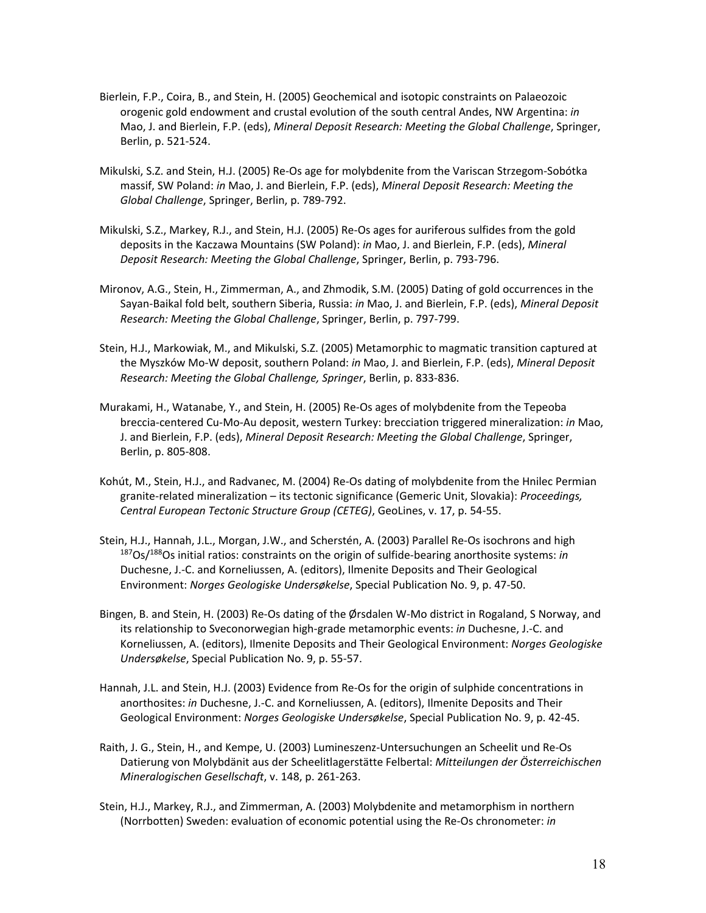Bierlein, F.P., Coira, B., and Stein, H. (2005) Geochemical and isotopic constraints on Palaeozoic orogenic gold endowment and crustal evolution of the south central Andes, NW Argentina: *in* Mao, J. and Bierlein, F.P. (eds), *Mineral Deposit Research: Meeting the Global Challenge*, Springer, Berlin, p. 521-524.

Mikulski, S.Z. and Stein, H.J. (2005) Re-Os age for molybdenite from the Variscan Strzegom-Sobótka massif, SW Poland: *in* Mao, J. and Bierlein, F.P. (eds), *Mineral Deposit Research: Meeting the Global Challenge*, Springer, Berlin, p. 789-792.

Mikulski, S.Z., Markey, R.J., and Stein, H.J. (2005) Re-Os ages for auriferous sulfides from the gold deposits in the Kaczawa Mountains (SW Poland): *in* Mao, J. and Bierlein, F.P. (eds), *Mineral Deposit Research: Meeting the Global Challenge*, Springer, Berlin, p. 793-796.

Mironov, A.G., Stein, H., Zimmerman, A., and Zhmodik, S.M. (2005) Dating of gold occurrences in the Sayan-Baikal fold belt, southern Siberia, Russia: *in* Mao, J. and Bierlein, F.P. (eds), *Mineral Deposit Research: Meeting the Global Challenge*, Springer, Berlin, p. 797-799.

Stein, H.J., Markowiak, M., and Mikulski, S.Z. (2005) Metamorphic to magmatic transition captured at the Myszków Mo-W deposit, southern Poland: *in* Mao, J. and Bierlein, F.P. (eds), *Mineral Deposit Research: Meeting the Global Challenge, Springer*, Berlin, p. 833-836.

Murakami, H., Watanabe, Y., and Stein, H. (2005) Re-Os ages of molybdenite from the Tepeoba breccia-centered Cu-Mo-Au deposit, western Turkey: brecciation triggered mineralization: *in* Mao, J. and Bierlein, F.P. (eds), *Mineral Deposit Research: Meeting the Global Challenge*, Springer, Berlin, p. 805-808.

Kohút, M., Stein, H.J., and Radvanec, M. (2004) Re-Os dating of molybdenite from the Hnilec Permian granite-related mineralization – its tectonic significance (Gemeric Unit, Slovakia): *Proceedings, Central European Tectonic Structure Group (CETEG)*, GeoLines, v. 17, p. 54-55.

Stein, H.J., Hannah, J.L., Morgan, J.W., and Scherstén, A. (2003) Parallel Re-Os isochrons and high $^{187}Os/^{188}Os$ initial ratios: constraints on the origin of sulfide-bearing anorthosite systems: *in* Duchesne, J.-C. and Korneliussen, A. (editors), Ilmenite Deposits and Their Geological Environment: *Norges Geologiske Undersøkelse*, Special Publication No. 9, p. 47-50.

Bingen, B. and Stein, H. (2003) Re-Os dating of the Ørsdalen W-Mo district in Rogaland, S Norway, and its relationship to Sveconorwegian high-grade metamorphic events: *in* Duchesne, J.-C. and Korneliussen, A. (editors), Ilmenite Deposits and Their Geological Environment: *Norges Geologiske Undersøkelse*, Special Publication No. 9, p. 55-57.

Hannah, J.L. and Stein, H.J. (2003) Evidence from Re-Os for the origin of sulphide concentrations in anorthosites: *in* Duchesne, J.-C. and Korneliussen, A. (editors), Ilmenite Deposits and Their Geological Environment: *Norges Geologiske Undersøkelse*, Special Publication No. 9, p. 42-45.

Raith, J. G., Stein, H., and Kempe, U. (2003) Lumineszenz-Untersuchungen an Scheelit und Re-Os Datierung von Molybdänit aus der Scheelitlagerstätte Felbertal: *Mitteilungen der Österreichischen Mineralogischen Gesellschaft*, v. 148, p. 261-263.

Stein, H.J., Markey, R.J., and Zimmerman, A. (2003) Molybdenite and metamorphism in northern (Norrbotten) Sweden: evaluation of economic potential using the Re-Os chronometer: *in*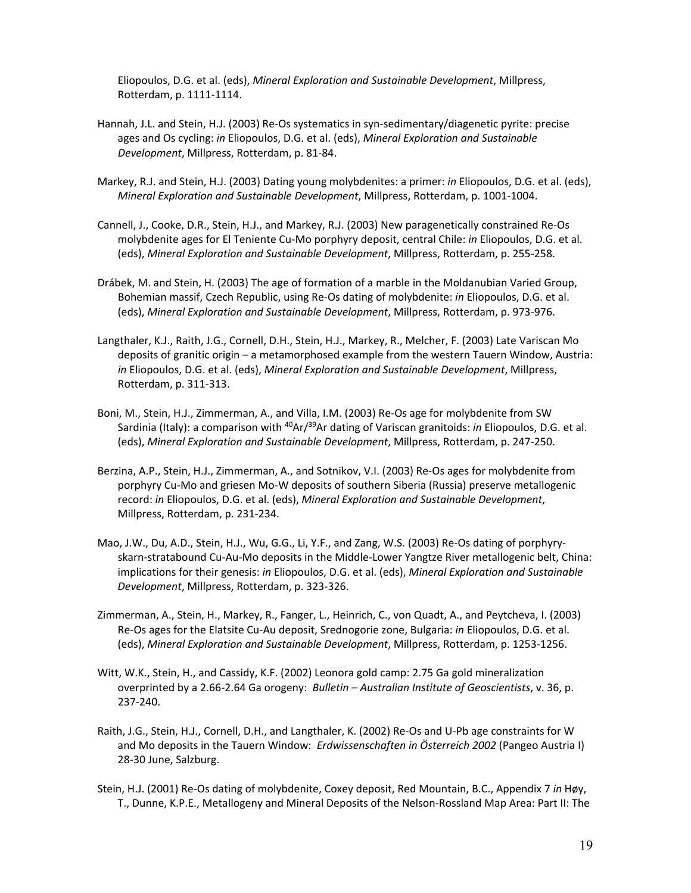Eliopoulos, D.G. et al. (eds), *Mineral Exploration and Sustainable Development*, Millpress, Rotterdam, p. 1111-1114.

Hannah, J.L. and Stein, H.J. (2003) Re-Os systematics in syn-sedimentary/diagenetic pyrite: precise ages and Os cycling: *in* Eliopoulos, D.G. et al. (eds), *Mineral Exploration and Sustainable Development*, Millpress, Rotterdam, p. 81-84.

Markey, R.J. and Stein, H.J. (2003) Dating young molybdenites: a primer: *in* Eliopoulos, D.G. et al. (eds), *Mineral Exploration and Sustainable Development*, Millpress, Rotterdam, p. 1001-1004.

Cannell, J., Cooke, D.R., Stein, H.J., and Markey, R.J. (2003) New paragenetically constrained Re-Os molybdenite ages for El Teniente Cu-Mo porphyry deposit, central Chile: *in* Eliopoulos, D.G. et al. (eds), *Mineral Exploration and Sustainable Development*, Millpress, Rotterdam, p. 255-258.

Drábek, M. and Stein, H. (2003) The age of formation of a marble in the Moldanubian Varied Group, Bohemian massif, Czech Republic, using Re-Os dating of molybdenite: *in* Eliopoulos, D.G. et al. (eds), *Mineral Exploration and Sustainable Development*, Millpress, Rotterdam, p. 973-976.

Langthaler, K.J., Raith, J.G., Cornell, D.H., Stein, H.J., Markey, R., Melcher, F. (2003) Late Variscan Mo deposits of granitic origin – a metamorphosed example from the western Tauern Window, Austria: *in* Eliopoulos, D.G. et al. (eds), *Mineral Exploration and Sustainable Development*, Millpress, Rotterdam, p. 311-313.

Boni, M., Stein, H.J., Zimmerman, A., and Villa, I.M. (2003) Re-Os age for molybdenite from SW Sardinia (Italy): a comparison with $^{40}Ar/^{39}Ar$ dating of Variscan granitoids: *in* Eliopoulos, D.G. et al. (eds), *Mineral Exploration and Sustainable Development*, Millpress, Rotterdam, p. 247-250.

Berzina, A.P., Stein, H.J., Zimmerman, A., and Sotnikov, V.I. (2003) Re-Os ages for molybdenite from porphyry Cu-Mo and griesen Mo-W deposits of southern Siberia (Russia) preserve metallogenic record: *in* Eliopoulos, D.G. et al. (eds), *Mineral Exploration and Sustainable Development*, Millpress, Rotterdam, p. 231-234.

Mao, J.W., Du, A.D., Stein, H.J., Wu, G.G., Li, Y.F., and Zang, W.S. (2003) Re-Os dating of porphyry-skarn-stratabound Cu-Au-Mo deposits in the Middle-Lower Yangtze River metallogenic belt, China: implications for their genesis: *in* Eliopoulos, D.G. et al. (eds), *Mineral Exploration and Sustainable Development*, Millpress, Rotterdam, p. 323-326.

Zimmerman, A., Stein, H., Markey, R., Fanger, L., Heinrich, C., von Quadt, A., and Peytcheva, I. (2003) Re-Os ages for the Elatsite Cu-Au deposit, Srednogorie zone, Bulgaria: *in* Eliopoulos, D.G. et al. (eds), *Mineral Exploration and Sustainable Development*, Millpress, Rotterdam, p. 1253-1256.

Witt, W.K., Stein, H., and Cassidy, K.F. (2002) Leonora gold camp: 2.75 Ga gold mineralization overprinted by a 2.66-2.64 Ga orogeny: *Bulletin – Australian Institute of Geoscientists*, v. 36, p. 237-240.

Raith, J.G., Stein, H.J., Cornell, D.H., and Langthaler, K. (2002) Re-Os and U-Pb age constraints for W and Mo deposits in the Tauern Window: *Erdwissenschaften in Österreich 2002* (Pangeo Austria I) 28-30 June, Salzburg.

Stein, H.J. (2001) Re-Os dating of molybdenite, Coxey deposit, Red Mountain, B.C., Appendix 7 *in* Høy, T., Dunne, K.P.E., Metallogeny and Mineral Deposits of the Nelson-Rossland Map Area: Part II: The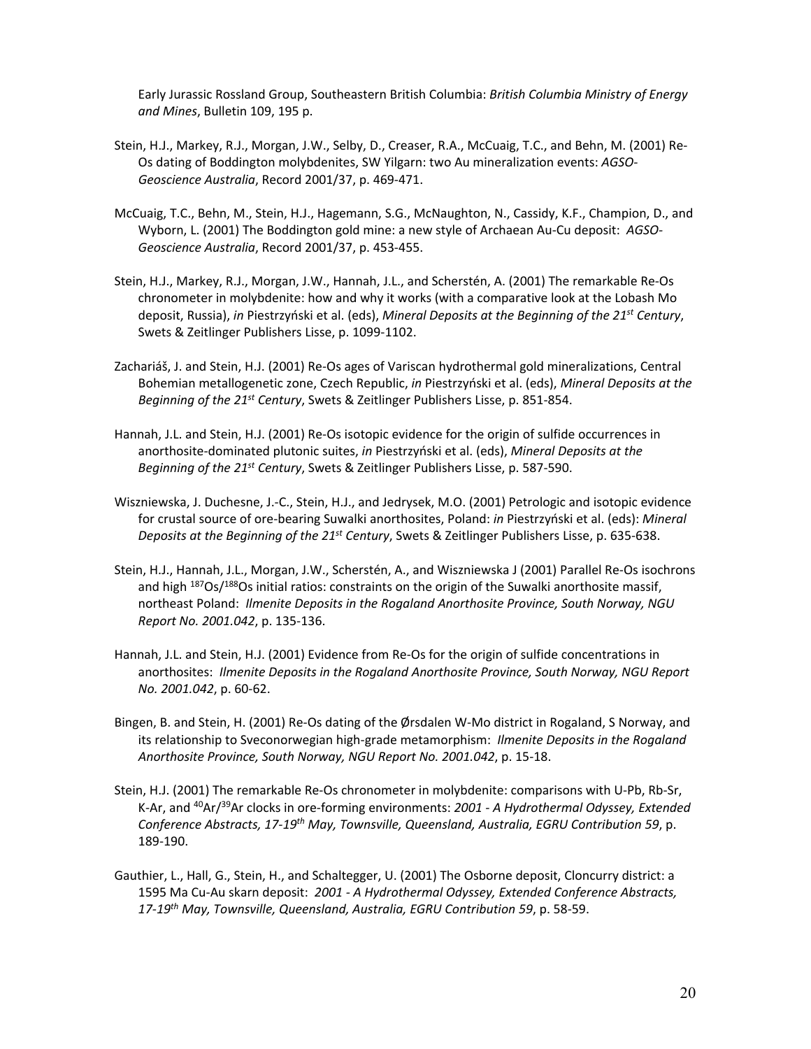Early Jurassic Rossland Group, Southeastern British Columbia: *British Columbia Ministry of Energy and Mines*, Bulletin 109, 195 p.

Stein, H.J., Markey, R.J., Morgan, J.W., Selby, D., Creaser, R.A., McCuaig, T.C., and Behn, M. (2001) Re-Os dating of Boddington molybdenites, SW Yilgarn: two Au mineralization events: *AGSO-Geoscience Australia*, Record 2001/37, p. 469-471.

McCuaig, T.C., Behn, M., Stein, H.J., Hagemann, S.G., McNaughton, N., Cassidy, K.F., Champion, D., and Wyborn, L. (2001) The Boddington gold mine: a new style of Archaean Au-Cu deposit: *AGSO-Geoscience Australia*, Record 2001/37, p. 453-455.

Stein, H.J., Markey, R.J., Morgan, J.W., Hannah, J.L., and Scherstén, A. (2001) The remarkable Re-Os chronometer in molybdenite: how and why it works (with a comparative look at the Lobash Mo deposit, Russia), *in* Piestrzyński et al. (eds), *Mineral Deposits at the Beginning of the 21st Century*, Swets & Zeitlinger Publishers Lisse, p. 1099-1102.

Zachariáš, J. and Stein, H.J. (2001) Re-Os ages of Variscan hydrothermal gold mineralizations, Central Bohemian metallogenetic zone, Czech Republic, *in* Piestrzyński et al. (eds), *Mineral Deposits at the Beginning of the 21st Century*, Swets & Zeitlinger Publishers Lisse, p. 851-854.

Hannah, J.L. and Stein, H.J. (2001) Re-Os isotopic evidence for the origin of sulfide occurrences in anorthosite-dominated plutonic suites, *in* Piestrzyński et al. (eds), *Mineral Deposits at the Beginning of the 21st Century*, Swets & Zeitlinger Publishers Lisse, p. 587-590.

Wiszniewska, J. Duchesne, J.-C., Stein, H.J., and Jedrysek, M.O. (2001) Petrologic and isotopic evidence for crustal source of ore-bearing Suwalki anorthosites, Poland: *in* Piestrzyński et al. (eds): *Mineral Deposits at the Beginning of the 21st Century*, Swets & Zeitlinger Publishers Lisse, p. 635-638.

Stein, H.J., Hannah, J.L., Morgan, J.W., Scherstén, A., and Wiszniewska J (2001) Parallel Re-Os isochrons and high $^{187}Os/^{188}Os$ initial ratios: constraints on the origin of the Suwalki anorthosite massif, northeast Poland: *Ilmenite Deposits in the Rogaland Anorthosite Province, South Norway, NGU Report No. 2001.042*, p. 135-136.

Hannah, J.L. and Stein, H.J. (2001) Evidence from Re-Os for the origin of sulfide concentrations in anorthosites: *Ilmenite Deposits in the Rogaland Anorthosite Province, South Norway, NGU Report No. 2001.042*, p. 60-62.

Bingen, B. and Stein, H. (2001) Re-Os dating of the Ørsdalen W-Mo district in Rogaland, S Norway, and its relationship to Sveconorwegian high-grade metamorphism: *Ilmenite Deposits in the Rogaland Anorthosite Province, South Norway, NGU Report No. 2001.042*, p. 15-18.

Stein, H.J. (2001) The remarkable Re-Os chronometer in molybdenite: comparisons with U-Pb, Rb-Sr, K-Ar, and $^{40}Ar/^{39}Ar$ clocks in ore-forming environments: *2001 - A Hydrothermal Odyssey, Extended Conference Abstracts, 17-19th May, Townsville, Queensland, Australia, EGRU Contribution 59*, p. 189-190.

Gauthier, L., Hall, G., Stein, H., and Schaltegger, U. (2001) The Osborne deposit, Cloncurry district: a 1595 Ma Cu-Au skarn deposit: *2001 - A Hydrothermal Odyssey, Extended Conference Abstracts, 17-19th May, Townsville, Queensland, Australia, EGRU Contribution 59*, p. 58-59.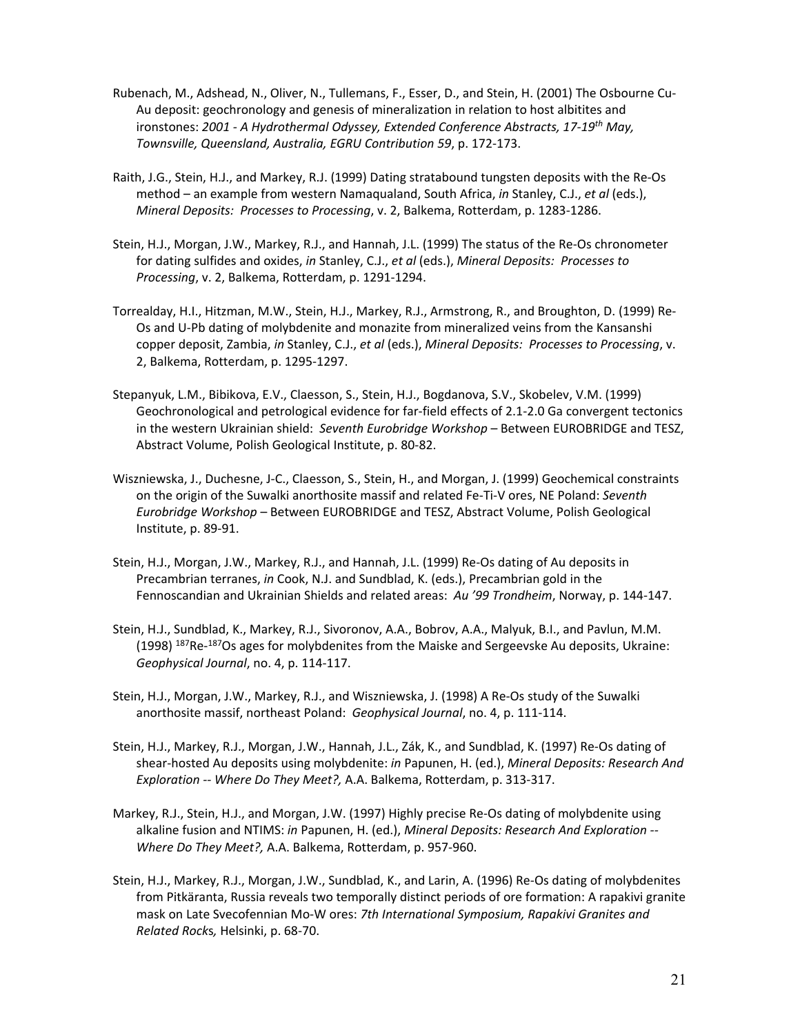Rubenach, M., Adshead, N., Oliver, N., Tullemans, F., Esser, D., and Stein, H. (2001) The Osbourne Cu-Au deposit: geochronology and genesis of mineralization in relation to host albitites and ironstones: *2001 - A Hydrothermal Odyssey, Extended Conference Abstracts, 17-19th May, Townsville, Queensland, Australia, EGRU Contribution 59*, p. 172-173.

Raith, J.G., Stein, H.J., and Markey, R.J. (1999) Dating stratabound tungsten deposits with the Re-Os method – an example from western Namaqualand, South Africa, *in* Stanley, C.J., *et al* (eds.), *Mineral Deposits: Processes to Processing*, v. 2, Balkema, Rotterdam, p. 1283-1286.

Stein, H.J., Morgan, J.W., Markey, R.J., and Hannah, J.L. (1999) The status of the Re-Os chronometer for dating sulfides and oxides, *in* Stanley, C.J., *et al* (eds.), *Mineral Deposits: Processes to Processing*, v. 2, Balkema, Rotterdam, p. 1291-1294.

Torrealday, H.I., Hitzman, M.W., Stein, H.J., Markey, R.J., Armstrong, R., and Broughton, D. (1999) Re-Os and U-Pb dating of molybdenite and monazite from mineralized veins from the Kansanshi copper deposit, Zambia, *in* Stanley, C.J., *et al* (eds.), *Mineral Deposits: Processes to Processing*, v. 2, Balkema, Rotterdam, p. 1295-1297.

Stepanyuk, L.M., Bibikova, E.V., Claesson, S., Stein, H.J., Bogdanova, S.V., Skobelev, V.M. (1999) Geochronological and petrological evidence for far-field effects of 2.1-2.0 Ga convergent tectonics in the western Ukrainian shield: *Seventh Eurobridge Workshop* – Between EUROBRIDGE and TESZ, Abstract Volume, Polish Geological Institute, p. 80-82.

Wiszniewska, J., Duchesne, J-C., Claesson, S., Stein, H., and Morgan, J. (1999) Geochemical constraints on the origin of the Suwalki anorthosite massif and related Fe-Ti-V ores, NE Poland: *Seventh Eurobridge Workshop* – Between EUROBRIDGE and TESZ, Abstract Volume, Polish Geological Institute, p. 89-91.

Stein, H.J., Morgan, J.W., Markey, R.J., and Hannah, J.L. (1999) Re-Os dating of Au deposits in Precambrian terranes, *in* Cook, N.J. and Sundblad, K. (eds.), Precambrian gold in the Fennoscandian and Ukrainian Shields and related areas: *Au '99 Trondheim*, Norway, p. 144-147.

Stein, H.J., Sundblad, K., Markey, R.J., Sivoronov, A.A., Bobrov, A.A., Malyuk, B.I., and Pavlun, M.M. (1998) $^{187}$Re-$^{187}$Os ages for molybdenites from the Maiske and Sergeevske Au deposits, Ukraine: *Geophysical Journal*, no. 4, p. 114-117.

Stein, H.J., Morgan, J.W., Markey, R.J., and Wiszniewska, J. (1998) A Re-Os study of the Suwalki anorthosite massif, northeast Poland: *Geophysical Journal*, no. 4, p. 111-114.

Stein, H.J., Markey, R.J., Morgan, J.W., Hannah, J.L., Zák, K., and Sundblad, K. (1997) Re-Os dating of shear-hosted Au deposits using molybdenite: *in* Papunen, H. (ed.), *Mineral Deposits: Research And Exploration -- Where Do They Meet?,* A.A. Balkema, Rotterdam, p. 313-317.

Markey, R.J., Stein, H.J., and Morgan, J.W. (1997) Highly precise Re-Os dating of molybdenite using alkaline fusion and NTIMS: *in* Papunen, H. (ed.), *Mineral Deposits: Research And Exploration -- Where Do They Meet?,* A.A. Balkema, Rotterdam, p. 957-960.

Stein, H.J., Markey, R.J., Morgan, J.W., Sundblad, K., and Larin, A. (1996) Re-Os dating of molybdenites from Pitkäranta, Russia reveals two temporally distinct periods of ore formation: A rapakivi granite mask on Late Svecofennian Mo-W ores: *7th International Symposium, Rapakivi Granites and Related Rocks,* Helsinki, p. 68-70.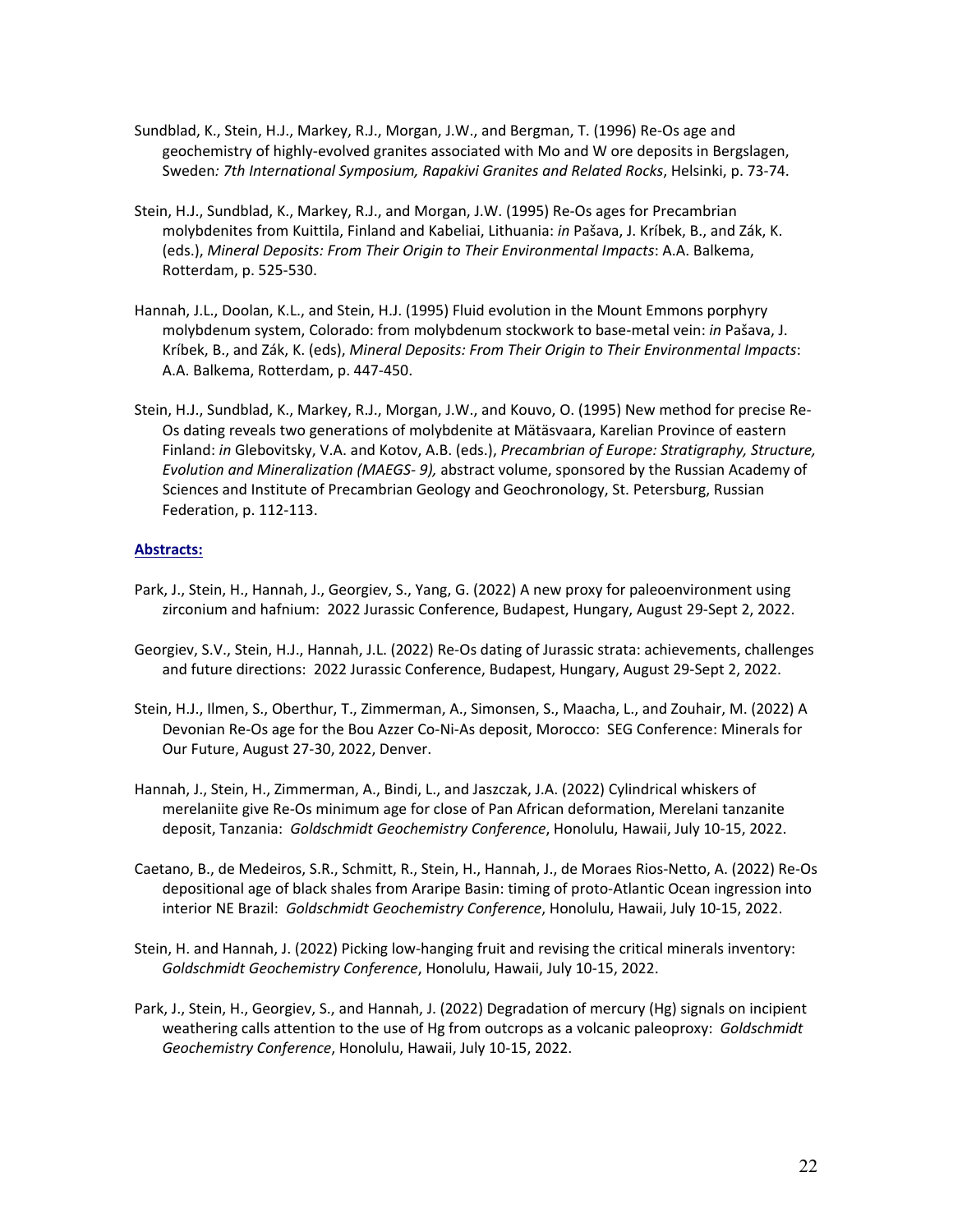Sundblad, K., Stein, H.J., Markey, R.J., Morgan, J.W., and Bergman, T. (1996) Re-Os age and geochemistry of highly-evolved granites associated with Mo and W ore deposits in Bergslagen, Sweden*: 7th International Symposium, Rapakivi Granites and Related Rocks*, Helsinki, p. 73-74.

Stein, H.J., Sundblad, K., Markey, R.J., and Morgan, J.W. (1995) Re-Os ages for Precambrian molybdenites from Kuittila, Finland and Kabeliai, Lithuania: *in* Pašava, J. Kríbek, B., and Zák, K. (eds.), *Mineral Deposits: From Their Origin to Their Environmental Impacts*: A.A. Balkema, Rotterdam, p. 525-530.

Hannah, J.L., Doolan, K.L., and Stein, H.J. (1995) Fluid evolution in the Mount Emmons porphyry molybdenum system, Colorado: from molybdenum stockwork to base-metal vein: *in* Pašava, J. Kríbek, B., and Zák, K. (eds), *Mineral Deposits: From Their Origin to Their Environmental Impacts*: A.A. Balkema, Rotterdam, p. 447-450.

Stein, H.J., Sundblad, K., Markey, R.J., Morgan, J.W., and Kouvo, O. (1995) New method for precise Re-Os dating reveals two generations of molybdenite at Mätäsvaara, Karelian Province of eastern Finland: *in* Glebovitsky, V.A. and Kotov, A.B. (eds.), *Precambrian of Europe: Stratigraphy, Structure, Evolution and Mineralization (MAEGS- 9),* abstract volume, sponsored by the Russian Academy of Sciences and Institute of Precambrian Geology and Geochronology, St. Petersburg, Russian Federation, p. 112-113.

## Abstracts:

Park, J., Stein, H., Hannah, J., Georgiev, S., Yang, G. (2022) A new proxy for paleoenvironment using zirconium and hafnium: 2022 Jurassic Conference, Budapest, Hungary, August 29-Sept 2, 2022.

Georgiev, S.V., Stein, H.J., Hannah, J.L. (2022) Re-Os dating of Jurassic strata: achievements, challenges and future directions: 2022 Jurassic Conference, Budapest, Hungary, August 29-Sept 2, 2022.

Stein, H.J., Ilmen, S., Oberthur, T., Zimmerman, A., Simonsen, S., Maacha, L., and Zouhair, M. (2022) A Devonian Re-Os age for the Bou Azzer Co-Ni-As deposit, Morocco: SEG Conference: Minerals for Our Future, August 27-30, 2022, Denver.

Hannah, J., Stein, H., Zimmerman, A., Bindi, L., and Jaszczak, J.A. (2022) Cylindrical whiskers of merelaniite give Re-Os minimum age for close of Pan African deformation, Merelani tanzanite deposit, Tanzania: *Goldschmidt Geochemistry Conference*, Honolulu, Hawaii, July 10-15, 2022.

Caetano, B., de Medeiros, S.R., Schmitt, R., Stein, H., Hannah, J., de Moraes Rios-Netto, A. (2022) Re-Os depositional age of black shales from Araripe Basin: timing of proto-Atlantic Ocean ingression into interior NE Brazil: *Goldschmidt Geochemistry Conference*, Honolulu, Hawaii, July 10-15, 2022.

Stein, H. and Hannah, J. (2022) Picking low-hanging fruit and revising the critical minerals inventory: *Goldschmidt Geochemistry Conference*, Honolulu, Hawaii, July 10-15, 2022.

Park, J., Stein, H., Georgiev, S., and Hannah, J. (2022) Degradation of mercury (Hg) signals on incipient weathering calls attention to the use of Hg from outcrops as a volcanic paleoproxy: *Goldschmidt Geochemistry Conference*, Honolulu, Hawaii, July 10-15, 2022.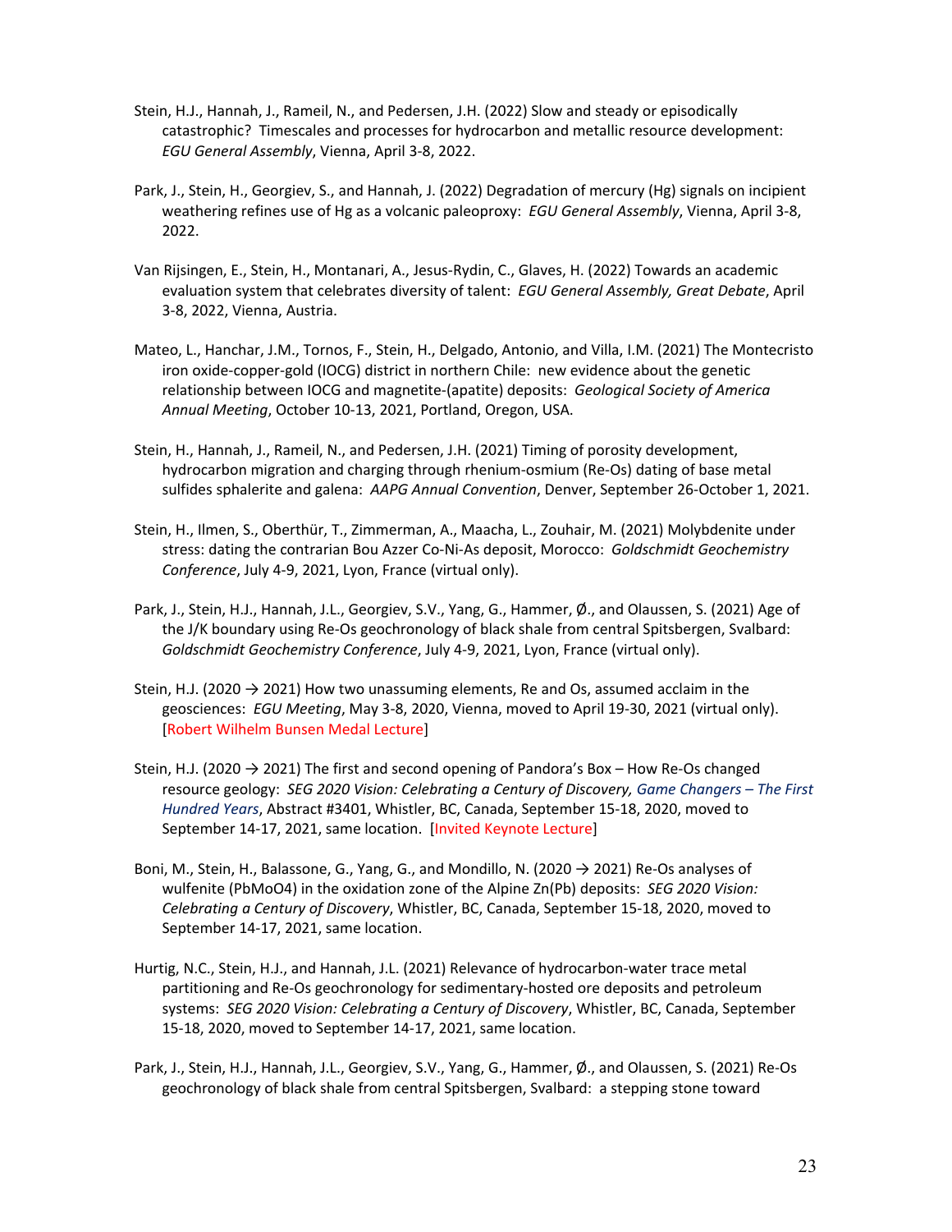Stein, H.J., Hannah, J., Rameil, N., and Pedersen, J.H. (2022) Slow and steady or episodically catastrophic? Timescales and processes for hydrocarbon and metallic resource development: *EGU General Assembly*, Vienna, April 3-8, 2022.

Park, J., Stein, H., Georgiev, S., and Hannah, J. (2022) Degradation of mercury (Hg) signals on incipient weathering refines use of Hg as a volcanic paleoproxy: *EGU General Assembly*, Vienna, April 3-8, 2022.

Van Rijsingen, E., Stein, H., Montanari, A., Jesus-Rydin, C., Glaves, H. (2022) Towards an academic evaluation system that celebrates diversity of talent: *EGU General Assembly, Great Debate*, April 3-8, 2022, Vienna, Austria.

Mateo, L., Hanchar, J.M., Tornos, F., Stein, H., Delgado, Antonio, and Villa, I.M. (2021) The Montecristo iron oxide-copper-gold (IOCG) district in northern Chile: new evidence about the genetic relationship between IOCG and magnetite-(apatite) deposits: *Geological Society of America Annual Meeting*, October 10-13, 2021, Portland, Oregon, USA.

Stein, H., Hannah, J., Rameil, N., and Pedersen, J.H. (2021) Timing of porosity development, hydrocarbon migration and charging through rhenium-osmium (Re-Os) dating of base metal sulfides sphalerite and galena: *AAPG Annual Convention*, Denver, September 26-October 1, 2021.

Stein, H., Ilmen, S., Oberthür, T., Zimmerman, A., Maacha, L., Zouhair, M. (2021) Molybdenite under stress: dating the contrarian Bou Azzer Co-Ni-As deposit, Morocco: *Goldschmidt Geochemistry Conference*, July 4-9, 2021, Lyon, France (virtual only).

Park, J., Stein, H.J., Hannah, J.L., Georgiev, S.V., Yang, G., Hammer, Ø., and Olaussen, S. (2021) Age of the J/K boundary using Re-Os geochronology of black shale from central Spitsbergen, Svalbard: *Goldschmidt Geochemistry Conference*, July 4-9, 2021, Lyon, France (virtual only).

Stein, H.J. (2020 → 2021) How two unassuming elements, Re and Os, assumed acclaim in the geosciences: *EGU Meeting*, May 3-8, 2020, Vienna, moved to April 19-30, 2021 (virtual only). [Robert Wilhelm Bunsen Medal Lecture]

Stein, H.J. (2020 → 2021) The first and second opening of Pandora's Box – How Re-Os changed resource geology: *SEG 2020 Vision: Celebrating a Century of Discovery, Game Changers – The First Hundred Years*, Abstract #3401, Whistler, BC, Canada, September 15-18, 2020, moved to September 14-17, 2021, same location. [Invited Keynote Lecture]

Boni, M., Stein, H., Balassone, G., Yang, G., and Mondillo, N. (2020 → 2021) Re-Os analyses of wulfenite ($PbMoO_4$) in the oxidation zone of the Alpine Zn(Pb) deposits: *SEG 2020 Vision: Celebrating a Century of Discovery*, Whistler, BC, Canada, September 15-18, 2020, moved to September 14-17, 2021, same location.

Hurtig, N.C., Stein, H.J., and Hannah, J.L. (2021) Relevance of hydrocarbon-water trace metal partitioning and Re-Os geochronology for sedimentary-hosted ore deposits and petroleum systems: *SEG 2020 Vision: Celebrating a Century of Discovery*, Whistler, BC, Canada, September 15-18, 2020, moved to September 14-17, 2021, same location.

Park, J., Stein, H.J., Hannah, J.L., Georgiev, S.V., Yang, G., Hammer, Ø., and Olaussen, S. (2021) Re-Os geochronology of black shale from central Spitsbergen, Svalbard: a stepping stone toward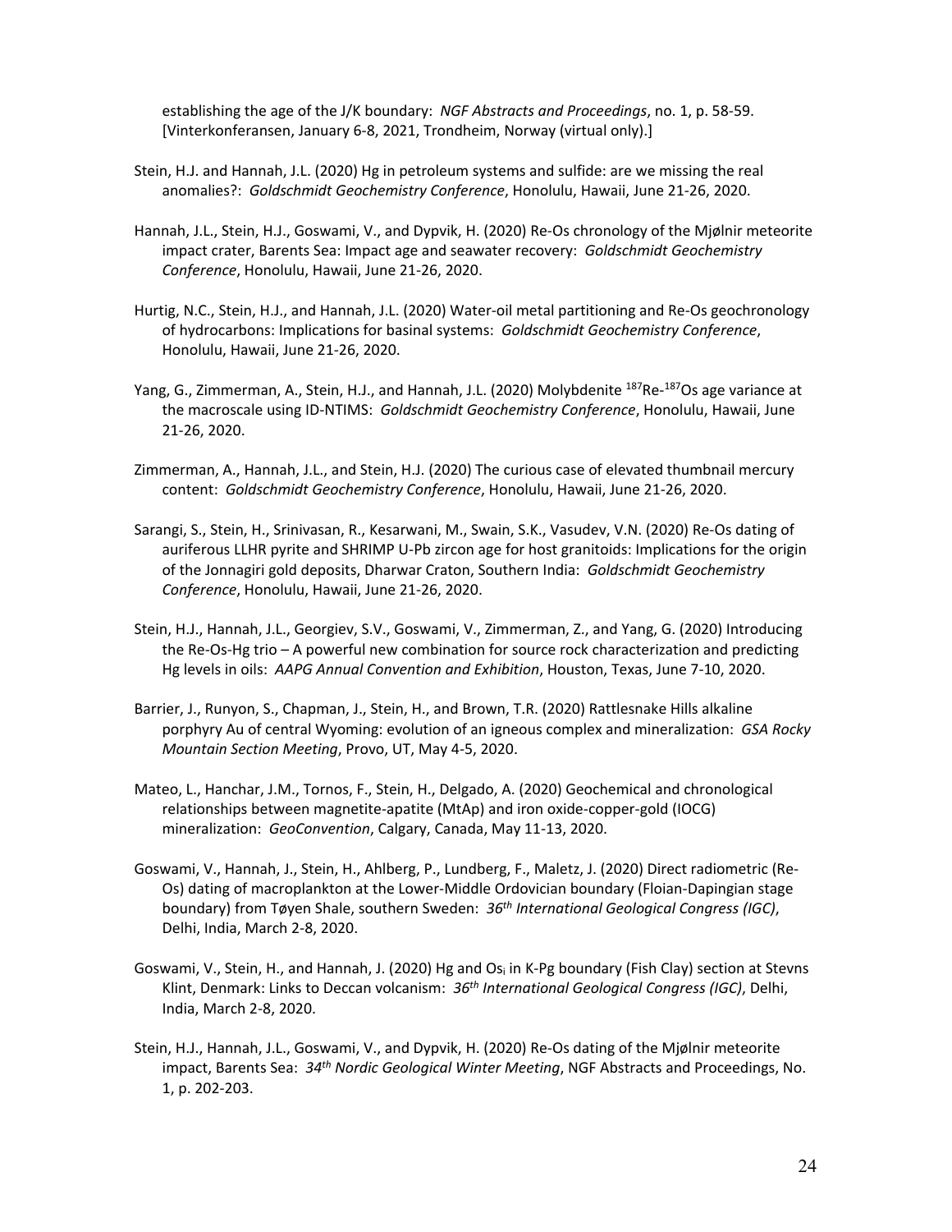establishing the age of the J/K boundary: *NGF Abstracts and Proceedings*, no. 1, p. 58-59. [Vinterkonferansen, January 6-8, 2021, Trondheim, Norway (virtual only).]

Stein, H.J. and Hannah, J.L. (2020) Hg in petroleum systems and sulfide: are we missing the real anomalies?: *Goldschmidt Geochemistry Conference*, Honolulu, Hawaii, June 21-26, 2020.

Hannah, J.L., Stein, H.J., Goswami, V., and Dypvik, H. (2020) Re-Os chronology of the Mjølnir meteorite impact crater, Barents Sea: Impact age and seawater recovery: *Goldschmidt Geochemistry Conference*, Honolulu, Hawaii, June 21-26, 2020.

Hurtig, N.C., Stein, H.J., and Hannah, J.L. (2020) Water-oil metal partitioning and Re-Os geochronology of hydrocarbons: Implications for basinal systems: *Goldschmidt Geochemistry Conference*, Honolulu, Hawaii, June 21-26, 2020.

Yang, G., Zimmerman, A., Stein, H.J., and Hannah, J.L. (2020) Molybdenite $^{187}$Re-$^{187}$Os age variance at the macroscale using ID-NTIMS: *Goldschmidt Geochemistry Conference*, Honolulu, Hawaii, June 21-26, 2020.

Zimmerman, A., Hannah, J.L., and Stein, H.J. (2020) The curious case of elevated thumbnail mercury content: *Goldschmidt Geochemistry Conference*, Honolulu, Hawaii, June 21-26, 2020.

Sarangi, S., Stein, H., Srinivasan, R., Kesarwani, M., Swain, S.K., Vasudev, V.N. (2020) Re-Os dating of auriferous LLHR pyrite and SHRIMP U-Pb zircon age for host granitoids: Implications for the origin of the Jonnagiri gold deposits, Dharwar Craton, Southern India: *Goldschmidt Geochemistry Conference*, Honolulu, Hawaii, June 21-26, 2020.

Stein, H.J., Hannah, J.L., Georgiev, S.V., Goswami, V., Zimmerman, Z., and Yang, G. (2020) Introducing the Re-Os-Hg trio – A powerful new combination for source rock characterization and predicting Hg levels in oils: *AAPG Annual Convention and Exhibition*, Houston, Texas, June 7-10, 2020.

Barrier, J., Runyon, S., Chapman, J., Stein, H., and Brown, T.R. (2020) Rattlesnake Hills alkaline porphyry Au of central Wyoming: evolution of an igneous complex and mineralization: *GSA Rocky Mountain Section Meeting*, Provo, UT, May 4-5, 2020.

Mateo, L., Hanchar, J.M., Tornos, F., Stein, H., Delgado, A. (2020) Geochemical and chronological relationships between magnetite-apatite (MtAp) and iron oxide-copper-gold (IOCG) mineralization: *GeoConvention*, Calgary, Canada, May 11-13, 2020.

Goswami, V., Hannah, J., Stein, H., Ahlberg, P., Lundberg, F., Maletz, J. (2020) Direct radiometric (Re-Os) dating of macroplankton at the Lower-Middle Ordovician boundary (Floian-Dapingian stage boundary) from Tøyen Shale, southern Sweden: *36th International Geological Congress (IGC)*, Delhi, India, March 2-8, 2020.

Goswami, V., Stein, H., and Hannah, J. (2020) Hg and $Os_i$ in K-Pg boundary (Fish Clay) section at Stevns Klint, Denmark: Links to Deccan volcanism: *36th International Geological Congress (IGC)*, Delhi, India, March 2-8, 2020.

Stein, H.J., Hannah, J.L., Goswami, V., and Dypvik, H. (2020) Re-Os dating of the Mjølnir meteorite impact, Barents Sea: *34th Nordic Geological Winter Meeting*, NGF Abstracts and Proceedings, No. 1, p. 202-203.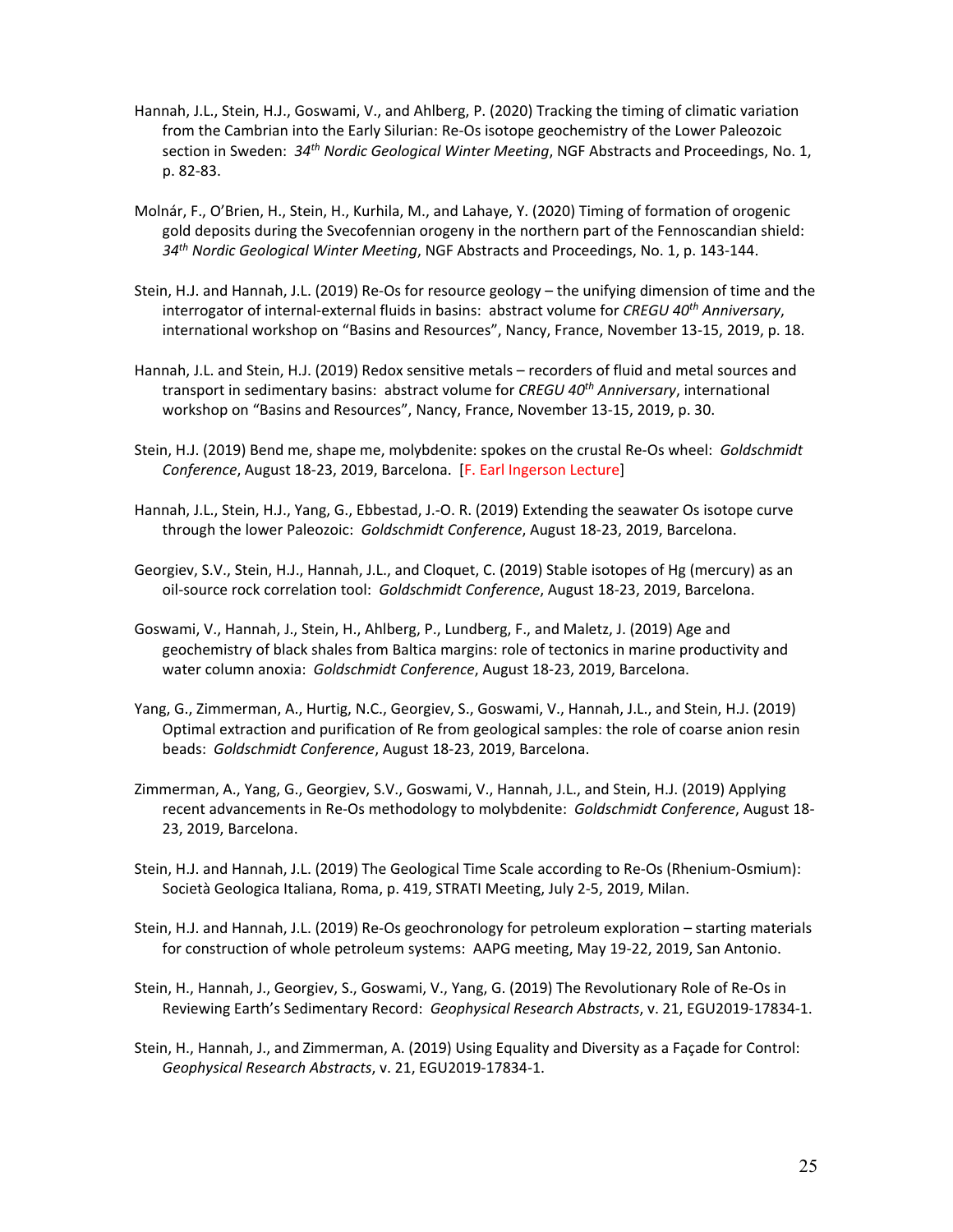Hannah, J.L., Stein, H.J., Goswami, V., and Ahlberg, P. (2020) Tracking the timing of climatic variation from the Cambrian into the Early Silurian: Re-Os isotope geochemistry of the Lower Paleozoic section in Sweden: *34th Nordic Geological Winter Meeting*, NGF Abstracts and Proceedings, No. 1, p. 82-83.

Molnár, F., O'Brien, H., Stein, H., Kurhila, M., and Lahaye, Y. (2020) Timing of formation of orogenic gold deposits during the Svecofennian orogeny in the northern part of the Fennoscandian shield: *34th Nordic Geological Winter Meeting*, NGF Abstracts and Proceedings, No. 1, p. 143-144.

Stein, H.J. and Hannah, J.L. (2019) Re-Os for resource geology – the unifying dimension of time and the interrogator of internal-external fluids in basins: abstract volume for *CREGU 40th Anniversary*, international workshop on "Basins and Resources", Nancy, France, November 13-15, 2019, p. 18.

Hannah, J.L. and Stein, H.J. (2019) Redox sensitive metals – recorders of fluid and metal sources and transport in sedimentary basins: abstract volume for *CREGU 40th Anniversary*, international workshop on "Basins and Resources", Nancy, France, November 13-15, 2019, p. 30.

Stein, H.J. (2019) Bend me, shape me, molybdenite: spokes on the crustal Re-Os wheel: *Goldschmidt Conference*, August 18-23, 2019, Barcelona. [F. Earl Ingerson Lecture]

Hannah, J.L., Stein, H.J., Yang, G., Ebbestad, J.-O. R. (2019) Extending the seawater Os isotope curve through the lower Paleozoic: *Goldschmidt Conference*, August 18-23, 2019, Barcelona.

Georgiev, S.V., Stein, H.J., Hannah, J.L., and Cloquet, C. (2019) Stable isotopes of Hg (mercury) as an oil-source rock correlation tool: *Goldschmidt Conference*, August 18-23, 2019, Barcelona.

Goswami, V., Hannah, J., Stein, H., Ahlberg, P., Lundberg, F., and Maletz, J. (2019) Age and geochemistry of black shales from Baltica margins: role of tectonics in marine productivity and water column anoxia: *Goldschmidt Conference*, August 18-23, 2019, Barcelona.

Yang, G., Zimmerman, A., Hurtig, N.C., Georgiev, S., Goswami, V., Hannah, J.L., and Stein, H.J. (2019) Optimal extraction and purification of Re from geological samples: the role of coarse anion resin beads: *Goldschmidt Conference*, August 18-23, 2019, Barcelona.

Zimmerman, A., Yang, G., Georgiev, S.V., Goswami, V., Hannah, J.L., and Stein, H.J. (2019) Applying recent advancements in Re-Os methodology to molybdenite: *Goldschmidt Conference*, August 18-23, 2019, Barcelona.

Stein, H.J. and Hannah, J.L. (2019) The Geological Time Scale according to Re-Os (Rhenium-Osmium): Società Geologica Italiana, Roma, p. 419, STRATI Meeting, July 2-5, 2019, Milan.

Stein, H.J. and Hannah, J.L. (2019) Re-Os geochronology for petroleum exploration – starting materials for construction of whole petroleum systems: AAPG meeting, May 19-22, 2019, San Antonio.

Stein, H., Hannah, J., Georgiev, S., Goswami, V., Yang, G. (2019) The Revolutionary Role of Re-Os in Reviewing Earth's Sedimentary Record: *Geophysical Research Abstracts*, v. 21, EGU2019-17834-1.

Stein, H., Hannah, J., and Zimmerman, A. (2019) Using Equality and Diversity as a Façade for Control: *Geophysical Research Abstracts*, v. 21, EGU2019-17834-1.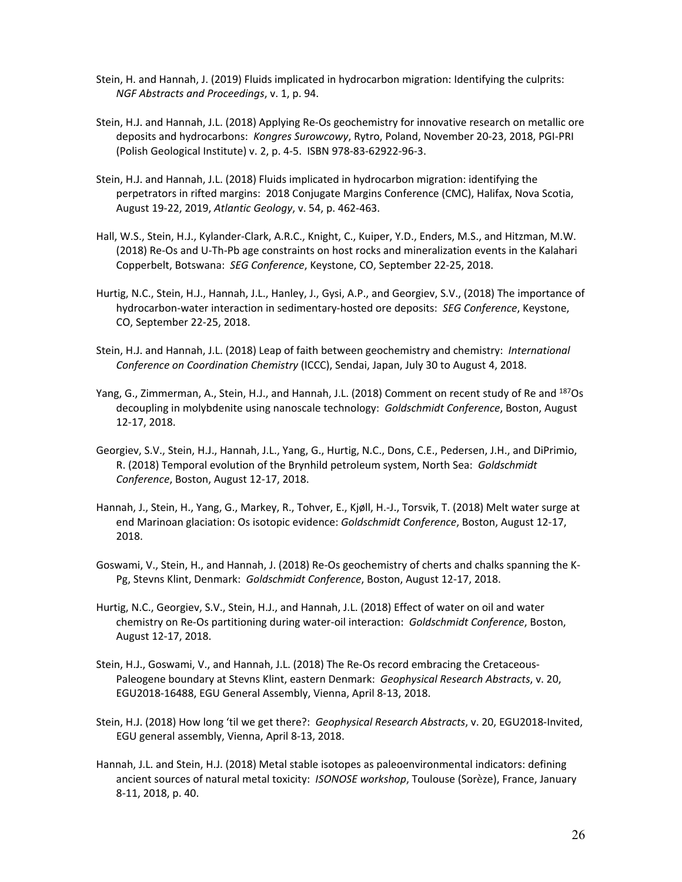Stein, H. and Hannah, J. (2019) Fluids implicated in hydrocarbon migration: Identifying the culprits: *NGF Abstracts and Proceedings*, v. 1, p. 94.

Stein, H.J. and Hannah, J.L. (2018) Applying Re-Os geochemistry for innovative research on metallic ore deposits and hydrocarbons: *Kongres Surowcowy*, Rytro, Poland, November 20-23, 2018, PGI-PRI (Polish Geological Institute) v. 2, p. 4-5. ISBN 978-83-62922-96-3.

Stein, H.J. and Hannah, J.L. (2018) Fluids implicated in hydrocarbon migration: identifying the perpetrators in rifted margins: 2018 Conjugate Margins Conference (CMC), Halifax, Nova Scotia, August 19-22, 2019, *Atlantic Geology*, v. 54, p. 462-463.

Hall, W.S., Stein, H.J., Kylander-Clark, A.R.C., Knight, C., Kuiper, Y.D., Enders, M.S., and Hitzman, M.W. (2018) Re-Os and U-Th-Pb age constraints on host rocks and mineralization events in the Kalahari Copperbelt, Botswana: *SEG Conference*, Keystone, CO, September 22-25, 2018.

Hurtig, N.C., Stein, H.J., Hannah, J.L., Hanley, J., Gysi, A.P., and Georgiev, S.V., (2018) The importance of hydrocarbon-water interaction in sedimentary-hosted ore deposits: *SEG Conference*, Keystone, CO, September 22-25, 2018.

Stein, H.J. and Hannah, J.L. (2018) Leap of faith between geochemistry and chemistry: *International Conference on Coordination Chemistry* (ICCC), Sendai, Japan, July 30 to August 4, 2018.

Yang, G., Zimmerman, A., Stein, H.J., and Hannah, J.L. (2018) Comment on recent study of Re and $^{187}$Os decoupling in molybdenite using nanoscale technology: *Goldschmidt Conference*, Boston, August 12-17, 2018.

Georgiev, S.V., Stein, H.J., Hannah, J.L., Yang, G., Hurtig, N.C., Dons, C.E., Pedersen, J.H., and DiPrimio, R. (2018) Temporal evolution of the Brynhild petroleum system, North Sea: *Goldschmidt Conference*, Boston, August 12-17, 2018.

Hannah, J., Stein, H., Yang, G., Markey, R., Tohver, E., Kjøll, H.-J., Torsvik, T. (2018) Melt water surge at end Marinoan glaciation: Os isotopic evidence: *Goldschmidt Conference*, Boston, August 12-17, 2018.

Goswami, V., Stein, H., and Hannah, J. (2018) Re-Os geochemistry of cherts and chalks spanning the K-Pg, Stevns Klint, Denmark: *Goldschmidt Conference*, Boston, August 12-17, 2018.

Hurtig, N.C., Georgiev, S.V., Stein, H.J., and Hannah, J.L. (2018) Effect of water on oil and water chemistry on Re-Os partitioning during water-oil interaction: *Goldschmidt Conference*, Boston, August 12-17, 2018.

Stein, H.J., Goswami, V., and Hannah, J.L. (2018) The Re-Os record embracing the Cretaceous-Paleogene boundary at Stevns Klint, eastern Denmark: *Geophysical Research Abstracts*, v. 20, EGU2018-16488, EGU General Assembly, Vienna, April 8-13, 2018.

Stein, H.J. (2018) How long 'til we get there?: *Geophysical Research Abstracts*, v. 20, EGU2018-Invited, EGU general assembly, Vienna, April 8-13, 2018.

Hannah, J.L. and Stein, H.J. (2018) Metal stable isotopes as paleoenvironmental indicators: defining ancient sources of natural metal toxicity: *ISONOSE workshop*, Toulouse (Sorèze), France, January 8-11, 2018, p. 40.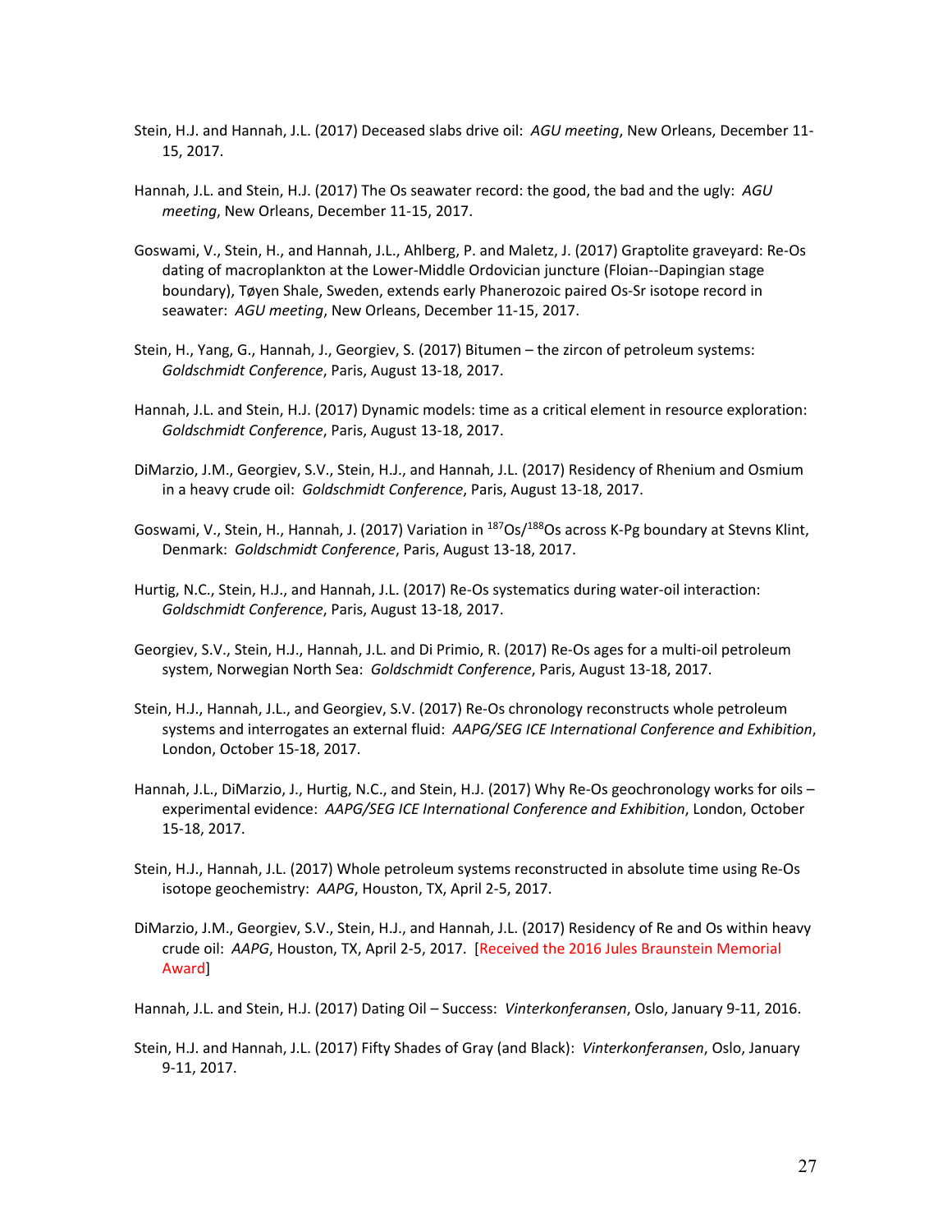Stein, H.J. and Hannah, J.L. (2017) Deceased slabs drive oil: *AGU meeting*, New Orleans, December 11-15, 2017.

Hannah, J.L. and Stein, H.J. (2017) The Os seawater record: the good, the bad and the ugly: *AGU meeting*, New Orleans, December 11-15, 2017.

Goswami, V., Stein, H., and Hannah, J.L., Ahlberg, P. and Maletz, J. (2017) Graptolite graveyard: Re-Os dating of macroplankton at the Lower-Middle Ordovician juncture (Floian--Dapingian stage boundary), Tøyen Shale, Sweden, extends early Phanerozoic paired Os-Sr isotope record in seawater: *AGU meeting*, New Orleans, December 11-15, 2017.

Stein, H., Yang, G., Hannah, J., Georgiev, S. (2017) Bitumen – the zircon of petroleum systems: *Goldschmidt Conference*, Paris, August 13-18, 2017.

Hannah, J.L. and Stein, H.J. (2017) Dynamic models: time as a critical element in resource exploration: *Goldschmidt Conference*, Paris, August 13-18, 2017.

DiMarzio, J.M., Georgiev, S.V., Stein, H.J., and Hannah, J.L. (2017) Residency of Rhenium and Osmium in a heavy crude oil: *Goldschmidt Conference*, Paris, August 13-18, 2017.

Goswami, V., Stein, H., Hannah, J. (2017) Variation in $^{187}Os/^{188}Os$ across K-Pg boundary at Stevns Klint, Denmark: *Goldschmidt Conference*, Paris, August 13-18, 2017.

Hurtig, N.C., Stein, H.J., and Hannah, J.L. (2017) Re-Os systematics during water-oil interaction: *Goldschmidt Conference*, Paris, August 13-18, 2017.

Georgiev, S.V., Stein, H.J., Hannah, J.L. and Di Primio, R. (2017) Re-Os ages for a multi-oil petroleum system, Norwegian North Sea: *Goldschmidt Conference*, Paris, August 13-18, 2017.

Stein, H.J., Hannah, J.L., and Georgiev, S.V. (2017) Re-Os chronology reconstructs whole petroleum systems and interrogates an external fluid: *AAPG/SEG ICE International Conference and Exhibition*, London, October 15-18, 2017.

Hannah, J.L., DiMarzio, J., Hurtig, N.C., and Stein, H.J. (2017) Why Re-Os geochronology works for oils – experimental evidence: *AAPG/SEG ICE International Conference and Exhibition*, London, October 15-18, 2017.

Stein, H.J., Hannah, J.L. (2017) Whole petroleum systems reconstructed in absolute time using Re-Os isotope geochemistry: *AAPG*, Houston, TX, April 2-5, 2017.

DiMarzio, J.M., Georgiev, S.V., Stein, H.J., and Hannah, J.L. (2017) Residency of Re and Os within heavy crude oil: *AAPG*, Houston, TX, April 2-5, 2017. [Received the 2016 Jules Braunstein Memorial Award]

Hannah, J.L. and Stein, H.J. (2017) Dating Oil – Success: *Vinterkonferansen*, Oslo, January 9-11, 2016.

Stein, H.J. and Hannah, J.L. (2017) Fifty Shades of Gray (and Black): *Vinterkonferansen*, Oslo, January 9-11, 2017.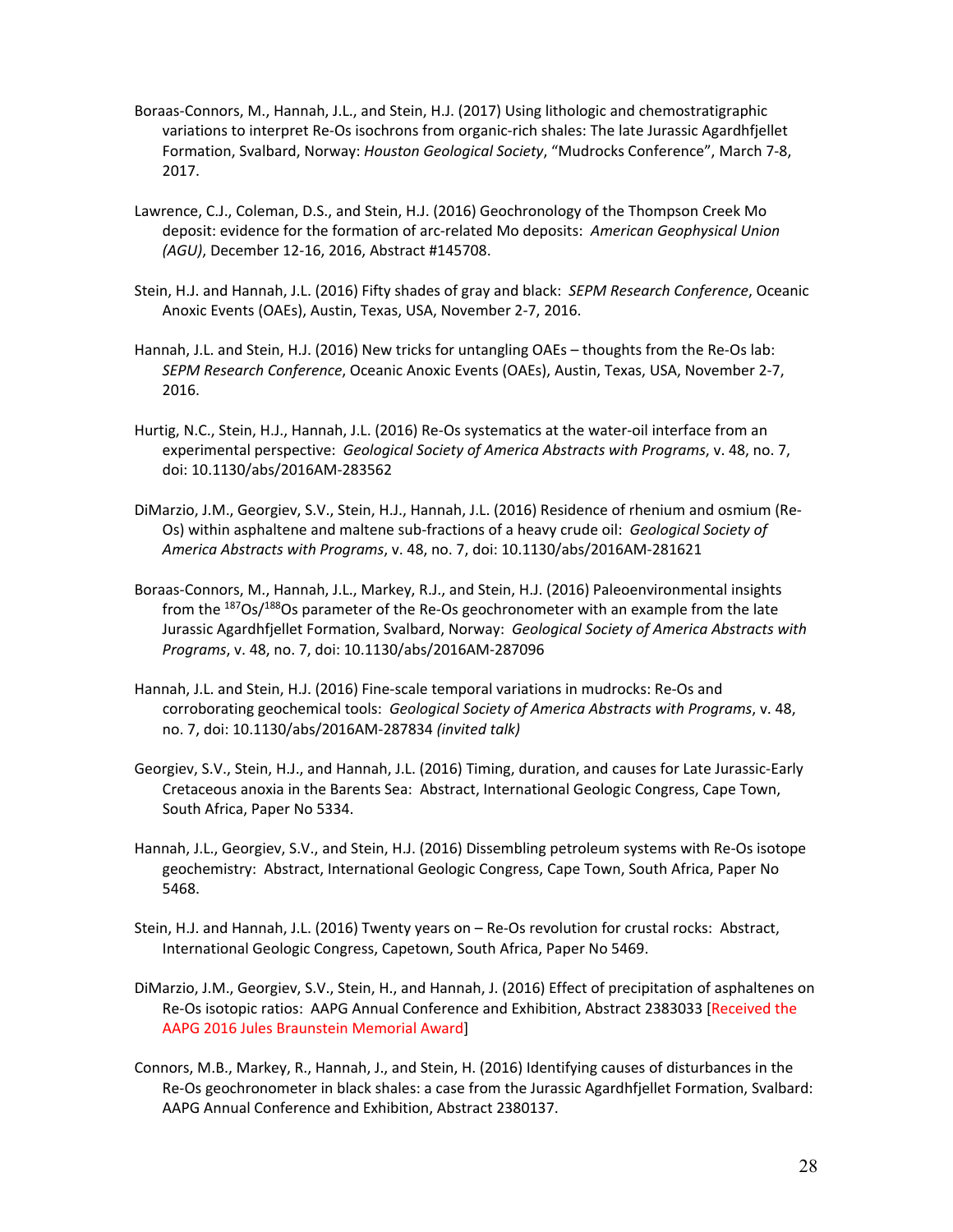Boraas-Connors, M., Hannah, J.L., and Stein, H.J. (2017) Using lithologic and chemostratigraphic variations to interpret Re-Os isochrons from organic-rich shales: The late Jurassic Agardhfjellet Formation, Svalbard, Norway: *Houston Geological Society*, "Mudrocks Conference", March 7-8, 2017.

Lawrence, C.J., Coleman, D.S., and Stein, H.J. (2016) Geochronology of the Thompson Creek Mo deposit: evidence for the formation of arc-related Mo deposits: *American Geophysical Union (AGU)*, December 12-16, 2016, Abstract #145708.

Stein, H.J. and Hannah, J.L. (2016) Fifty shades of gray and black: *SEPM Research Conference*, Oceanic Anoxic Events (OAEs), Austin, Texas, USA, November 2-7, 2016.

Hannah, J.L. and Stein, H.J. (2016) New tricks for untangling OAEs – thoughts from the Re-Os lab: *SEPM Research Conference*, Oceanic Anoxic Events (OAEs), Austin, Texas, USA, November 2-7, 2016.

Hurtig, N.C., Stein, H.J., Hannah, J.L. (2016) Re-Os systematics at the water-oil interface from an experimental perspective: *Geological Society of America Abstracts with Programs*, v. 48, no. 7, doi: 10.1130/abs/2016AM-283562

DiMarzio, J.M., Georgiev, S.V., Stein, H.J., Hannah, J.L. (2016) Residence of rhenium and osmium (Re-Os) within asphaltene and maltene sub-fractions of a heavy crude oil: *Geological Society of America Abstracts with Programs*, v. 48, no. 7, doi: 10.1130/abs/2016AM-281621

Boraas-Connors, M., Hannah, J.L., Markey, R.J., and Stein, H.J. (2016) Paleoenvironmental insights from the $^{187}Os/^{188}Os$ parameter of the Re-Os geochronometer with an example from the late Jurassic Agardhfjellet Formation, Svalbard, Norway: *Geological Society of America Abstracts with Programs*, v. 48, no. 7, doi: 10.1130/abs/2016AM-287096

Hannah, J.L. and Stein, H.J. (2016) Fine-scale temporal variations in mudrocks: Re-Os and corroborating geochemical tools: *Geological Society of America Abstracts with Programs*, v. 48, no. 7, doi: 10.1130/abs/2016AM-287834 *(invited talk)*

Georgiev, S.V., Stein, H.J., and Hannah, J.L. (2016) Timing, duration, and causes for Late Jurassic-Early Cretaceous anoxia in the Barents Sea: Abstract, International Geologic Congress, Cape Town, South Africa, Paper No 5334.

Hannah, J.L., Georgiev, S.V., and Stein, H.J. (2016) Dissembling petroleum systems with Re-Os isotope geochemistry: Abstract, International Geologic Congress, Cape Town, South Africa, Paper No 5468.

Stein, H.J. and Hannah, J.L. (2016) Twenty years on – Re-Os revolution for crustal rocks: Abstract, International Geologic Congress, Capetown, South Africa, Paper No 5469.

DiMarzio, J.M., Georgiev, S.V., Stein, H., and Hannah, J. (2016) Effect of precipitation of asphaltenes on Re-Os isotopic ratios: AAPG Annual Conference and Exhibition, Abstract 2383033 [Received the AAPG 2016 Jules Braunstein Memorial Award]

Connors, M.B., Markey, R., Hannah, J., and Stein, H. (2016) Identifying causes of disturbances in the Re-Os geochronometer in black shales: a case from the Jurassic Agardhfjellet Formation, Svalbard: AAPG Annual Conference and Exhibition, Abstract 2380137.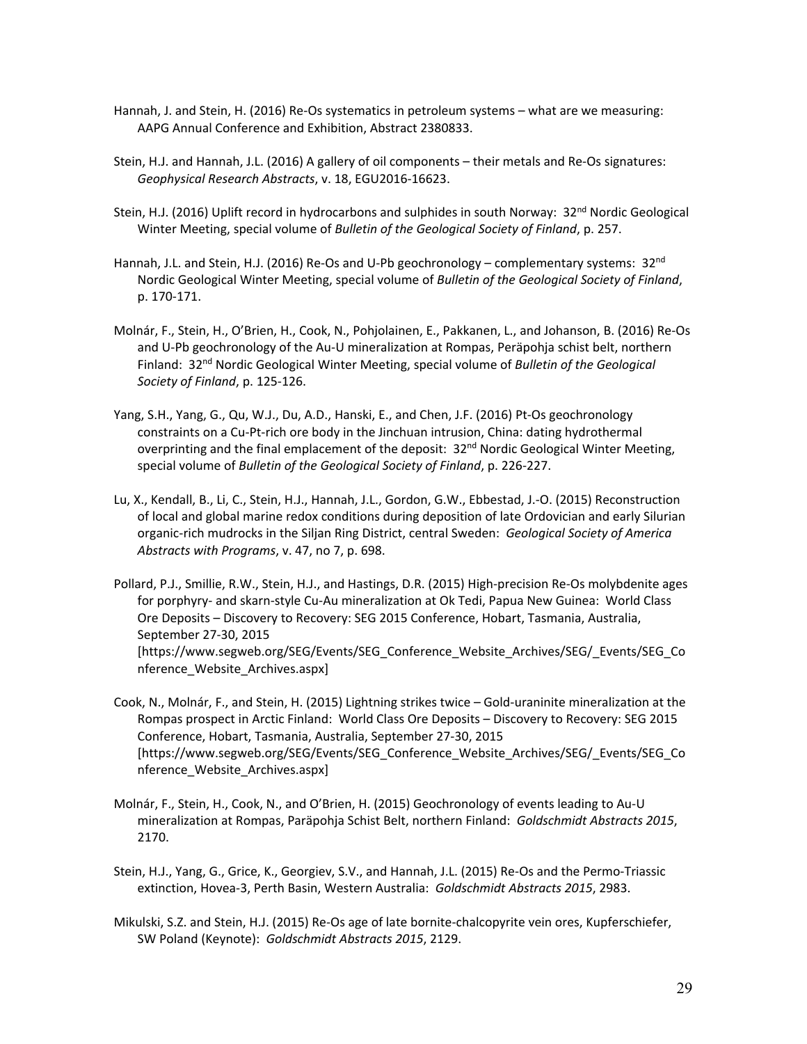Hannah, J. and Stein, H. (2016) Re-Os systematics in petroleum systems – what are we measuring: AAPG Annual Conference and Exhibition, Abstract 2380833.

Stein, H.J. and Hannah, J.L. (2016) A gallery of oil components – their metals and Re-Os signatures: *Geophysical Research Abstracts*, v. 18, EGU2016-16623.

Stein, H.J. (2016) Uplift record in hydrocarbons and sulphides in south Norway: 32nd Nordic Geological Winter Meeting, special volume of *Bulletin of the Geological Society of Finland*, p. 257.

Hannah, J.L. and Stein, H.J. (2016) Re-Os and U-Pb geochronology – complementary systems: 32nd Nordic Geological Winter Meeting, special volume of *Bulletin of the Geological Society of Finland*, p. 170-171.

Molnár, F., Stein, H., O'Brien, H., Cook, N., Pohjolainen, E., Pakkanen, L., and Johanson, B. (2016) Re-Os and U-Pb geochronology of the Au-U mineralization at Rompas, Peräpohja schist belt, northern Finland: 32nd Nordic Geological Winter Meeting, special volume of *Bulletin of the Geological Society of Finland*, p. 125-126.

Yang, S.H., Yang, G., Qu, W.J., Du, A.D., Hanski, E., and Chen, J.F. (2016) Pt-Os geochronology constraints on a Cu-Pt-rich ore body in the Jinchuan intrusion, China: dating hydrothermal overprinting and the final emplacement of the deposit: 32nd Nordic Geological Winter Meeting, special volume of *Bulletin of the Geological Society of Finland*, p. 226-227.

Lu, X., Kendall, B., Li, C., Stein, H.J., Hannah, J.L., Gordon, G.W., Ebbestad, J.-O. (2015) Reconstruction of local and global marine redox conditions during deposition of late Ordovician and early Silurian organic-rich mudrocks in the Siljan Ring District, central Sweden: *Geological Society of America Abstracts with Programs*, v. 47, no 7, p. 698.

Pollard, P.J., Smillie, R.W., Stein, H.J., and Hastings, D.R. (2015) High-precision Re-Os molybdenite ages for porphyry- and skarn-style Cu-Au mineralization at Ok Tedi, Papua New Guinea: World Class Ore Deposits – Discovery to Recovery: SEG 2015 Conference, Hobart, Tasmania, Australia, September 27-30, 2015 [https://www.segweb.org/SEG/Events/SEG_Conference_Website_Archives/SEG/_Events/SEG_Conference_Website_Archives.aspx]

Cook, N., Molnár, F., and Stein, H. (2015) Lightning strikes twice – Gold-uraninite mineralization at the Rompas prospect in Arctic Finland: World Class Ore Deposits – Discovery to Recovery: SEG 2015 Conference, Hobart, Tasmania, Australia, September 27-30, 2015 [https://www.segweb.org/SEG/Events/SEG_Conference_Website_Archives/SEG/_Events/SEG_Conference_Website_Archives.aspx]

Molnár, F., Stein, H., Cook, N., and O'Brien, H. (2015) Geochronology of events leading to Au-U mineralization at Rompas, Paräpohja Schist Belt, northern Finland: *Goldschmidt Abstracts 2015*, 2170.

Stein, H.J., Yang, G., Grice, K., Georgiev, S.V., and Hannah, J.L. (2015) Re-Os and the Permo-Triassic extinction, Hovea-3, Perth Basin, Western Australia: *Goldschmidt Abstracts 2015*, 2983.

Mikulski, S.Z. and Stein, H.J. (2015) Re-Os age of late bornite-chalcopyrite vein ores, Kupferschiefer, SW Poland (Keynote): *Goldschmidt Abstracts 2015*, 2129.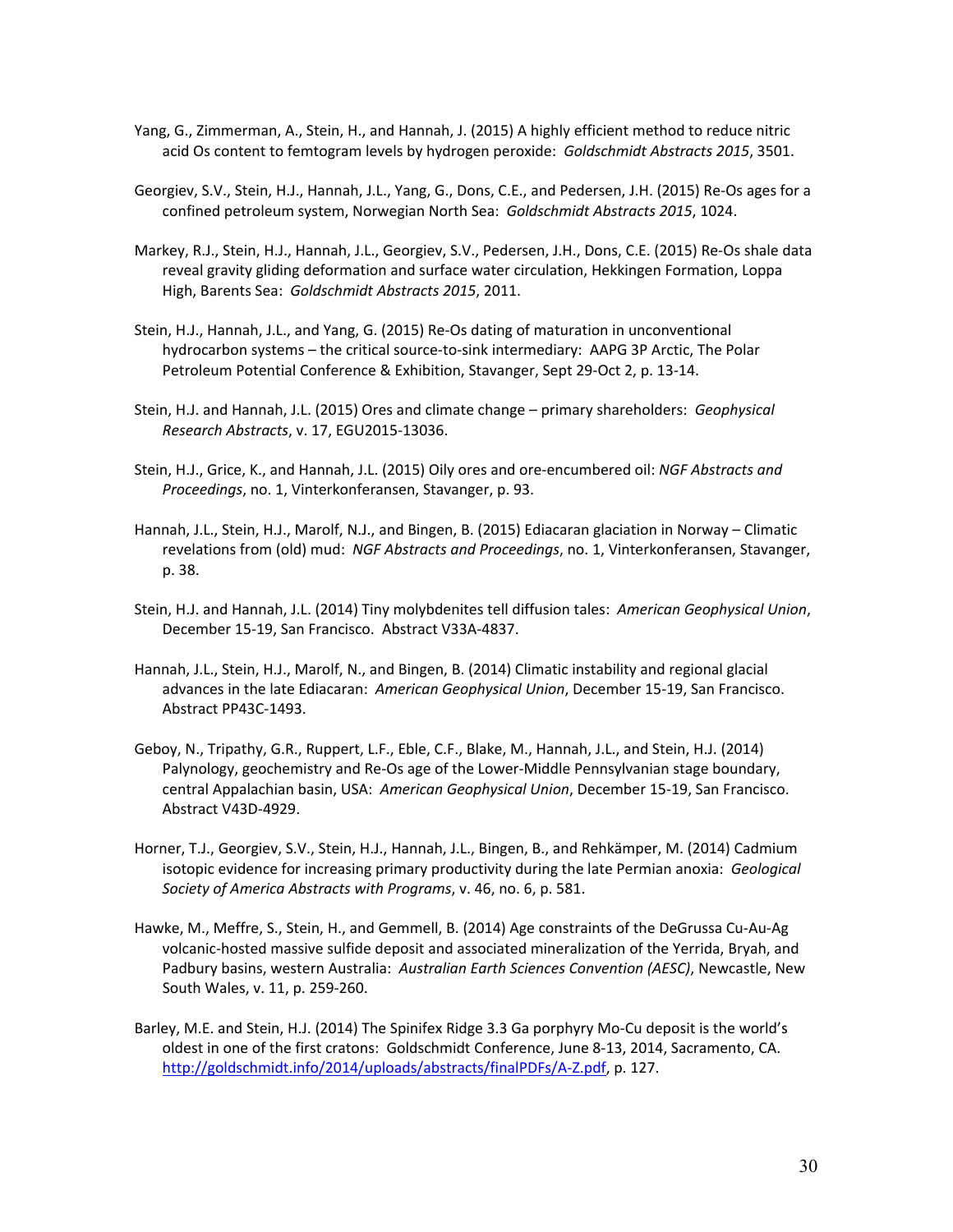Yang, G., Zimmerman, A., Stein, H., and Hannah, J. (2015) A highly efficient method to reduce nitric acid Os content to femtogram levels by hydrogen peroxide: *Goldschmidt Abstracts 2015*, 3501.

Georgiev, S.V., Stein, H.J., Hannah, J.L., Yang, G., Dons, C.E., and Pedersen, J.H. (2015) Re-Os ages for a confined petroleum system, Norwegian North Sea: *Goldschmidt Abstracts 2015*, 1024.

Markey, R.J., Stein, H.J., Hannah, J.L., Georgiev, S.V., Pedersen, J.H., Dons, C.E. (2015) Re-Os shale data reveal gravity gliding deformation and surface water circulation, Hekkingen Formation, Loppa High, Barents Sea: *Goldschmidt Abstracts 2015*, 2011.

Stein, H.J., Hannah, J.L., and Yang, G. (2015) Re-Os dating of maturation in unconventional hydrocarbon systems – the critical source-to-sink intermediary: AAPG 3P Arctic, The Polar Petroleum Potential Conference & Exhibition, Stavanger, Sept 29-Oct 2, p. 13-14.

Stein, H.J. and Hannah, J.L. (2015) Ores and climate change – primary shareholders: *Geophysical Research Abstracts*, v. 17, EGU2015-13036.

Stein, H.J., Grice, K., and Hannah, J.L. (2015) Oily ores and ore-encumbered oil: *NGF Abstracts and Proceedings*, no. 1, Vinterkonferansen, Stavanger, p. 93.

Hannah, J.L., Stein, H.J., Marolf, N.J., and Bingen, B. (2015) Ediacaran glaciation in Norway – Climatic revelations from (old) mud: *NGF Abstracts and Proceedings*, no. 1, Vinterkonferansen, Stavanger, p. 38.

Stein, H.J. and Hannah, J.L. (2014) Tiny molybdenites tell diffusion tales: *American Geophysical Union*, December 15-19, San Francisco. Abstract V33A-4837.

Hannah, J.L., Stein, H.J., Marolf, N., and Bingen, B. (2014) Climatic instability and regional glacial advances in the late Ediacaran: *American Geophysical Union*, December 15-19, San Francisco. Abstract PP43C-1493.

Geboy, N., Tripathy, G.R., Ruppert, L.F., Eble, C.F., Blake, M., Hannah, J.L., and Stein, H.J. (2014) Palynology, geochemistry and Re-Os age of the Lower-Middle Pennsylvanian stage boundary, central Appalachian basin, USA: *American Geophysical Union*, December 15-19, San Francisco. Abstract V43D-4929.

Horner, T.J., Georgiev, S.V., Stein, H.J., Hannah, J.L., Bingen, B., and Rehkämper, M. (2014) Cadmium isotopic evidence for increasing primary productivity during the late Permian anoxia: *Geological Society of America Abstracts with Programs*, v. 46, no. 6, p. 581.

Hawke, M., Meffre, S., Stein, H., and Gemmell, B. (2014) Age constraints of the DeGrussa Cu-Au-Ag volcanic-hosted massive sulfide deposit and associated mineralization of the Yerrida, Bryah, and Padbury basins, western Australia: *Australian Earth Sciences Convention (AESC)*, Newcastle, New South Wales, v. 11, p. 259-260.

Barley, M.E. and Stein, H.J. (2014) The Spinifex Ridge 3.3 Ga porphyry Mo-Cu deposit is the world's oldest in one of the first cratons: Goldschmidt Conference, June 8-13, 2014, Sacramento, CA. http://goldschmidt.info/2014/uploads/abstracts/finalPDFs/A-Z.pdf, p. 127.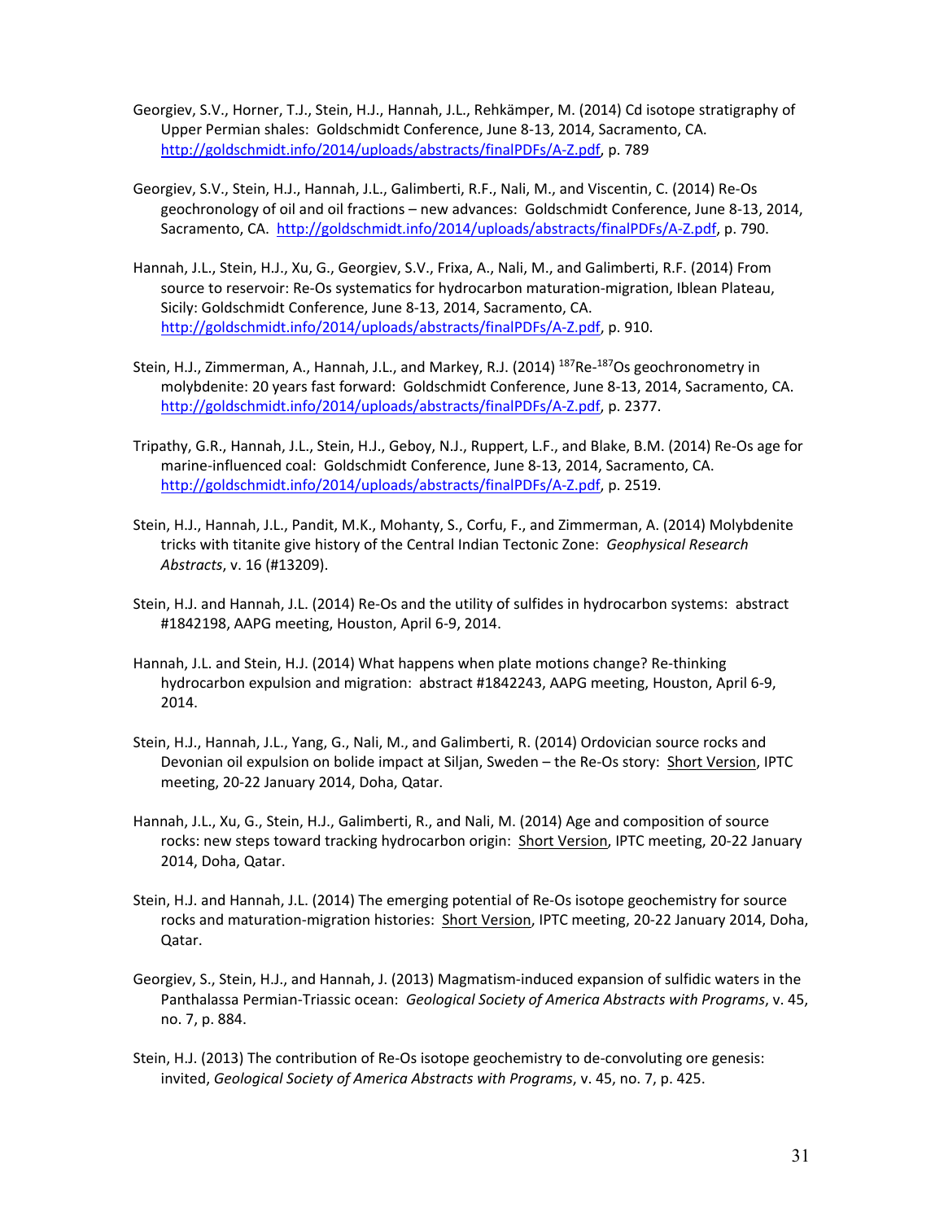Georgiev, S.V., Horner, T.J., Stein, H.J., Hannah, J.L., Rehkämper, M. (2014) Cd isotope stratigraphy of Upper Permian shales: Goldschmidt Conference, June 8-13, 2014, Sacramento, CA. http://goldschmidt.info/2014/uploads/abstracts/finalPDFs/A-Z.pdf, p. 789

Georgiev, S.V., Stein, H.J., Hannah, J.L., Galimberti, R.F., Nali, M., and Viscentin, C. (2014) Re-Os geochronology of oil and oil fractions – new advances: Goldschmidt Conference, June 8-13, 2014, Sacramento, CA. http://goldschmidt.info/2014/uploads/abstracts/finalPDFs/A-Z.pdf, p. 790.

Hannah, J.L., Stein, H.J., Xu, G., Georgiev, S.V., Frixa, A., Nali, M., and Galimberti, R.F. (2014) From source to reservoir: Re-Os systematics for hydrocarbon maturation-migration, Iblean Plateau, Sicily: Goldschmidt Conference, June 8-13, 2014, Sacramento, CA. http://goldschmidt.info/2014/uploads/abstracts/finalPDFs/A-Z.pdf, p. 910.

Stein, H.J., Zimmerman, A., Hannah, J.L., and Markey, R.J. (2014) $^{187}$Re-$^{187}$Os geochronometry in molybdenite: 20 years fast forward: Goldschmidt Conference, June 8-13, 2014, Sacramento, CA. http://goldschmidt.info/2014/uploads/abstracts/finalPDFs/A-Z.pdf, p. 2377.

Tripathy, G.R., Hannah, J.L., Stein, H.J., Geboy, N.J., Ruppert, L.F., and Blake, B.M. (2014) Re-Os age for marine-influenced coal: Goldschmidt Conference, June 8-13, 2014, Sacramento, CA. http://goldschmidt.info/2014/uploads/abstracts/finalPDFs/A-Z.pdf, p. 2519.

Stein, H.J., Hannah, J.L., Pandit, M.K., Mohanty, S., Corfu, F., and Zimmerman, A. (2014) Molybdenite tricks with titanite give history of the Central Indian Tectonic Zone: *Geophysical Research Abstracts*, v. 16 (#13209).

Stein, H.J. and Hannah, J.L. (2014) Re-Os and the utility of sulfides in hydrocarbon systems: abstract #1842198, AAPG meeting, Houston, April 6-9, 2014.

Hannah, J.L. and Stein, H.J. (2014) What happens when plate motions change? Re-thinking hydrocarbon expulsion and migration: abstract #1842243, AAPG meeting, Houston, April 6-9, 2014.

Stein, H.J., Hannah, J.L., Yang, G., Nali, M., and Galimberti, R. (2014) Ordovician source rocks and Devonian oil expulsion on bolide impact at Siljan, Sweden – the Re-Os story: Short Version, IPTC meeting, 20-22 January 2014, Doha, Qatar.

Hannah, J.L., Xu, G., Stein, H.J., Galimberti, R., and Nali, M. (2014) Age and composition of source rocks: new steps toward tracking hydrocarbon origin: Short Version, IPTC meeting, 20-22 January 2014, Doha, Qatar.

Stein, H.J. and Hannah, J.L. (2014) The emerging potential of Re-Os isotope geochemistry for source rocks and maturation-migration histories: Short Version, IPTC meeting, 20-22 January 2014, Doha, Qatar.

Georgiev, S., Stein, H.J., and Hannah, J. (2013) Magmatism-induced expansion of sulfidic waters in the Panthalassa Permian-Triassic ocean: *Geological Society of America Abstracts with Programs*, v. 45, no. 7, p. 884.

Stein, H.J. (2013) The contribution of Re-Os isotope geochemistry to de-convoluting ore genesis: invited, *Geological Society of America Abstracts with Programs*, v. 45, no. 7, p. 425.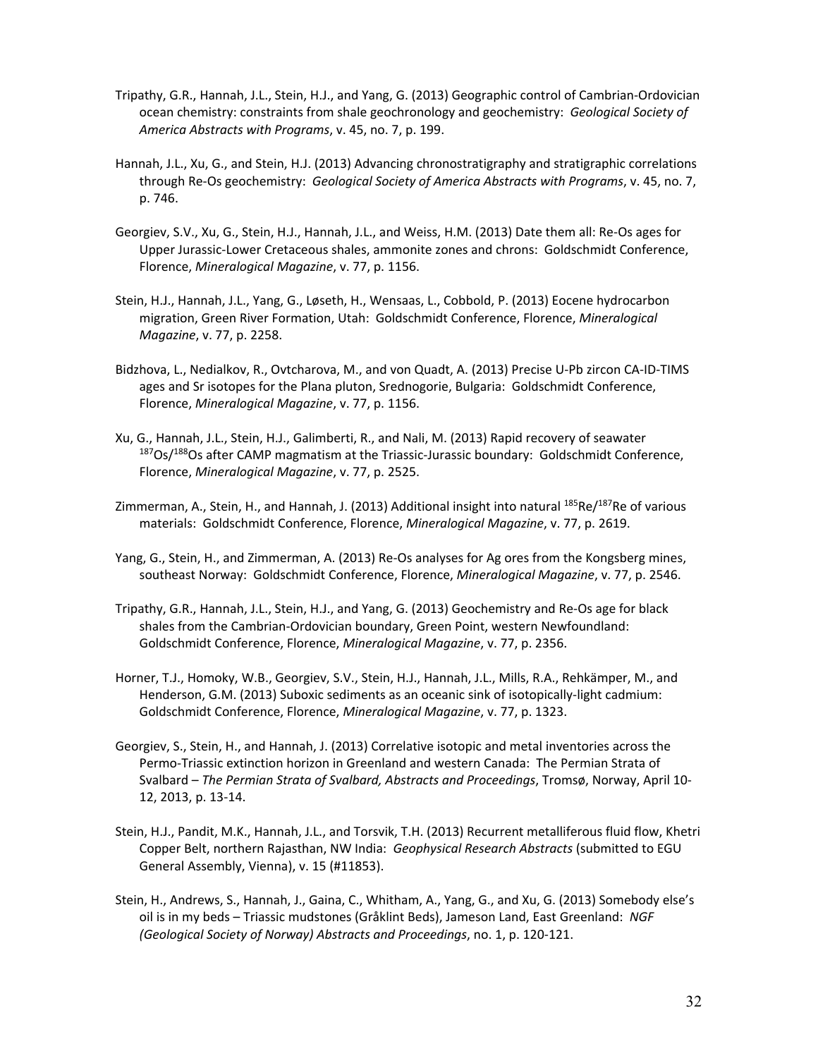Tripathy, G.R., Hannah, J.L., Stein, H.J., and Yang, G. (2013) Geographic control of Cambrian-Ordovician ocean chemistry: constraints from shale geochronology and geochemistry: *Geological Society of America Abstracts with Programs*, v. 45, no. 7, p. 199.

Hannah, J.L., Xu, G., and Stein, H.J. (2013) Advancing chronostratigraphy and stratigraphic correlations through Re-Os geochemistry: *Geological Society of America Abstracts with Programs*, v. 45, no. 7, p. 746.

Georgiev, S.V., Xu, G., Stein, H.J., Hannah, J.L., and Weiss, H.M. (2013) Date them all: Re-Os ages for Upper Jurassic-Lower Cretaceous shales, ammonite zones and chrons: Goldschmidt Conference, Florence, *Mineralogical Magazine*, v. 77, p. 1156.

Stein, H.J., Hannah, J.L., Yang, G., Løseth, H., Wensaas, L., Cobbold, P. (2013) Eocene hydrocarbon migration, Green River Formation, Utah: Goldschmidt Conference, Florence, *Mineralogical Magazine*, v. 77, p. 2258.

Bidzhova, L., Nedialkov, R., Ovtcharova, M., and von Quadt, A. (2013) Precise U-Pb zircon CA-ID-TIMS ages and Sr isotopes for the Plana pluton, Srednogorie, Bulgaria: Goldschmidt Conference, Florence, *Mineralogical Magazine*, v. 77, p. 1156.

Xu, G., Hannah, J.L., Stein, H.J., Galimberti, R., and Nali, M. (2013) Rapid recovery of seawater $^{187}Os/^{188}Os$ after CAMP magmatism at the Triassic-Jurassic boundary: Goldschmidt Conference, Florence, *Mineralogical Magazine*, v. 77, p. 2525.

Zimmerman, A., Stein, H., and Hannah, J. (2013) Additional insight into natural $^{185}Re/^{187}Re$ of various materials: Goldschmidt Conference, Florence, *Mineralogical Magazine*, v. 77, p. 2619.

Yang, G., Stein, H., and Zimmerman, A. (2013) Re-Os analyses for Ag ores from the Kongsberg mines, southeast Norway: Goldschmidt Conference, Florence, *Mineralogical Magazine*, v. 77, p. 2546.

Tripathy, G.R., Hannah, J.L., Stein, H.J., and Yang, G. (2013) Geochemistry and Re-Os age for black shales from the Cambrian-Ordovician boundary, Green Point, western Newfoundland: Goldschmidt Conference, Florence, *Mineralogical Magazine*, v. 77, p. 2356.

Horner, T.J., Homoky, W.B., Georgiev, S.V., Stein, H.J., Hannah, J.L., Mills, R.A., Rehkämper, M., and Henderson, G.M. (2013) Suboxic sediments as an oceanic sink of isotopically-light cadmium: Goldschmidt Conference, Florence, *Mineralogical Magazine*, v. 77, p. 1323.

Georgiev, S., Stein, H., and Hannah, J. (2013) Correlative isotopic and metal inventories across the Permo-Triassic extinction horizon in Greenland and western Canada: The Permian Strata of Svalbard – *The Permian Strata of Svalbard, Abstracts and Proceedings*, Tromsø, Norway, April 10-12, 2013, p. 13-14.

Stein, H.J., Pandit, M.K., Hannah, J.L., and Torsvik, T.H. (2013) Recurrent metalliferous fluid flow, Khetri Copper Belt, northern Rajasthan, NW India: *Geophysical Research Abstracts* (submitted to EGU General Assembly, Vienna), v. 15 (#11853).

Stein, H., Andrews, S., Hannah, J., Gaina, C., Whitham, A., Yang, G., and Xu, G. (2013) Somebody else's oil is in my beds – Triassic mudstones (Gråklint Beds), Jameson Land, East Greenland: *NGF (Geological Society of Norway) Abstracts and Proceedings*, no. 1, p. 120-121.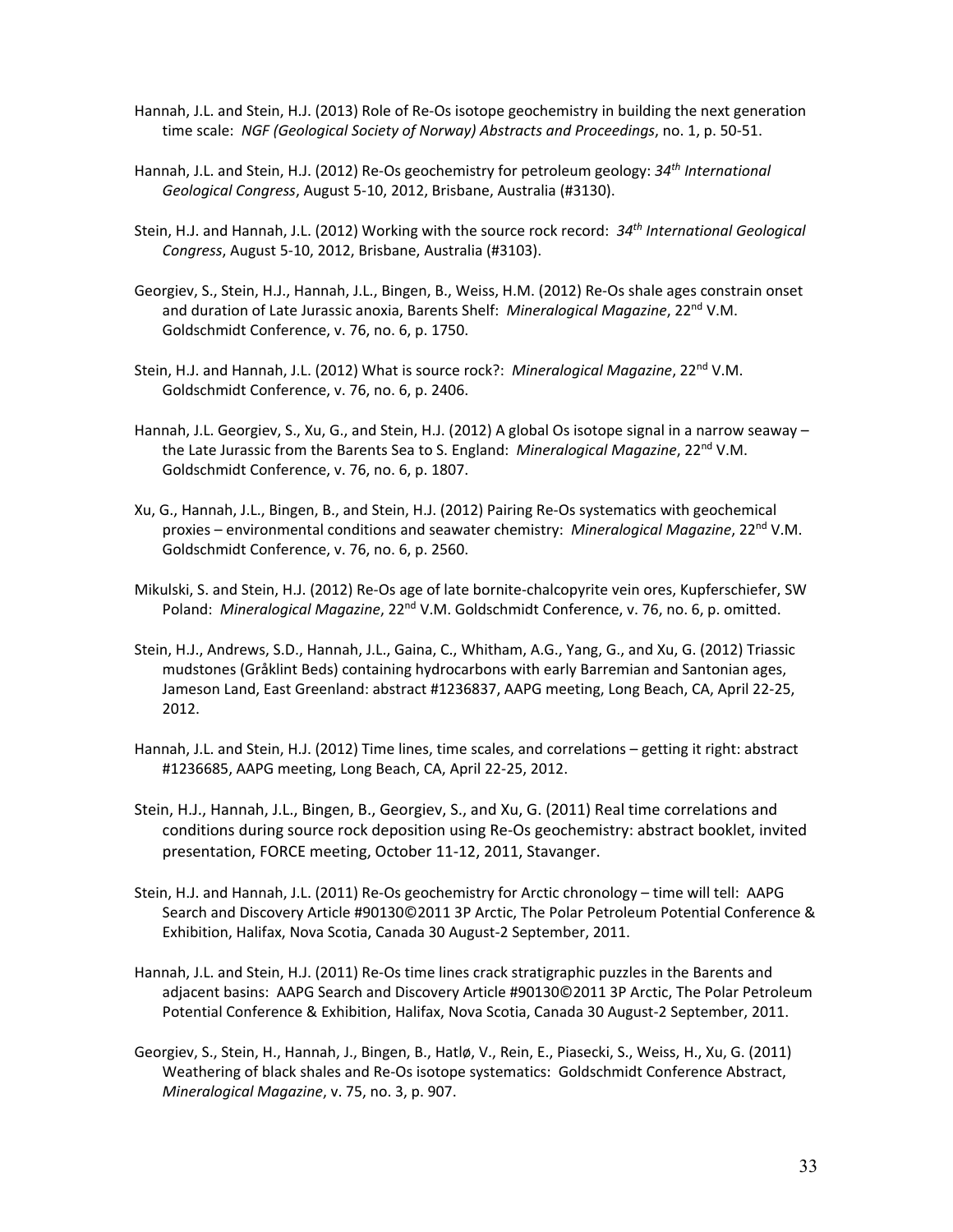Hannah, J.L. and Stein, H.J. (2013) Role of Re-Os isotope geochemistry in building the next generation time scale: *NGF (Geological Society of Norway) Abstracts and Proceedings*, no. 1, p. 50-51.

Hannah, J.L. and Stein, H.J. (2012) Re-Os geochemistry for petroleum geology: *34th International Geological Congress*, August 5-10, 2012, Brisbane, Australia (#3130).

Stein, H.J. and Hannah, J.L. (2012) Working with the source rock record: *34th International Geological Congress*, August 5-10, 2012, Brisbane, Australia (#3103).

Georgiev, S., Stein, H.J., Hannah, J.L., Bingen, B., Weiss, H.M. (2012) Re-Os shale ages constrain onset and duration of Late Jurassic anoxia, Barents Shelf: *Mineralogical Magazine*, 22nd V.M. Goldschmidt Conference, v. 76, no. 6, p. 1750.

Stein, H.J. and Hannah, J.L. (2012) What is source rock?: *Mineralogical Magazine*, 22nd V.M. Goldschmidt Conference, v. 76, no. 6, p. 2406.

Hannah, J.L. Georgiev, S., Xu, G., and Stein, H.J. (2012) A global Os isotope signal in a narrow seaway – the Late Jurassic from the Barents Sea to S. England: *Mineralogical Magazine*, 22nd V.M. Goldschmidt Conference, v. 76, no. 6, p. 1807.

Xu, G., Hannah, J.L., Bingen, B., and Stein, H.J. (2012) Pairing Re-Os systematics with geochemical proxies – environmental conditions and seawater chemistry: *Mineralogical Magazine*, 22nd V.M. Goldschmidt Conference, v. 76, no. 6, p. 2560.

Mikulski, S. and Stein, H.J. (2012) Re-Os age of late bornite-chalcopyrite vein ores, Kupferschiefer, SW Poland: *Mineralogical Magazine*, 22nd V.M. Goldschmidt Conference, v. 76, no. 6, p. omitted.

Stein, H.J., Andrews, S.D., Hannah, J.L., Gaina, C., Whitham, A.G., Yang, G., and Xu, G. (2012) Triassic mudstones (Gråklint Beds) containing hydrocarbons with early Barremian and Santonian ages, Jameson Land, East Greenland: abstract #1236837, AAPG meeting, Long Beach, CA, April 22-25, 2012.

Hannah, J.L. and Stein, H.J. (2012) Time lines, time scales, and correlations – getting it right: abstract #1236685, AAPG meeting, Long Beach, CA, April 22-25, 2012.

Stein, H.J., Hannah, J.L., Bingen, B., Georgiev, S., and Xu, G. (2011) Real time correlations and conditions during source rock deposition using Re-Os geochemistry: abstract booklet, invited presentation, FORCE meeting, October 11-12, 2011, Stavanger.

Stein, H.J. and Hannah, J.L. (2011) Re-Os geochemistry for Arctic chronology – time will tell: AAPG Search and Discovery Article #90130©2011 3P Arctic, The Polar Petroleum Potential Conference & Exhibition, Halifax, Nova Scotia, Canada 30 August-2 September, 2011.

Hannah, J.L. and Stein, H.J. (2011) Re-Os time lines crack stratigraphic puzzles in the Barents and adjacent basins: AAPG Search and Discovery Article #90130©2011 3P Arctic, The Polar Petroleum Potential Conference & Exhibition, Halifax, Nova Scotia, Canada 30 August-2 September, 2011.

Georgiev, S., Stein, H., Hannah, J., Bingen, B., Hatlø, V., Rein, E., Piasecki, S., Weiss, H., Xu, G. (2011) Weathering of black shales and Re-Os isotope systematics: Goldschmidt Conference Abstract, *Mineralogical Magazine*, v. 75, no. 3, p. 907.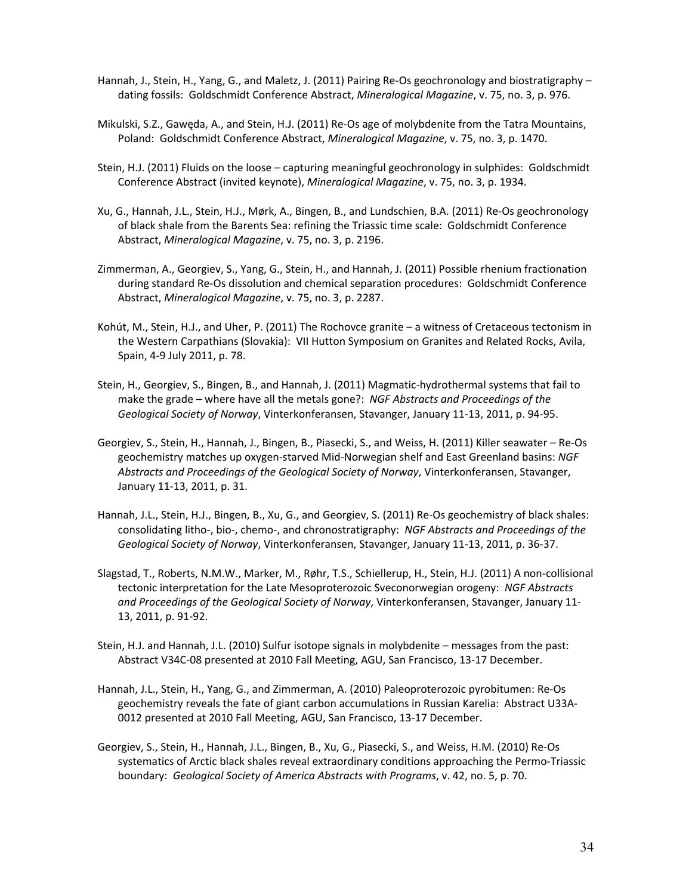Hannah, J., Stein, H., Yang, G., and Maletz, J. (2011) Pairing Re-Os geochronology and biostratigraphy – dating fossils: Goldschmidt Conference Abstract, *Mineralogical Magazine*, v. 75, no. 3, p. 976.

Mikulski, S.Z., Gawęda, A., and Stein, H.J. (2011) Re-Os age of molybdenite from the Tatra Mountains, Poland: Goldschmidt Conference Abstract, *Mineralogical Magazine*, v. 75, no. 3, p. 1470.

Stein, H.J. (2011) Fluids on the loose – capturing meaningful geochronology in sulphides: Goldschmidt Conference Abstract (invited keynote), *Mineralogical Magazine*, v. 75, no. 3, p. 1934.

Xu, G., Hannah, J.L., Stein, H.J., Mørk, A., Bingen, B., and Lundschien, B.A. (2011) Re-Os geochronology of black shale from the Barents Sea: refining the Triassic time scale: Goldschmidt Conference Abstract, *Mineralogical Magazine*, v. 75, no. 3, p. 2196.

Zimmerman, A., Georgiev, S., Yang, G., Stein, H., and Hannah, J. (2011) Possible rhenium fractionation during standard Re-Os dissolution and chemical separation procedures: Goldschmidt Conference Abstract, *Mineralogical Magazine*, v. 75, no. 3, p. 2287.

Kohút, M., Stein, H.J., and Uher, P. (2011) The Rochovce granite – a witness of Cretaceous tectonism in the Western Carpathians (Slovakia): VII Hutton Symposium on Granites and Related Rocks, Avila, Spain, 4-9 July 2011, p. 78.

Stein, H., Georgiev, S., Bingen, B., and Hannah, J. (2011) Magmatic-hydrothermal systems that fail to make the grade – where have all the metals gone?: *NGF Abstracts and Proceedings of the Geological Society of Norway*, Vinterkonferansen, Stavanger, January 11-13, 2011, p. 94-95.

Georgiev, S., Stein, H., Hannah, J., Bingen, B., Piasecki, S., and Weiss, H. (2011) Killer seawater – Re-Os geochemistry matches up oxygen-starved Mid-Norwegian shelf and East Greenland basins: *NGF Abstracts and Proceedings of the Geological Society of Norway*, Vinterkonferansen, Stavanger, January 11-13, 2011, p. 31.

Hannah, J.L., Stein, H.J., Bingen, B., Xu, G., and Georgiev, S. (2011) Re-Os geochemistry of black shales: consolidating litho-, bio-, chemo-, and chronostratigraphy: *NGF Abstracts and Proceedings of the Geological Society of Norway*, Vinterkonferansen, Stavanger, January 11-13, 2011, p. 36-37.

Slagstad, T., Roberts, N.M.W., Marker, M., Røhr, T.S., Schiellerup, H., Stein, H.J. (2011) A non-collisional tectonic interpretation for the Late Mesoproterozoic Sveconorwegian orogeny: *NGF Abstracts and Proceedings of the Geological Society of Norway*, Vinterkonferansen, Stavanger, January 11-13, 2011, p. 91-92.

Stein, H.J. and Hannah, J.L. (2010) Sulfur isotope signals in molybdenite – messages from the past: Abstract V34C-08 presented at 2010 Fall Meeting, AGU, San Francisco, 13-17 December.

Hannah, J.L., Stein, H., Yang, G., and Zimmerman, A. (2010) Paleoproterozoic pyrobitumen: Re-Os geochemistry reveals the fate of giant carbon accumulations in Russian Karelia: Abstract U33A-0012 presented at 2010 Fall Meeting, AGU, San Francisco, 13-17 December.

Georgiev, S., Stein, H., Hannah, J.L., Bingen, B., Xu, G., Piasecki, S., and Weiss, H.M. (2010) Re-Os systematics of Arctic black shales reveal extraordinary conditions approaching the Permo-Triassic boundary: *Geological Society of America Abstracts with Programs*, v. 42, no. 5, p. 70.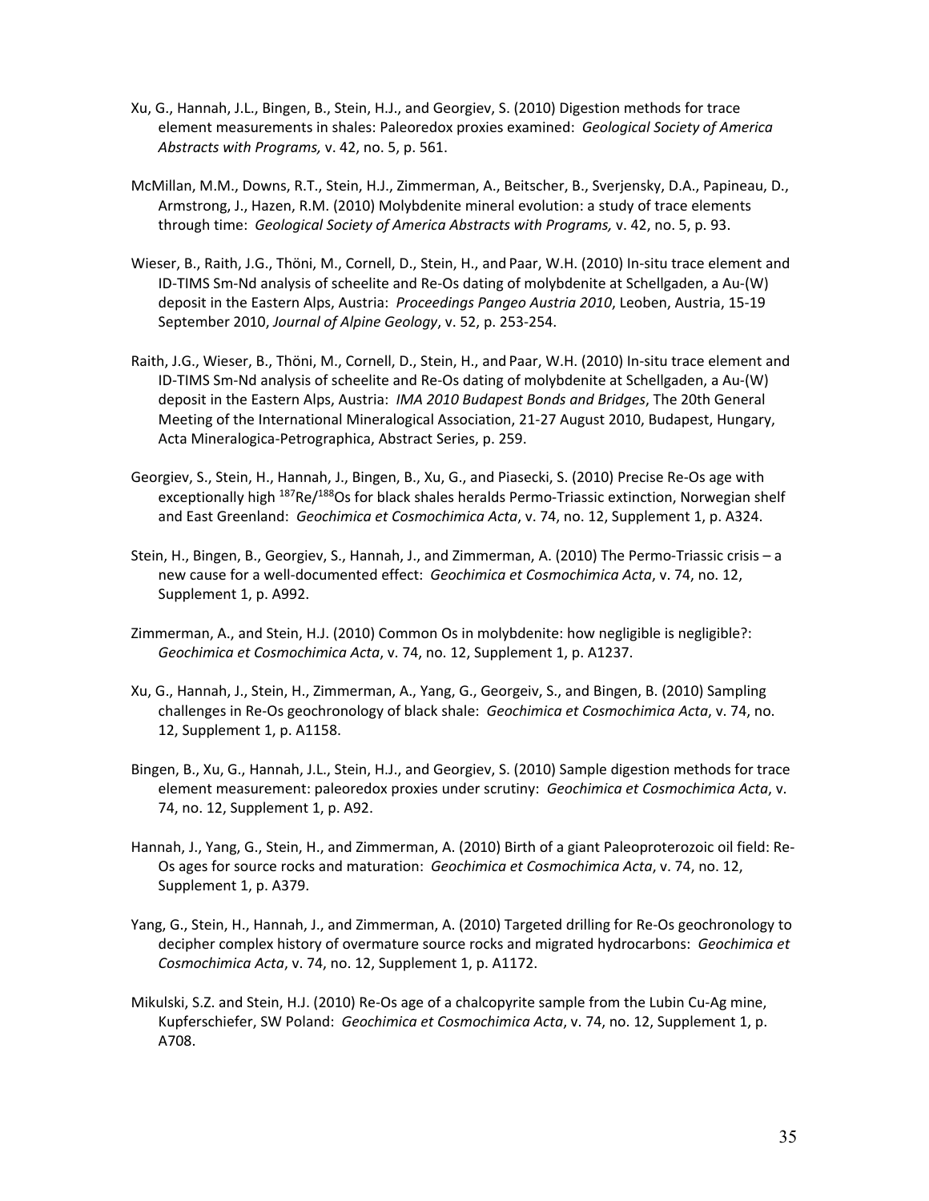Xu, G., Hannah, J.L., Bingen, B., Stein, H.J., and Georgiev, S. (2010) Digestion methods for trace element measurements in shales: Paleoredox proxies examined: *Geological Society of America Abstracts with Programs,* v. 42, no. 5, p. 561.

McMillan, M.M., Downs, R.T., Stein, H.J., Zimmerman, A., Beitscher, B., Sverjensky, D.A., Papineau, D., Armstrong, J., Hazen, R.M. (2010) Molybdenite mineral evolution: a study of trace elements through time: *Geological Society of America Abstracts with Programs,* v. 42, no. 5, p. 93.

Wieser, B., Raith, J.G., Thöni, M., Cornell, D., Stein, H., and Paar, W.H. (2010) In-situ trace element and ID-TIMS Sm-Nd analysis of scheelite and Re-Os dating of molybdenite at Schellgaden, a Au-(W) deposit in the Eastern Alps, Austria: *Proceedings Pangeo Austria 2010*, Leoben, Austria, 15-19 September 2010, *Journal of Alpine Geology*, v. 52, p. 253-254.

Raith, J.G., Wieser, B., Thöni, M., Cornell, D., Stein, H., and Paar, W.H. (2010) In-situ trace element and ID-TIMS Sm-Nd analysis of scheelite and Re-Os dating of molybdenite at Schellgaden, a Au-(W) deposit in the Eastern Alps, Austria: *IMA 2010 Budapest Bonds and Bridges*, The 20th General Meeting of the International Mineralogical Association, 21-27 August 2010, Budapest, Hungary, Acta Mineralogica-Petrographica, Abstract Series, p. 259.

Georgiev, S., Stein, H., Hannah, J., Bingen, B., Xu, G., and Piasecki, S. (2010) Precise Re-Os age with exceptionally high $^{187}Re/^{188}Os$ for black shales heralds Permo-Triassic extinction, Norwegian shelf and East Greenland: *Geochimica et Cosmochimica Acta*, v. 74, no. 12, Supplement 1, p. A324.

Stein, H., Bingen, B., Georgiev, S., Hannah, J., and Zimmerman, A. (2010) The Permo-Triassic crisis – a new cause for a well-documented effect: *Geochimica et Cosmochimica Acta*, v. 74, no. 12, Supplement 1, p. A992.

Zimmerman, A., and Stein, H.J. (2010) Common Os in molybdenite: how negligible is negligible?: *Geochimica et Cosmochimica Acta*, v. 74, no. 12, Supplement 1, p. A1237.

Xu, G., Hannah, J., Stein, H., Zimmerman, A., Yang, G., Georgeiv, S., and Bingen, B. (2010) Sampling challenges in Re-Os geochronology of black shale: *Geochimica et Cosmochimica Acta*, v. 74, no. 12, Supplement 1, p. A1158.

Bingen, B., Xu, G., Hannah, J.L., Stein, H.J., and Georgiev, S. (2010) Sample digestion methods for trace element measurement: paleoredox proxies under scrutiny: *Geochimica et Cosmochimica Acta*, v. 74, no. 12, Supplement 1, p. A92.

Hannah, J., Yang, G., Stein, H., and Zimmerman, A. (2010) Birth of a giant Paleoproterozoic oil field: Re-Os ages for source rocks and maturation: *Geochimica et Cosmochimica Acta*, v. 74, no. 12, Supplement 1, p. A379.

Yang, G., Stein, H., Hannah, J., and Zimmerman, A. (2010) Targeted drilling for Re-Os geochronology to decipher complex history of overmature source rocks and migrated hydrocarbons: *Geochimica et Cosmochimica Acta*, v. 74, no. 12, Supplement 1, p. A1172.

Mikulski, S.Z. and Stein, H.J. (2010) Re-Os age of a chalcopyrite sample from the Lubin Cu-Ag mine, Kupferschiefer, SW Poland: *Geochimica et Cosmochimica Acta*, v. 74, no. 12, Supplement 1, p. A708.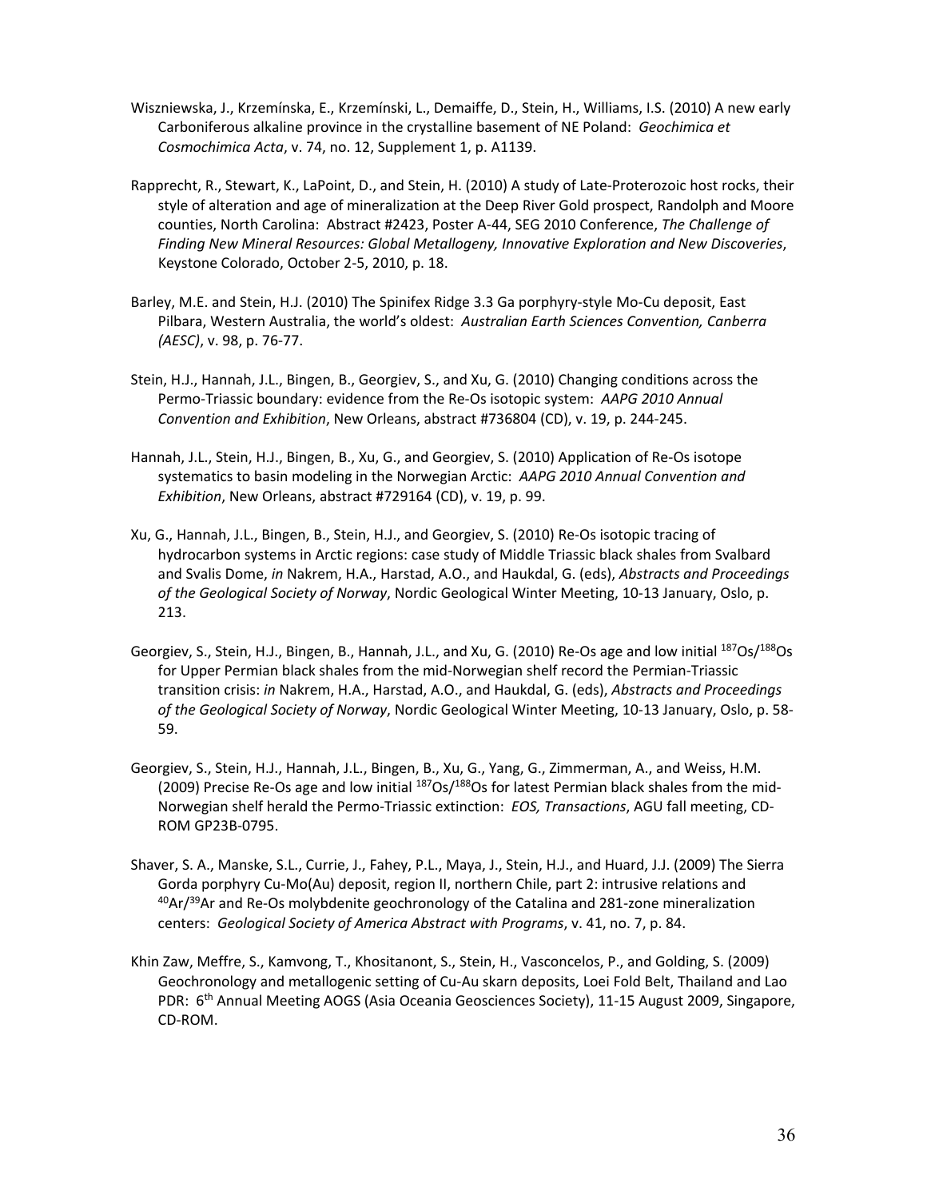Wiszniewska, J., Krzemínska, E., Krzemínski, L., Demaiffe, D., Stein, H., Williams, I.S. (2010) A new early Carboniferous alkaline province in the crystalline basement of NE Poland: *Geochimica et Cosmochimica Acta*, v. 74, no. 12, Supplement 1, p. A1139.

Rapprecht, R., Stewart, K., LaPoint, D., and Stein, H. (2010) A study of Late-Proterozoic host rocks, their style of alteration and age of mineralization at the Deep River Gold prospect, Randolph and Moore counties, North Carolina: Abstract #2423, Poster A-44, SEG 2010 Conference, *The Challenge of Finding New Mineral Resources: Global Metallogeny, Innovative Exploration and New Discoveries*, Keystone Colorado, October 2-5, 2010, p. 18.

Barley, M.E. and Stein, H.J. (2010) The Spinifex Ridge 3.3 Ga porphyry-style Mo-Cu deposit, East Pilbara, Western Australia, the world's oldest: *Australian Earth Sciences Convention, Canberra (AESC)*, v. 98, p. 76-77.

Stein, H.J., Hannah, J.L., Bingen, B., Georgiev, S., and Xu, G. (2010) Changing conditions across the Permo-Triassic boundary: evidence from the Re-Os isotopic system: *AAPG 2010 Annual Convention and Exhibition*, New Orleans, abstract #736804 (CD), v. 19, p. 244-245.

Hannah, J.L., Stein, H.J., Bingen, B., Xu, G., and Georgiev, S. (2010) Application of Re-Os isotope systematics to basin modeling in the Norwegian Arctic: *AAPG 2010 Annual Convention and Exhibition*, New Orleans, abstract #729164 (CD), v. 19, p. 99.

Xu, G., Hannah, J.L., Bingen, B., Stein, H.J., and Georgiev, S. (2010) Re-Os isotopic tracing of hydrocarbon systems in Arctic regions: case study of Middle Triassic black shales from Svalbard and Svalis Dome, *in* Nakrem, H.A., Harstad, A.O., and Haukdal, G. (eds), *Abstracts and Proceedings of the Geological Society of Norway*, Nordic Geological Winter Meeting, 10-13 January, Oslo, p. 213.

Georgiev, S., Stein, H.J., Bingen, B., Hannah, J.L., and Xu, G. (2010) Re-Os age and low initial $^{187}Os/^{188}Os$ for Upper Permian black shales from the mid-Norwegian shelf record the Permian-Triassic transition crisis: *in* Nakrem, H.A., Harstad, A.O., and Haukdal, G. (eds), *Abstracts and Proceedings of the Geological Society of Norway*, Nordic Geological Winter Meeting, 10-13 January, Oslo, p. 58-59.

Georgiev, S., Stein, H.J., Hannah, J.L., Bingen, B., Xu, G., Yang, G., Zimmerman, A., and Weiss, H.M. (2009) Precise Re-Os age and low initial $^{187}Os/^{188}Os$ for latest Permian black shales from the mid-Norwegian shelf herald the Permo-Triassic extinction: *EOS, Transactions*, AGU fall meeting, CD-ROM GP23B-0795.

Shaver, S. A., Manske, S.L., Currie, J., Fahey, P.L., Maya, J., Stein, H.J., and Huard, J.J. (2009) The Sierra Gorda porphyry Cu-Mo(Au) deposit, region II, northern Chile, part 2: intrusive relations and $^{40}Ar/^{39}Ar$ and Re-Os molybdenite geochronology of the Catalina and 281-zone mineralization centers: *Geological Society of America Abstract with Programs*, v. 41, no. 7, p. 84.

Khin Zaw, Meffre, S., Kamvong, T., Khositanont, S., Stein, H., Vasconcelos, P., and Golding, S. (2009) Geochronology and metallogenic setting of Cu-Au skarn deposits, Loei Fold Belt, Thailand and Lao PDR: 6th Annual Meeting AOGS (Asia Oceania Geosciences Society), 11-15 August 2009, Singapore, CD-ROM.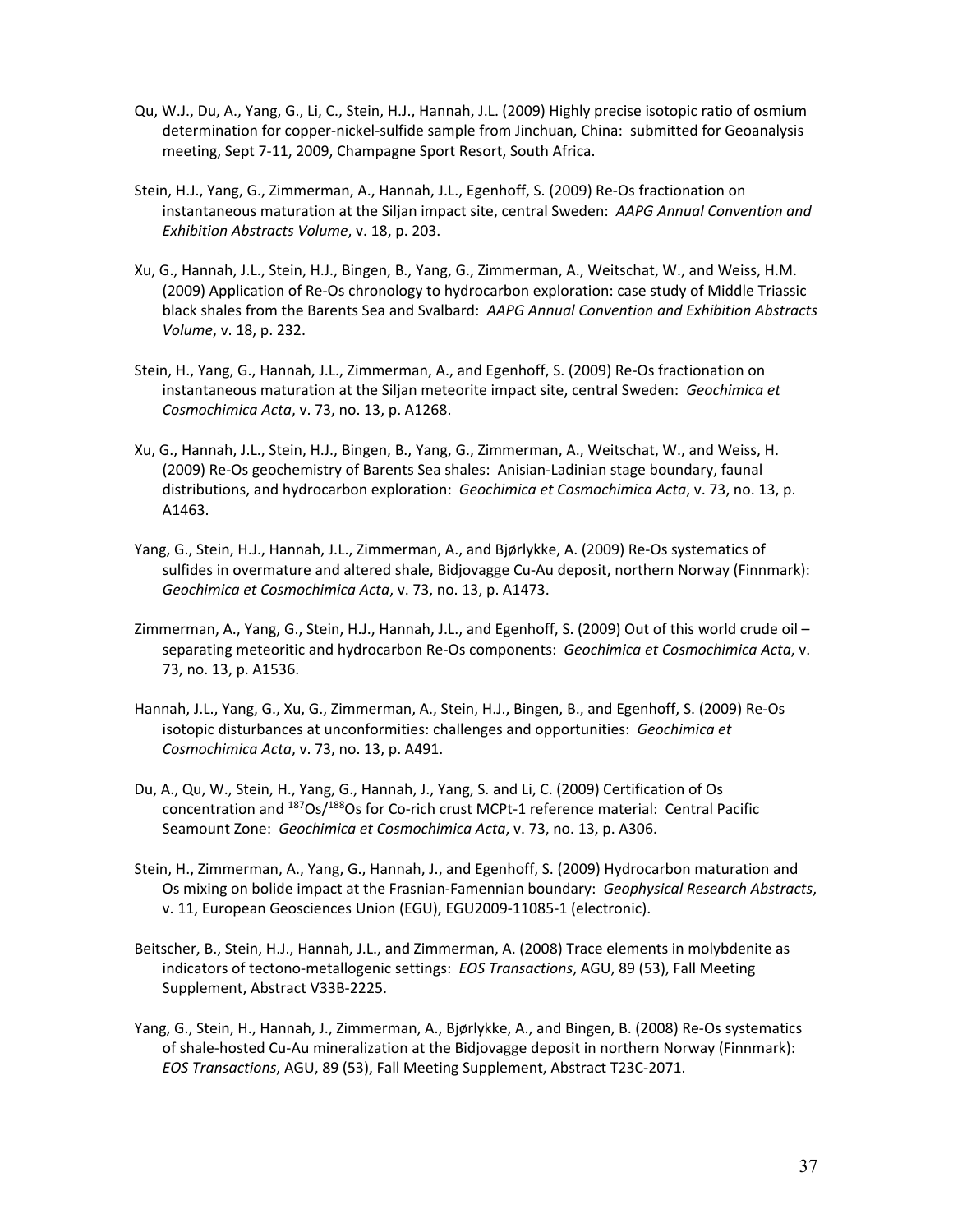Qu, W.J., Du, A., Yang, G., Li, C., Stein, H.J., Hannah, J.L. (2009) Highly precise isotopic ratio of osmium determination for copper-nickel-sulfide sample from Jinchuan, China: submitted for Geoanalysis meeting, Sept 7-11, 2009, Champagne Sport Resort, South Africa.

Stein, H.J., Yang, G., Zimmerman, A., Hannah, J.L., Egenhoff, S. (2009) Re-Os fractionation on instantaneous maturation at the Siljan impact site, central Sweden: *AAPG Annual Convention and Exhibition Abstracts Volume*, v. 18, p. 203.

Xu, G., Hannah, J.L., Stein, H.J., Bingen, B., Yang, G., Zimmerman, A., Weitschat, W., and Weiss, H.M. (2009) Application of Re-Os chronology to hydrocarbon exploration: case study of Middle Triassic black shales from the Barents Sea and Svalbard: *AAPG Annual Convention and Exhibition Abstracts Volume*, v. 18, p. 232.

Stein, H., Yang, G., Hannah, J.L., Zimmerman, A., and Egenhoff, S. (2009) Re-Os fractionation on instantaneous maturation at the Siljan meteorite impact site, central Sweden: *Geochimica et Cosmochimica Acta*, v. 73, no. 13, p. A1268.

Xu, G., Hannah, J.L., Stein, H.J., Bingen, B., Yang, G., Zimmerman, A., Weitschat, W., and Weiss, H. (2009) Re-Os geochemistry of Barents Sea shales: Anisian-Ladinian stage boundary, faunal distributions, and hydrocarbon exploration: *Geochimica et Cosmochimica Acta*, v. 73, no. 13, p. A1463.

Yang, G., Stein, H.J., Hannah, J.L., Zimmerman, A., and Bjørlykke, A. (2009) Re-Os systematics of sulfides in overmature and altered shale, Bidjovagge Cu-Au deposit, northern Norway (Finnmark): *Geochimica et Cosmochimica Acta*, v. 73, no. 13, p. A1473.

Zimmerman, A., Yang, G., Stein, H.J., Hannah, J.L., and Egenhoff, S. (2009) Out of this world crude oil – separating meteoritic and hydrocarbon Re-Os components: *Geochimica et Cosmochimica Acta*, v. 73, no. 13, p. A1536.

Hannah, J.L., Yang, G., Xu, G., Zimmerman, A., Stein, H.J., Bingen, B., and Egenhoff, S. (2009) Re-Os isotopic disturbances at unconformities: challenges and opportunities: *Geochimica et Cosmochimica Acta*, v. 73, no. 13, p. A491.

Du, A., Qu, W., Stein, H., Yang, G., Hannah, J., Yang, S. and Li, C. (2009) Certification of Os concentration and $^{187}Os/^{188}Os$ for Co-rich crust MCPt-1 reference material: Central Pacific Seamount Zone: *Geochimica et Cosmochimica Acta*, v. 73, no. 13, p. A306.

Stein, H., Zimmerman, A., Yang, G., Hannah, J., and Egenhoff, S. (2009) Hydrocarbon maturation and Os mixing on bolide impact at the Frasnian-Famennian boundary: *Geophysical Research Abstracts*, v. 11, European Geosciences Union (EGU), EGU2009-11085-1 (electronic).

Beitscher, B., Stein, H.J., Hannah, J.L., and Zimmerman, A. (2008) Trace elements in molybdenite as indicators of tectono-metallogenic settings: *EOS Transactions*, AGU, 89 (53), Fall Meeting Supplement, Abstract V33B-2225.

Yang, G., Stein, H., Hannah, J., Zimmerman, A., Bjørlykke, A., and Bingen, B. (2008) Re-Os systematics of shale-hosted Cu-Au mineralization at the Bidjovagge deposit in northern Norway (Finnmark): *EOS Transactions*, AGU, 89 (53), Fall Meeting Supplement, Abstract T23C-2071.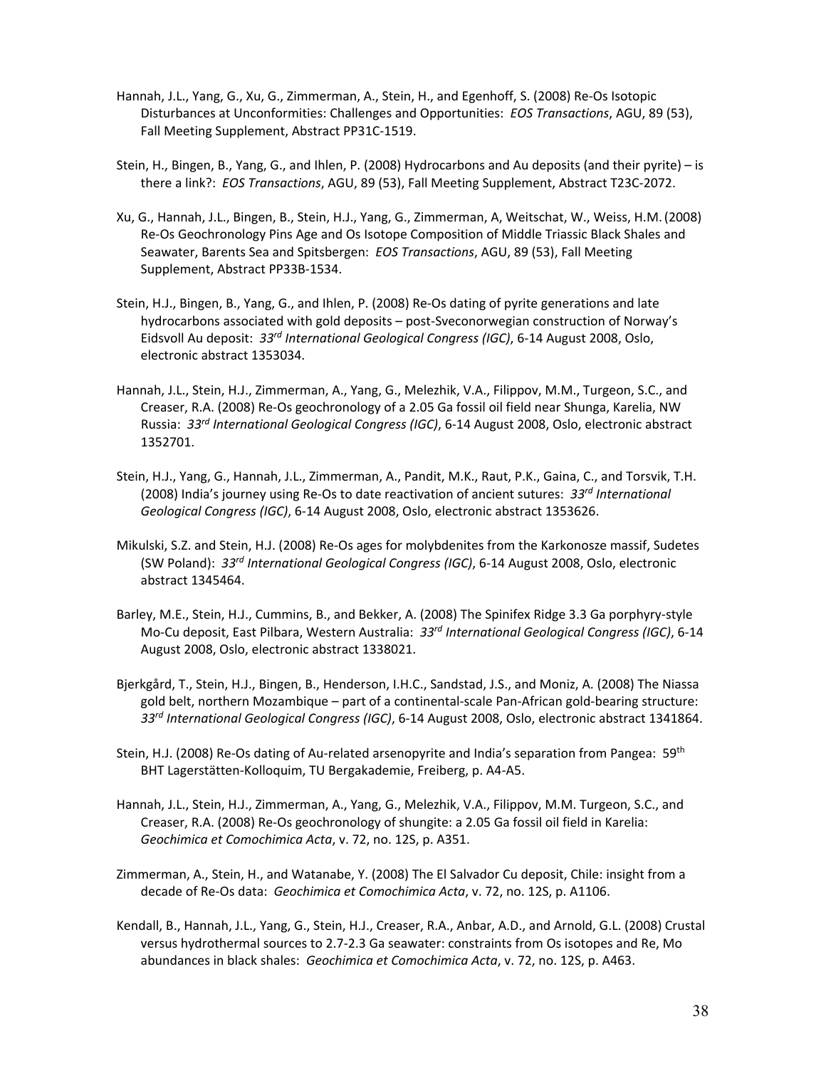Hannah, J.L., Yang, G., Xu, G., Zimmerman, A., Stein, H., and Egenhoff, S. (2008) Re-Os Isotopic Disturbances at Unconformities: Challenges and Opportunities: *EOS Transactions*, AGU, 89 (53), Fall Meeting Supplement, Abstract PP31C-1519.

Stein, H., Bingen, B., Yang, G., and Ihlen, P. (2008) Hydrocarbons and Au deposits (and their pyrite) – is there a link?: *EOS Transactions*, AGU, 89 (53), Fall Meeting Supplement, Abstract T23C-2072.

Xu, G., Hannah, J.L., Bingen, B., Stein, H.J., Yang, G., Zimmerman, A, Weitschat, W., Weiss, H.M. (2008) Re-Os Geochronology Pins Age and Os Isotope Composition of Middle Triassic Black Shales and Seawater, Barents Sea and Spitsbergen: *EOS Transactions*, AGU, 89 (53), Fall Meeting Supplement, Abstract PP33B-1534.

Stein, H.J., Bingen, B., Yang, G., and Ihlen, P. (2008) Re-Os dating of pyrite generations and late hydrocarbons associated with gold deposits – post-Sveconorwegian construction of Norway's Eidsvoll Au deposit: *33rd International Geological Congress (IGC)*, 6-14 August 2008, Oslo, electronic abstract 1353034.

Hannah, J.L., Stein, H.J., Zimmerman, A., Yang, G., Melezhik, V.A., Filippov, M.M., Turgeon, S.C., and Creaser, R.A. (2008) Re-Os geochronology of a 2.05 Ga fossil oil field near Shunga, Karelia, NW Russia: *33rd International Geological Congress (IGC)*, 6-14 August 2008, Oslo, electronic abstract 1352701.

Stein, H.J., Yang, G., Hannah, J.L., Zimmerman, A., Pandit, M.K., Raut, P.K., Gaina, C., and Torsvik, T.H. (2008) India's journey using Re-Os to date reactivation of ancient sutures: *33rd International Geological Congress (IGC)*, 6-14 August 2008, Oslo, electronic abstract 1353626.

Mikulski, S.Z. and Stein, H.J. (2008) Re-Os ages for molybdenites from the Karkonosze massif, Sudetes (SW Poland): *33rd International Geological Congress (IGC)*, 6-14 August 2008, Oslo, electronic abstract 1345464.

Barley, M.E., Stein, H.J., Cummins, B., and Bekker, A. (2008) The Spinifex Ridge 3.3 Ga porphyry-style Mo-Cu deposit, East Pilbara, Western Australia: *33rd International Geological Congress (IGC)*, 6-14 August 2008, Oslo, electronic abstract 1338021.

Bjerkgård, T., Stein, H.J., Bingen, B., Henderson, I.H.C., Sandstad, J.S., and Moniz, A. (2008) The Niassa gold belt, northern Mozambique – part of a continental-scale Pan-African gold-bearing structure: *33rd International Geological Congress (IGC)*, 6-14 August 2008, Oslo, electronic abstract 1341864.

Stein, H.J. (2008) Re-Os dating of Au-related arsenopyrite and India's separation from Pangea: 59th BHT Lagerstätten-Kolloquim, TU Bergakademie, Freiberg, p. A4-A5.

Hannah, J.L., Stein, H.J., Zimmerman, A., Yang, G., Melezhik, V.A., Filippov, M.M. Turgeon, S.C., and Creaser, R.A. (2008) Re-Os geochronology of shungite: a 2.05 Ga fossil oil field in Karelia: *Geochimica et Comochimica Acta*, v. 72, no. 12S, p. A351.

Zimmerman, A., Stein, H., and Watanabe, Y. (2008) The El Salvador Cu deposit, Chile: insight from a decade of Re-Os data: *Geochimica et Comochimica Acta*, v. 72, no. 12S, p. A1106.

Kendall, B., Hannah, J.L., Yang, G., Stein, H.J., Creaser, R.A., Anbar, A.D., and Arnold, G.L. (2008) Crustal versus hydrothermal sources to 2.7-2.3 Ga seawater: constraints from Os isotopes and Re, Mo abundances in black shales: *Geochimica et Comochimica Acta*, v. 72, no. 12S, p. A463.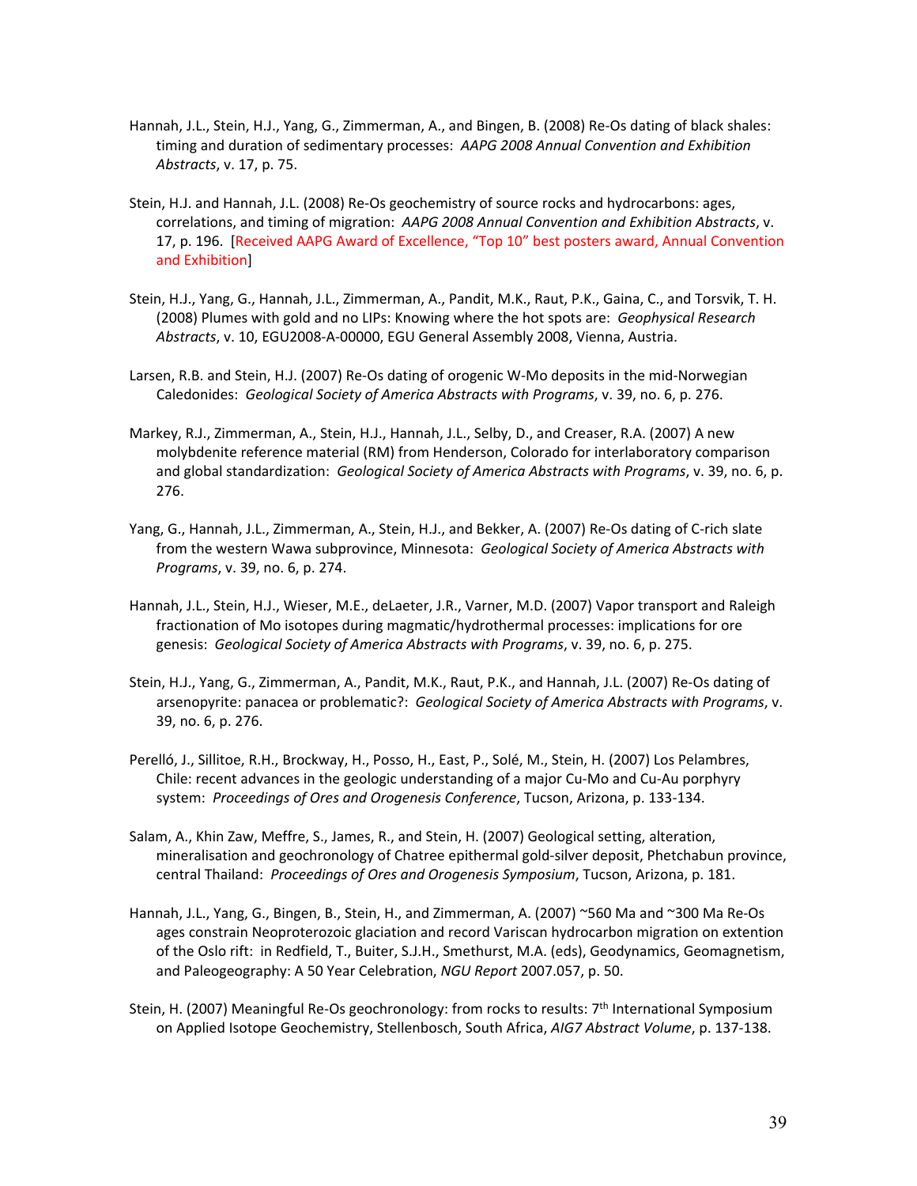Hannah, J.L., Stein, H.J., Yang, G., Zimmerman, A., and Bingen, B. (2008) Re-Os dating of black shales: timing and duration of sedimentary processes: *AAPG 2008 Annual Convention and Exhibition Abstracts*, v. 17, p. 75.

Stein, H.J. and Hannah, J.L. (2008) Re-Os geochemistry of source rocks and hydrocarbons: ages, correlations, and timing of migration: *AAPG 2008 Annual Convention and Exhibition Abstracts*, v. 17, p. 196. [Received AAPG Award of Excellence, "Top 10" best posters award, Annual Convention and Exhibition]

Stein, H.J., Yang, G., Hannah, J.L., Zimmerman, A., Pandit, M.K., Raut, P.K., Gaina, C., and Torsvik, T. H. (2008) Plumes with gold and no LIPs: Knowing where the hot spots are: *Geophysical Research Abstracts*, v. 10, EGU2008-A-00000, EGU General Assembly 2008, Vienna, Austria.

Larsen, R.B. and Stein, H.J. (2007) Re-Os dating of orogenic W-Mo deposits in the mid-Norwegian Caledonides: *Geological Society of America Abstracts with Programs*, v. 39, no. 6, p. 276.

Markey, R.J., Zimmerman, A., Stein, H.J., Hannah, J.L., Selby, D., and Creaser, R.A. (2007) A new molybdenite reference material (RM) from Henderson, Colorado for interlaboratory comparison and global standardization: *Geological Society of America Abstracts with Programs*, v. 39, no. 6, p. 276.

Yang, G., Hannah, J.L., Zimmerman, A., Stein, H.J., and Bekker, A. (2007) Re-Os dating of C-rich slate from the western Wawa subprovince, Minnesota: *Geological Society of America Abstracts with Programs*, v. 39, no. 6, p. 274.

Hannah, J.L., Stein, H.J., Wieser, M.E., deLaeter, J.R., Varner, M.D. (2007) Vapor transport and Raleigh fractionation of Mo isotopes during magmatic/hydrothermal processes: implications for ore genesis: *Geological Society of America Abstracts with Programs*, v. 39, no. 6, p. 275.

Stein, H.J., Yang, G., Zimmerman, A., Pandit, M.K., Raut, P.K., and Hannah, J.L. (2007) Re-Os dating of arsenopyrite: panacea or problematic?: *Geological Society of America Abstracts with Programs*, v. 39, no. 6, p. 276.

Perelló, J., Sillitoe, R.H., Brockway, H., Posso, H., East, P., Solé, M., Stein, H. (2007) Los Pelambres, Chile: recent advances in the geologic understanding of a major Cu-Mo and Cu-Au porphyry system: *Proceedings of Ores and Orogenesis Conference*, Tucson, Arizona, p. 133-134.

Salam, A., Khin Zaw, Meffre, S., James, R., and Stein, H. (2007) Geological setting, alteration, mineralisation and geochronology of Chatree epithermal gold-silver deposit, Phetchabun province, central Thailand: *Proceedings of Ores and Orogenesis Symposium*, Tucson, Arizona, p. 181.

Hannah, J.L., Yang, G., Bingen, B., Stein, H., and Zimmerman, A. (2007) ~560 Ma and ~300 Ma Re-Os ages constrain Neoproterozoic glaciation and record Variscan hydrocarbon migration on extention of the Oslo rift: in Redfield, T., Buiter, S.J.H., Smethurst, M.A. (eds), Geodynamics, Geomagnetism, and Paleogeography: A 50 Year Celebration, *NGU Report* 2007.057, p. 50.

Stein, H. (2007) Meaningful Re-Os geochronology: from rocks to results: 7th International Symposium on Applied Isotope Geochemistry, Stellenbosch, South Africa, *AIG7 Abstract Volume*, p. 137-138.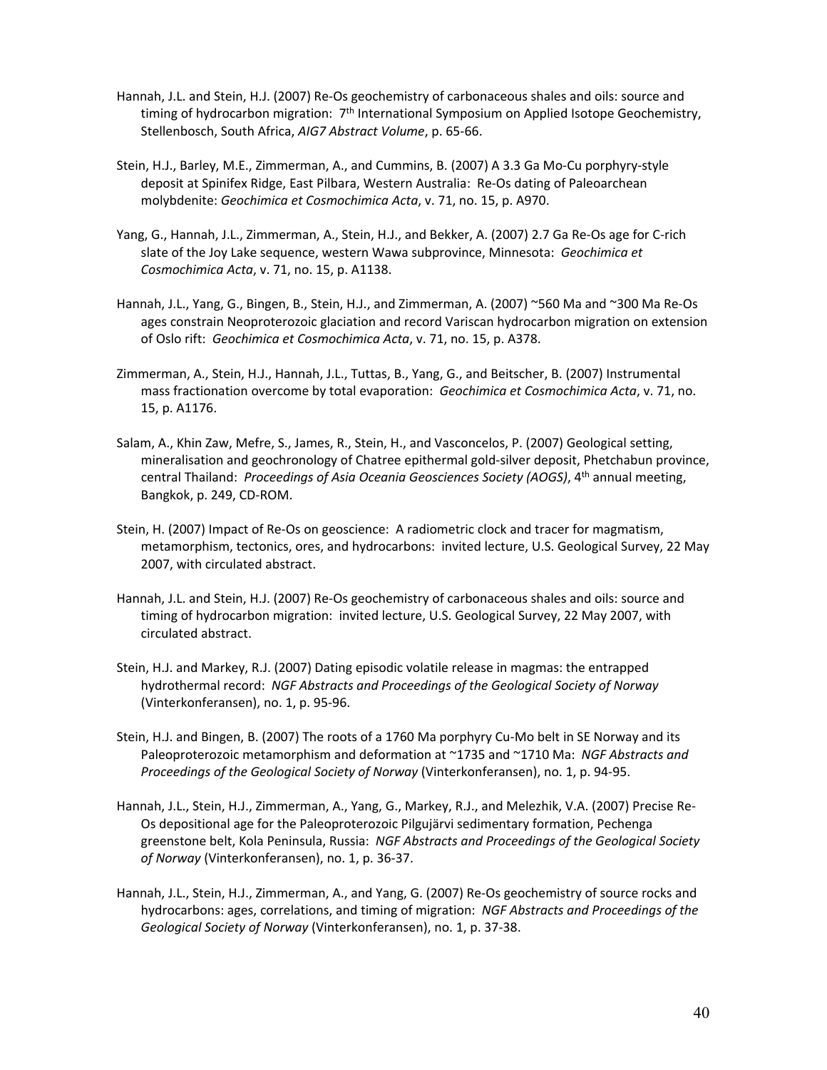Hannah, J.L. and Stein, H.J. (2007) Re-Os geochemistry of carbonaceous shales and oils: source and timing of hydrocarbon migration: 7th International Symposium on Applied Isotope Geochemistry, Stellenbosch, South Africa, *AIG7 Abstract Volume*, p. 65-66.

Stein, H.J., Barley, M.E., Zimmerman, A., and Cummins, B. (2007) A 3.3 Ga Mo-Cu porphyry-style deposit at Spinifex Ridge, East Pilbara, Western Australia: Re-Os dating of Paleoarchean molybdenite: *Geochimica et Cosmochimica Acta*, v. 71, no. 15, p. A970.

Yang, G., Hannah, J.L., Zimmerman, A., Stein, H.J., and Bekker, A. (2007) 2.7 Ga Re-Os age for C-rich slate of the Joy Lake sequence, western Wawa subprovince, Minnesota: *Geochimica et Cosmochimica Acta*, v. 71, no. 15, p. A1138.

Hannah, J.L., Yang, G., Bingen, B., Stein, H.J., and Zimmerman, A. (2007) ~560 Ma and ~300 Ma Re-Os ages constrain Neoproterozoic glaciation and record Variscan hydrocarbon migration on extension of Oslo rift: *Geochimica et Cosmochimica Acta*, v. 71, no. 15, p. A378.

Zimmerman, A., Stein, H.J., Hannah, J.L., Tuttas, B., Yang, G., and Beitscher, B. (2007) Instrumental mass fractionation overcome by total evaporation: *Geochimica et Cosmochimica Acta*, v. 71, no. 15, p. A1176.

Salam, A., Khin Zaw, Mefre, S., James, R., Stein, H., and Vasconcelos, P. (2007) Geological setting, mineralisation and geochronology of Chatree epithermal gold-silver deposit, Phetchabun province, central Thailand: *Proceedings of Asia Oceania Geosciences Society (AOGS)*, 4th annual meeting, Bangkok, p. 249, CD-ROM.

Stein, H. (2007) Impact of Re-Os on geoscience: A radiometric clock and tracer for magmatism, metamorphism, tectonics, ores, and hydrocarbons: invited lecture, U.S. Geological Survey, 22 May 2007, with circulated abstract.

Hannah, J.L. and Stein, H.J. (2007) Re-Os geochemistry of carbonaceous shales and oils: source and timing of hydrocarbon migration: invited lecture, U.S. Geological Survey, 22 May 2007, with circulated abstract.

Stein, H.J. and Markey, R.J. (2007) Dating episodic volatile release in magmas: the entrapped hydrothermal record: *NGF Abstracts and Proceedings of the Geological Society of Norway* (Vinterkonferansen), no. 1, p. 95-96.

Stein, H.J. and Bingen, B. (2007) The roots of a 1760 Ma porphyry Cu-Mo belt in SE Norway and its Paleoproterozoic metamorphism and deformation at ~1735 and ~1710 Ma: *NGF Abstracts and Proceedings of the Geological Society of Norway* (Vinterkonferansen), no. 1, p. 94-95.

Hannah, J.L., Stein, H.J., Zimmerman, A., Yang, G., Markey, R.J., and Melezhik, V.A. (2007) Precise Re-Os depositional age for the Paleoproterozoic Pilgujärvi sedimentary formation, Pechenga greenstone belt, Kola Peninsula, Russia: *NGF Abstracts and Proceedings of the Geological Society of Norway* (Vinterkonferansen), no. 1, p. 36-37.

Hannah, J.L., Stein, H.J., Zimmerman, A., and Yang, G. (2007) Re-Os geochemistry of source rocks and hydrocarbons: ages, correlations, and timing of migration: *NGF Abstracts and Proceedings of the Geological Society of Norway* (Vinterkonferansen), no. 1, p. 37-38.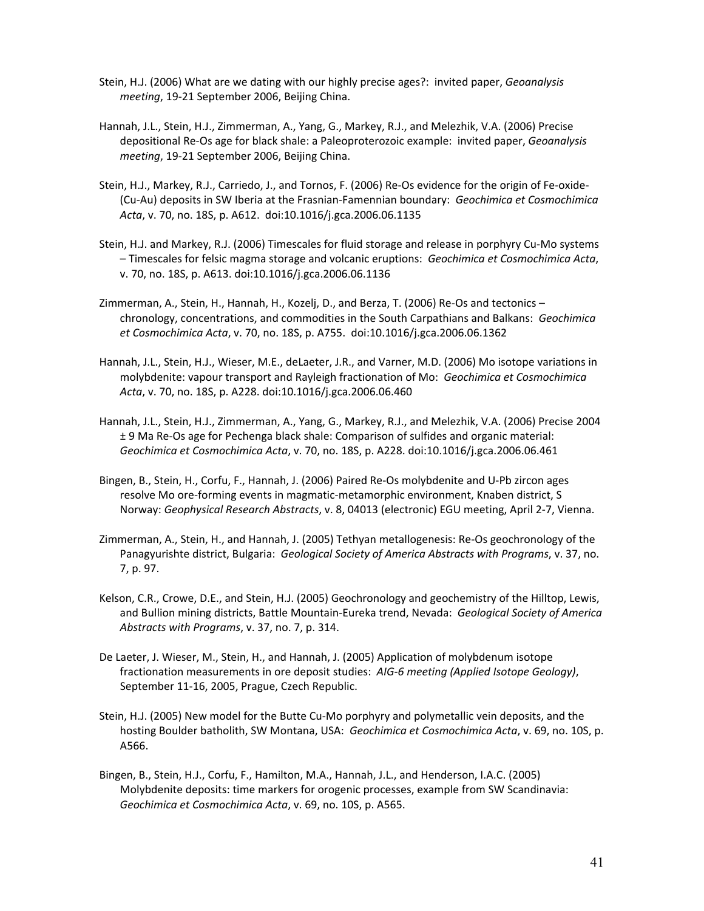Stein, H.J. (2006) What are we dating with our highly precise ages?: invited paper, *Geoanalysis meeting*, 19-21 September 2006, Beijing China.

Hannah, J.L., Stein, H.J., Zimmerman, A., Yang, G., Markey, R.J., and Melezhik, V.A. (2006) Precise depositional Re-Os age for black shale: a Paleoproterozoic example: invited paper, *Geoanalysis meeting*, 19-21 September 2006, Beijing China.

Stein, H.J., Markey, R.J., Carriedo, J., and Tornos, F. (2006) Re-Os evidence for the origin of Fe-oxide-(Cu-Au) deposits in SW Iberia at the Frasnian-Famennian boundary: *Geochimica et Cosmochimica Acta*, v. 70, no. 18S, p. A612. doi:10.1016/j.gca.2006.06.1135

Stein, H.J. and Markey, R.J. (2006) Timescales for fluid storage and release in porphyry Cu-Mo systems – Timescales for felsic magma storage and volcanic eruptions: *Geochimica et Cosmochimica Acta*, v. 70, no. 18S, p. A613. doi:10.1016/j.gca.2006.06.1136

Zimmerman, A., Stein, H., Hannah, H., Kozelj, D., and Berza, T. (2006) Re-Os and tectonics – chronology, concentrations, and commodities in the South Carpathians and Balkans: *Geochimica et Cosmochimica Acta*, v. 70, no. 18S, p. A755. doi:10.1016/j.gca.2006.06.1362

Hannah, J.L., Stein, H.J., Wieser, M.E., deLaeter, J.R., and Varner, M.D. (2006) Mo isotope variations in molybdenite: vapour transport and Rayleigh fractionation of Mo: *Geochimica et Cosmochimica Acta*, v. 70, no. 18S, p. A228. doi:10.1016/j.gca.2006.06.460

Hannah, J.L., Stein, H.J., Zimmerman, A., Yang, G., Markey, R.J., and Melezhik, V.A. (2006) Precise 2004 ± 9 Ma Re-Os age for Pechenga black shale: Comparison of sulfides and organic material: *Geochimica et Cosmochimica Acta*, v. 70, no. 18S, p. A228. doi:10.1016/j.gca.2006.06.461

Bingen, B., Stein, H., Corfu, F., Hannah, J. (2006) Paired Re-Os molybdenite and U-Pb zircon ages resolve Mo ore-forming events in magmatic-metamorphic environment, Knaben district, S Norway: *Geophysical Research Abstracts*, v. 8, 04013 (electronic) EGU meeting, April 2-7, Vienna.

Zimmerman, A., Stein, H., and Hannah, J. (2005) Tethyan metallogenesis: Re-Os geochronology of the Panagyurishte district, Bulgaria: *Geological Society of America Abstracts with Programs*, v. 37, no. 7, p. 97.

Kelson, C.R., Crowe, D.E., and Stein, H.J. (2005) Geochronology and geochemistry of the Hilltop, Lewis, and Bullion mining districts, Battle Mountain-Eureka trend, Nevada: *Geological Society of America Abstracts with Programs*, v. 37, no. 7, p. 314.

De Laeter, J. Wieser, M., Stein, H., and Hannah, J. (2005) Application of molybdenum isotope fractionation measurements in ore deposit studies: *AIG-6 meeting (Applied Isotope Geology)*, September 11-16, 2005, Prague, Czech Republic.

Stein, H.J. (2005) New model for the Butte Cu-Mo porphyry and polymetallic vein deposits, and the hosting Boulder batholith, SW Montana, USA: *Geochimica et Cosmochimica Acta*, v. 69, no. 10S, p. A566.

Bingen, B., Stein, H.J., Corfu, F., Hamilton, M.A., Hannah, J.L., and Henderson, I.A.C. (2005) Molybdenite deposits: time markers for orogenic processes, example from SW Scandinavia: *Geochimica et Cosmochimica Acta*, v. 69, no. 10S, p. A565.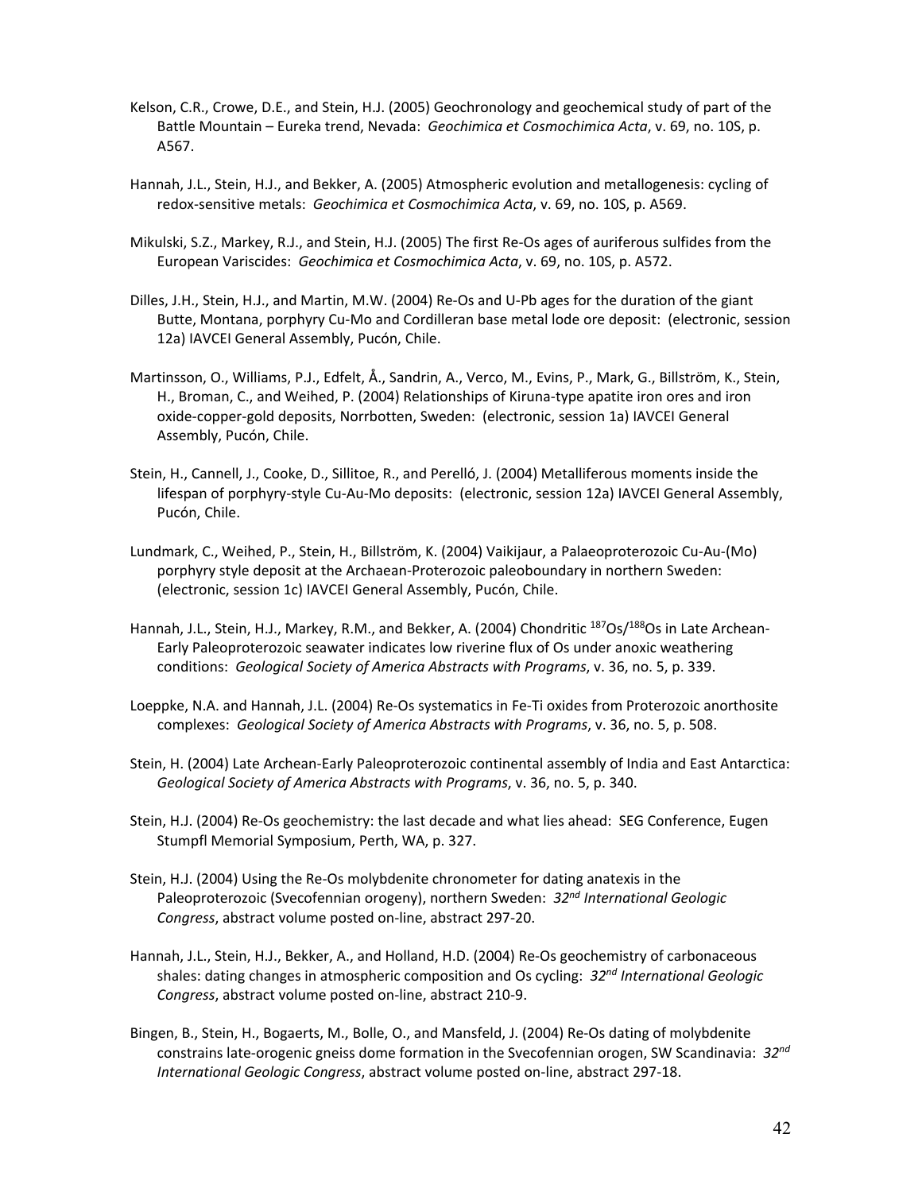Kelson, C.R., Crowe, D.E., and Stein, H.J. (2005) Geochronology and geochemical study of part of the Battle Mountain – Eureka trend, Nevada: *Geochimica et Cosmochimica Acta*, v. 69, no. 10S, p. A567.

Hannah, J.L., Stein, H.J., and Bekker, A. (2005) Atmospheric evolution and metallogenesis: cycling of redox-sensitive metals: *Geochimica et Cosmochimica Acta*, v. 69, no. 10S, p. A569.

Mikulski, S.Z., Markey, R.J., and Stein, H.J. (2005) The first Re-Os ages of auriferous sulfides from the European Variscides: *Geochimica et Cosmochimica Acta*, v. 69, no. 10S, p. A572.

Dilles, J.H., Stein, H.J., and Martin, M.W. (2004) Re-Os and U-Pb ages for the duration of the giant Butte, Montana, porphyry Cu-Mo and Cordilleran base metal lode ore deposit: (electronic, session 12a) IAVCEI General Assembly, Pucón, Chile.

Martinsson, O., Williams, P.J., Edfelt, Å., Sandrin, A., Verco, M., Evins, P., Mark, G., Billström, K., Stein, H., Broman, C., and Weihed, P. (2004) Relationships of Kiruna-type apatite iron ores and iron oxide-copper-gold deposits, Norrbotten, Sweden: (electronic, session 1a) IAVCEI General Assembly, Pucón, Chile.

Stein, H., Cannell, J., Cooke, D., Sillitoe, R., and Perelló, J. (2004) Metalliferous moments inside the lifespan of porphyry-style Cu-Au-Mo deposits: (electronic, session 12a) IAVCEI General Assembly, Pucón, Chile.

Lundmark, C., Weihed, P., Stein, H., Billström, K. (2004) Vaikijaur, a Palaeoproterozoic Cu-Au-(Mo) porphyry style deposit at the Archaean-Proterozoic paleoboundary in northern Sweden: (electronic, session 1c) IAVCEI General Assembly, Pucón, Chile.

Hannah, J.L., Stein, H.J., Markey, R.M., and Bekker, A. (2004) Chondritic $^{187}Os/^{188}Os$ in Late Archean-Early Paleoproterozoic seawater indicates low riverine flux of Os under anoxic weathering conditions: *Geological Society of America Abstracts with Programs*, v. 36, no. 5, p. 339.

Loeppke, N.A. and Hannah, J.L. (2004) Re-Os systematics in Fe-Ti oxides from Proterozoic anorthosite complexes: *Geological Society of America Abstracts with Programs*, v. 36, no. 5, p. 508.

Stein, H. (2004) Late Archean-Early Paleoproterozoic continental assembly of India and East Antarctica: *Geological Society of America Abstracts with Programs*, v. 36, no. 5, p. 340.

Stein, H.J. (2004) Re-Os geochemistry: the last decade and what lies ahead: SEG Conference, Eugen Stumpfl Memorial Symposium, Perth, WA, p. 327.

Stein, H.J. (2004) Using the Re-Os molybdenite chronometer for dating anatexis in the Paleoproterozoic (Svecofennian orogeny), northern Sweden: *32nd International Geologic Congress*, abstract volume posted on-line, abstract 297-20.

Hannah, J.L., Stein, H.J., Bekker, A., and Holland, H.D. (2004) Re-Os geochemistry of carbonaceous shales: dating changes in atmospheric composition and Os cycling: *32nd International Geologic Congress*, abstract volume posted on-line, abstract 210-9.

Bingen, B., Stein, H., Bogaerts, M., Bolle, O., and Mansfeld, J. (2004) Re-Os dating of molybdenite constrains late-orogenic gneiss dome formation in the Svecofennian orogen, SW Scandinavia: *32nd International Geologic Congress*, abstract volume posted on-line, abstract 297-18.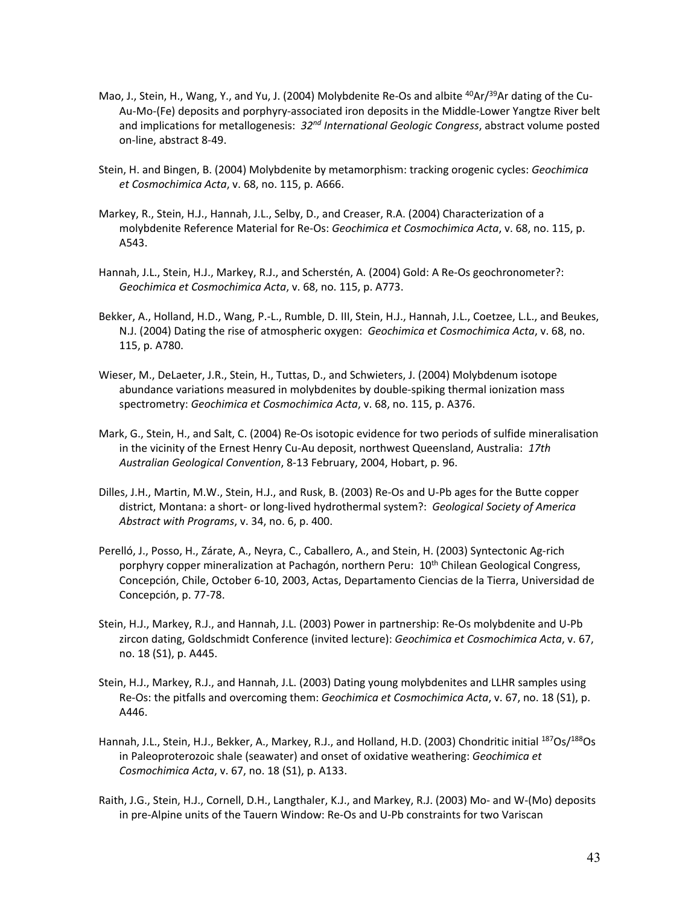Mao, J., Stein, H., Wang, Y., and Yu, J. (2004) Molybdenite Re-Os and albite $^{40}Ar/^{39}Ar$ dating of the Cu-Au-Mo-(Fe) deposits and porphyry-associated iron deposits in the Middle-Lower Yangtze River belt and implications for metallogenesis: *32nd International Geologic Congress*, abstract volume posted on-line, abstract 8-49.

Stein, H. and Bingen, B. (2004) Molybdenite by metamorphism: tracking orogenic cycles: *Geochimica et Cosmochimica Acta*, v. 68, no. 115, p. A666.

Markey, R., Stein, H.J., Hannah, J.L., Selby, D., and Creaser, R.A. (2004) Characterization of a molybdenite Reference Material for Re-Os: *Geochimica et Cosmochimica Acta*, v. 68, no. 115, p. A543.

Hannah, J.L., Stein, H.J., Markey, R.J., and Scherstén, A. (2004) Gold: A Re-Os geochronometer?: *Geochimica et Cosmochimica Acta*, v. 68, no. 115, p. A773.

Bekker, A., Holland, H.D., Wang, P.-L., Rumble, D. III, Stein, H.J., Hannah, J.L., Coetzee, L.L., and Beukes, N.J. (2004) Dating the rise of atmospheric oxygen: *Geochimica et Cosmochimica Acta*, v. 68, no. 115, p. A780.

Wieser, M., DeLaeter, J.R., Stein, H., Tuttas, D., and Schwieters, J. (2004) Molybdenum isotope abundance variations measured in molybdenites by double-spiking thermal ionization mass spectrometry: *Geochimica et Cosmochimica Acta*, v. 68, no. 115, p. A376.

Mark, G., Stein, H., and Salt, C. (2004) Re-Os isotopic evidence for two periods of sulfide mineralisation in the vicinity of the Ernest Henry Cu-Au deposit, northwest Queensland, Australia: *17th Australian Geological Convention*, 8-13 February, 2004, Hobart, p. 96.

Dilles, J.H., Martin, M.W., Stein, H.J., and Rusk, B. (2003) Re-Os and U-Pb ages for the Butte copper district, Montana: a short- or long-lived hydrothermal system?: *Geological Society of America Abstract with Programs*, v. 34, no. 6, p. 400.

Perelló, J., Posso, H., Zárate, A., Neyra, C., Caballero, A., and Stein, H. (2003) Syntectonic Ag-rich porphyry copper mineralization at Pachagón, northern Peru: 10th Chilean Geological Congress, Concepción, Chile, October 6-10, 2003, Actas, Departamento Ciencias de la Tierra, Universidad de Concepción, p. 77-78.

Stein, H.J., Markey, R.J., and Hannah, J.L. (2003) Power in partnership: Re-Os molybdenite and U-Pb zircon dating, Goldschmidt Conference (invited lecture): *Geochimica et Cosmochimica Acta*, v. 67, no. 18 (S1), p. A445.

Stein, H.J., Markey, R.J., and Hannah, J.L. (2003) Dating young molybdenites and LLHR samples using Re-Os: the pitfalls and overcoming them: *Geochimica et Cosmochimica Acta*, v. 67, no. 18 (S1), p. A446.

Hannah, J.L., Stein, H.J., Bekker, A., Markey, R.J., and Holland, H.D. (2003) Chondritic initial $^{187}Os/^{188}Os$ in Paleoproterozoic shale (seawater) and onset of oxidative weathering: *Geochimica et Cosmochimica Acta*, v. 67, no. 18 (S1), p. A133.

Raith, J.G., Stein, H.J., Cornell, D.H., Langthaler, K.J., and Markey, R.J. (2003) Mo- and W-(Mo) deposits in pre-Alpine units of the Tauern Window: Re-Os and U-Pb constraints for two Variscan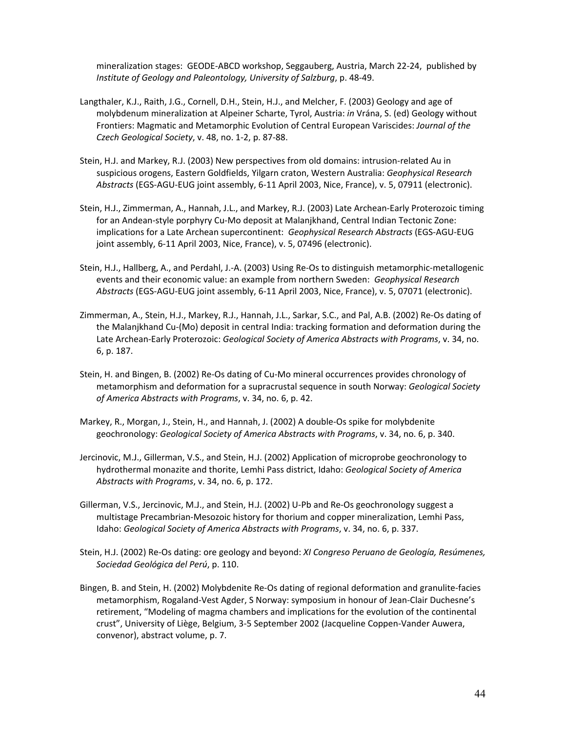mineralization stages: GEODE-ABCD workshop, Seggauberg, Austria, March 22-24, published by *Institute of Geology and Paleontology, University of Salzburg*, p. 48-49.

Langthaler, K.J., Raith, J.G., Cornell, D.H., Stein, H.J., and Melcher, F. (2003) Geology and age of molybdenum mineralization at Alpeiner Scharte, Tyrol, Austria: *in* Vrána, S. (ed) Geology without Frontiers: Magmatic and Metamorphic Evolution of Central European Variscides: *Journal of the Czech Geological Society*, v. 48, no. 1-2, p. 87-88.

Stein, H.J. and Markey, R.J. (2003) New perspectives from old domains: intrusion-related Au in suspicious orogens, Eastern Goldfields, Yilgarn craton, Western Australia: *Geophysical Research Abstracts* (EGS-AGU-EUG joint assembly, 6-11 April 2003, Nice, France), v. 5, 07911 (electronic).

Stein, H.J., Zimmerman, A., Hannah, J.L., and Markey, R.J. (2003) Late Archean-Early Proterozoic timing for an Andean-style porphyry Cu-Mo deposit at Malanjkhand, Central Indian Tectonic Zone: implications for a Late Archean supercontinent: *Geophysical Research Abstracts* (EGS-AGU-EUG joint assembly, 6-11 April 2003, Nice, France), v. 5, 07496 (electronic).

Stein, H.J., Hallberg, A., and Perdahl, J.-A. (2003) Using Re-Os to distinguish metamorphic-metallogenic events and their economic value: an example from northern Sweden: *Geophysical Research Abstracts* (EGS-AGU-EUG joint assembly, 6-11 April 2003, Nice, France), v. 5, 07071 (electronic).

Zimmerman, A., Stein, H.J., Markey, R.J., Hannah, J.L., Sarkar, S.C., and Pal, A.B. (2002) Re-Os dating of the Malanjkhand Cu-(Mo) deposit in central India: tracking formation and deformation during the Late Archean-Early Proterozoic: *Geological Society of America Abstracts with Programs*, v. 34, no. 6, p. 187.

Stein, H. and Bingen, B. (2002) Re-Os dating of Cu-Mo mineral occurrences provides chronology of metamorphism and deformation for a supracrustal sequence in south Norway: *Geological Society of America Abstracts with Programs*, v. 34, no. 6, p. 42.

Markey, R., Morgan, J., Stein, H., and Hannah, J. (2002) A double-Os spike for molybdenite geochronology: *Geological Society of America Abstracts with Programs*, v. 34, no. 6, p. 340.

Jercinovic, M.J., Gillerman, V.S., and Stein, H.J. (2002) Application of microprobe geochronology to hydrothermal monazite and thorite, Lemhi Pass district, Idaho: *Geological Society of America Abstracts with Programs*, v. 34, no. 6, p. 172.

Gillerman, V.S., Jercinovic, M.J., and Stein, H.J. (2002) U-Pb and Re-Os geochronology suggest a multistage Precambrian-Mesozoic history for thorium and copper mineralization, Lemhi Pass, Idaho: *Geological Society of America Abstracts with Programs*, v. 34, no. 6, p. 337.

Stein, H.J. (2002) Re-Os dating: ore geology and beyond: *XI Congreso Peruano de Geología, Resúmenes, Sociedad Geológica del Perú*, p. 110.

Bingen, B. and Stein, H. (2002) Molybdenite Re-Os dating of regional deformation and granulite-facies metamorphism, Rogaland-Vest Agder, S Norway: symposium in honour of Jean-Clair Duchesne's retirement, "Modeling of magma chambers and implications for the evolution of the continental crust", University of Liège, Belgium, 3-5 September 2002 (Jacqueline Coppen-Vander Auwera, convenor), abstract volume, p. 7.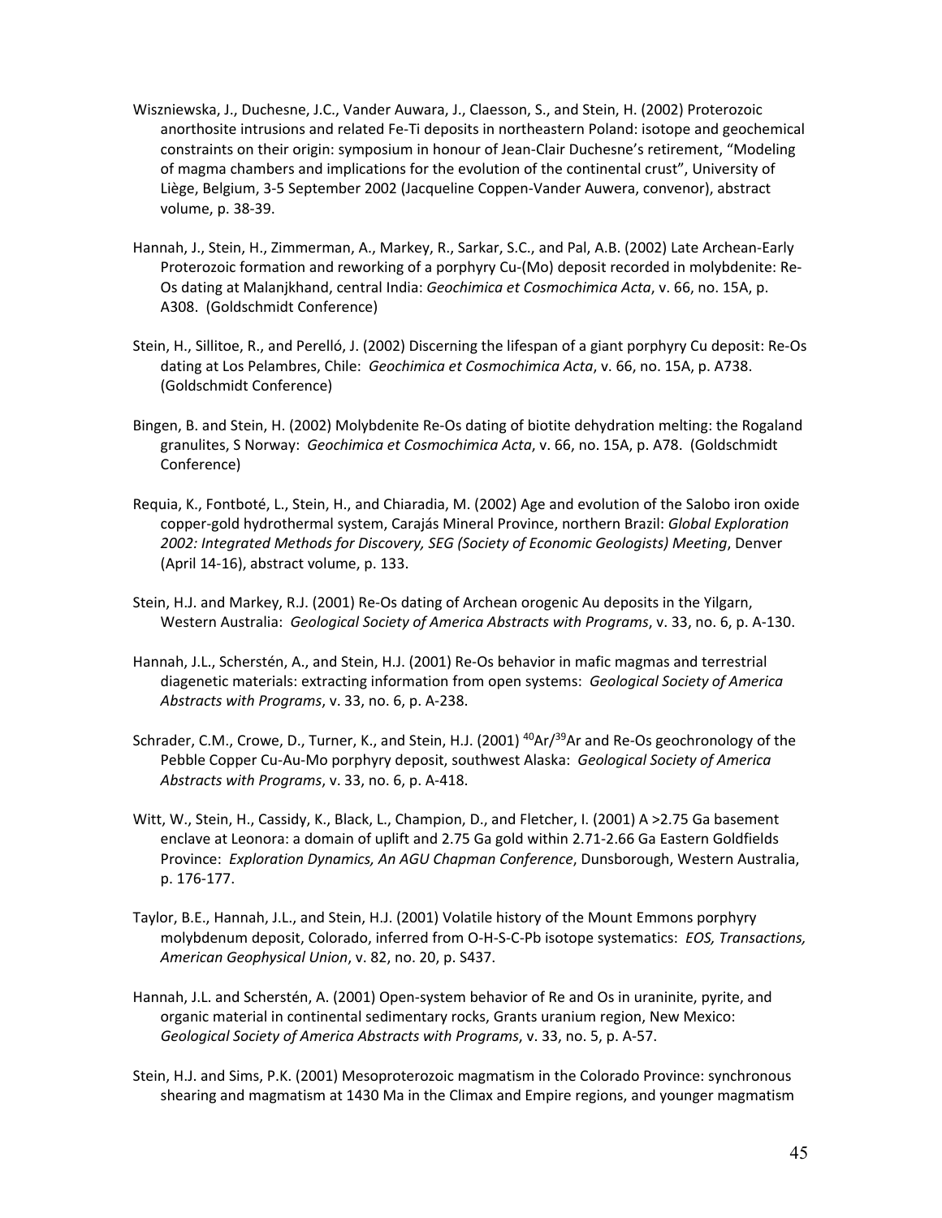Wiszniewska, J., Duchesne, J.C., Vander Auwara, J., Claesson, S., and Stein, H. (2002) Proterozoic anorthosite intrusions and related Fe-Ti deposits in northeastern Poland: isotope and geochemical constraints on their origin: symposium in honour of Jean-Clair Duchesne's retirement, "Modeling of magma chambers and implications for the evolution of the continental crust", University of Liège, Belgium, 3-5 September 2002 (Jacqueline Coppen-Vander Auwera, convenor), abstract volume, p. 38-39.

Hannah, J., Stein, H., Zimmerman, A., Markey, R., Sarkar, S.C., and Pal, A.B. (2002) Late Archean-Early Proterozoic formation and reworking of a porphyry Cu-(Mo) deposit recorded in molybdenite: Re-Os dating at Malanjkhand, central India: *Geochimica et Cosmochimica Acta*, v. 66, no. 15A, p. A308. (Goldschmidt Conference)

Stein, H., Sillitoe, R., and Perelló, J. (2002) Discerning the lifespan of a giant porphyry Cu deposit: Re-Os dating at Los Pelambres, Chile: *Geochimica et Cosmochimica Acta*, v. 66, no. 15A, p. A738. (Goldschmidt Conference)

Bingen, B. and Stein, H. (2002) Molybdenite Re-Os dating of biotite dehydration melting: the Rogaland granulites, S Norway: *Geochimica et Cosmochimica Acta*, v. 66, no. 15A, p. A78. (Goldschmidt Conference)

Requia, K., Fontboté, L., Stein, H., and Chiaradia, M. (2002) Age and evolution of the Salobo iron oxide copper-gold hydrothermal system, Carajás Mineral Province, northern Brazil: *Global Exploration 2002: Integrated Methods for Discovery, SEG (Society of Economic Geologists) Meeting*, Denver (April 14-16), abstract volume, p. 133.

Stein, H.J. and Markey, R.J. (2001) Re-Os dating of Archean orogenic Au deposits in the Yilgarn, Western Australia: *Geological Society of America Abstracts with Programs*, v. 33, no. 6, p. A-130.

Hannah, J.L., Scherstén, A., and Stein, H.J. (2001) Re-Os behavior in mafic magmas and terrestrial diagenetic materials: extracting information from open systems: *Geological Society of America Abstracts with Programs*, v. 33, no. 6, p. A-238.

Schrader, C.M., Crowe, D., Turner, K., and Stein, H.J. (2001) $^{40}Ar/^{39}Ar$ and Re-Os geochronology of the Pebble Copper Cu-Au-Mo porphyry deposit, southwest Alaska: *Geological Society of America Abstracts with Programs*, v. 33, no. 6, p. A-418.

Witt, W., Stein, H., Cassidy, K., Black, L., Champion, D., and Fletcher, I. (2001) A >2.75 Ga basement enclave at Leonora: a domain of uplift and 2.75 Ga gold within 2.71-2.66 Ga Eastern Goldfields Province: *Exploration Dynamics, An AGU Chapman Conference*, Dunsborough, Western Australia, p. 176-177.

Taylor, B.E., Hannah, J.L., and Stein, H.J. (2001) Volatile history of the Mount Emmons porphyry molybdenum deposit, Colorado, inferred from O-H-S-C-Pb isotope systematics: *EOS, Transactions, American Geophysical Union*, v. 82, no. 20, p. S437.

Hannah, J.L. and Scherstén, A. (2001) Open-system behavior of Re and Os in uraninite, pyrite, and organic material in continental sedimentary rocks, Grants uranium region, New Mexico: *Geological Society of America Abstracts with Programs*, v. 33, no. 5, p. A-57.

Stein, H.J. and Sims, P.K. (2001) Mesoproterozoic magmatism in the Colorado Province: synchronous shearing and magmatism at 1430 Ma in the Climax and Empire regions, and younger magmatism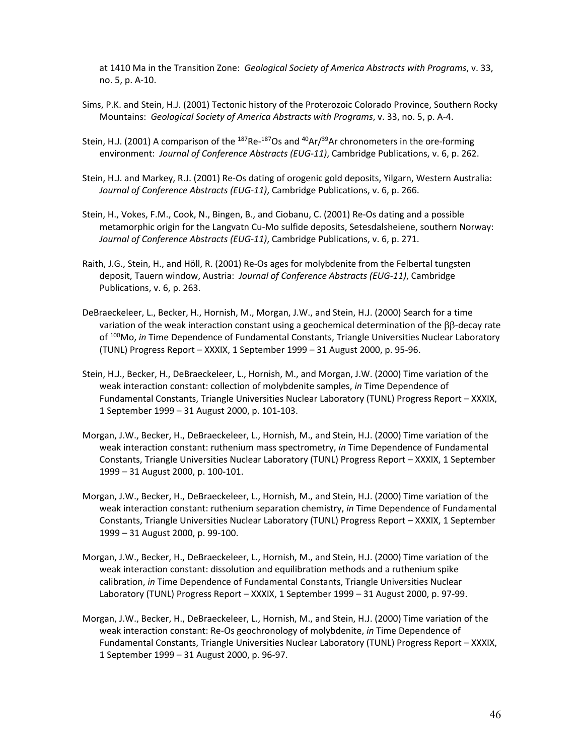at 1410 Ma in the Transition Zone: *Geological Society of America Abstracts with Programs*, v. 33, no. 5, p. A-10.

Sims, P.K. and Stein, H.J. (2001) Tectonic history of the Proterozoic Colorado Province, Southern Rocky Mountains: *Geological Society of America Abstracts with Programs*, v. 33, no. 5, p. A-4.

Stein, H.J. (2001) A comparison of the $^{187}$Re-$^{187}$Os and $^{40}$Ar/$^{39}$Ar chronometers in the ore-forming environment: *Journal of Conference Abstracts (EUG-11)*, Cambridge Publications, v. 6, p. 262.

Stein, H.J. and Markey, R.J. (2001) Re-Os dating of orogenic gold deposits, Yilgarn, Western Australia: *Journal of Conference Abstracts (EUG-11)*, Cambridge Publications, v. 6, p. 266.

Stein, H., Vokes, F.M., Cook, N., Bingen, B., and Ciobanu, C. (2001) Re-Os dating and a possible metamorphic origin for the Langvatn Cu-Mo sulfide deposits, Setesdalsheiene, southern Norway: *Journal of Conference Abstracts (EUG-11)*, Cambridge Publications, v. 6, p. 271.

Raith, J.G., Stein, H., and Höll, R. (2001) Re-Os ages for molybdenite from the Felbertal tungsten deposit, Tauern window, Austria: *Journal of Conference Abstracts (EUG-11)*, Cambridge Publications, v. 6, p. 263.

DeBraeckeleer, L., Becker, H., Hornish, M., Morgan, J.W., and Stein, H.J. (2000) Search for a time variation of the weak interaction constant using a geochemical determination of the $\beta\beta$-decay rate of $^{100}$Mo, *in* Time Dependence of Fundamental Constants, Triangle Universities Nuclear Laboratory (TUNL) Progress Report – XXXIX, 1 September 1999 – 31 August 2000, p. 95-96.

Stein, H.J., Becker, H., DeBraeckeleer, L., Hornish, M., and Morgan, J.W. (2000) Time variation of the weak interaction constant: collection of molybdenite samples, *in* Time Dependence of Fundamental Constants, Triangle Universities Nuclear Laboratory (TUNL) Progress Report – XXXIX, 1 September 1999 – 31 August 2000, p. 101-103.

Morgan, J.W., Becker, H., DeBraeckeleer, L., Hornish, M., and Stein, H.J. (2000) Time variation of the weak interaction constant: ruthenium mass spectrometry, *in* Time Dependence of Fundamental Constants, Triangle Universities Nuclear Laboratory (TUNL) Progress Report – XXXIX, 1 September 1999 – 31 August 2000, p. 100-101.

Morgan, J.W., Becker, H., DeBraeckeleer, L., Hornish, M., and Stein, H.J. (2000) Time variation of the weak interaction constant: ruthenium separation chemistry, *in* Time Dependence of Fundamental Constants, Triangle Universities Nuclear Laboratory (TUNL) Progress Report – XXXIX, 1 September 1999 – 31 August 2000, p. 99-100.

Morgan, J.W., Becker, H., DeBraeckeleer, L., Hornish, M., and Stein, H.J. (2000) Time variation of the weak interaction constant: dissolution and equilibration methods and a ruthenium spike calibration, *in* Time Dependence of Fundamental Constants, Triangle Universities Nuclear Laboratory (TUNL) Progress Report – XXXIX, 1 September 1999 – 31 August 2000, p. 97-99.

Morgan, J.W., Becker, H., DeBraeckeleer, L., Hornish, M., and Stein, H.J. (2000) Time variation of the weak interaction constant: Re-Os geochronology of molybdenite, *in* Time Dependence of Fundamental Constants, Triangle Universities Nuclear Laboratory (TUNL) Progress Report – XXXIX, 1 September 1999 – 31 August 2000, p. 96-97.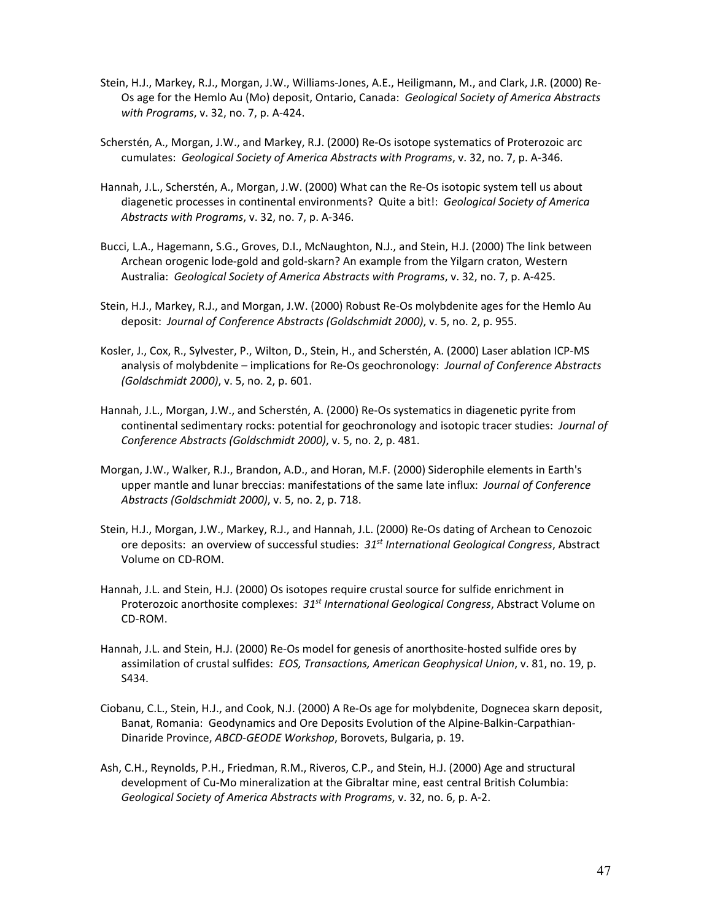Stein, H.J., Markey, R.J., Morgan, J.W., Williams-Jones, A.E., Heiligmann, M., and Clark, J.R. (2000) Re-Os age for the Hemlo Au (Mo) deposit, Ontario, Canada: *Geological Society of America Abstracts with Programs*, v. 32, no. 7, p. A-424.

Scherstén, A., Morgan, J.W., and Markey, R.J. (2000) Re-Os isotope systematics of Proterozoic arc cumulates: *Geological Society of America Abstracts with Programs*, v. 32, no. 7, p. A-346.

Hannah, J.L., Scherstén, A., Morgan, J.W. (2000) What can the Re-Os isotopic system tell us about diagenetic processes in continental environments? Quite a bit!: *Geological Society of America Abstracts with Programs*, v. 32, no. 7, p. A-346.

Bucci, L.A., Hagemann, S.G., Groves, D.I., McNaughton, N.J., and Stein, H.J. (2000) The link between Archean orogenic lode-gold and gold-skarn? An example from the Yilgarn craton, Western Australia: *Geological Society of America Abstracts with Programs*, v. 32, no. 7, p. A-425.

Stein, H.J., Markey, R.J., and Morgan, J.W. (2000) Robust Re-Os molybdenite ages for the Hemlo Au deposit: *Journal of Conference Abstracts (Goldschmidt 2000)*, v. 5, no. 2, p. 955.

Kosler, J., Cox, R., Sylvester, P., Wilton, D., Stein, H., and Scherstén, A. (2000) Laser ablation ICP-MS analysis of molybdenite – implications for Re-Os geochronology: *Journal of Conference Abstracts (Goldschmidt 2000)*, v. 5, no. 2, p. 601.

Hannah, J.L., Morgan, J.W., and Scherstén, A. (2000) Re-Os systematics in diagenetic pyrite from continental sedimentary rocks: potential for geochronology and isotopic tracer studies: *Journal of Conference Abstracts (Goldschmidt 2000)*, v. 5, no. 2, p. 481.

Morgan, J.W., Walker, R.J., Brandon, A.D., and Horan, M.F. (2000) Siderophile elements in Earth's upper mantle and lunar breccias: manifestations of the same late influx: *Journal of Conference Abstracts (Goldschmidt 2000)*, v. 5, no. 2, p. 718.

Stein, H.J., Morgan, J.W., Markey, R.J., and Hannah, J.L. (2000) Re-Os dating of Archean to Cenozoic ore deposits: an overview of successful studies: *31st International Geological Congress*, Abstract Volume on CD-ROM.

Hannah, J.L. and Stein, H.J. (2000) Os isotopes require crustal source for sulfide enrichment in Proterozoic anorthosite complexes: *31st International Geological Congress*, Abstract Volume on CD-ROM.

Hannah, J.L. and Stein, H.J. (2000) Re-Os model for genesis of anorthosite-hosted sulfide ores by assimilation of crustal sulfides: *EOS, Transactions, American Geophysical Union*, v. 81, no. 19, p. S434.

Ciobanu, C.L., Stein, H.J., and Cook, N.J. (2000) A Re-Os age for molybdenite, Dognecea skarn deposit, Banat, Romania: Geodynamics and Ore Deposits Evolution of the Alpine-Balkin-Carpathian-Dinaride Province, *ABCD-GEODE Workshop*, Borovets, Bulgaria, p. 19.

Ash, C.H., Reynolds, P.H., Friedman, R.M., Riveros, C.P., and Stein, H.J. (2000) Age and structural development of Cu-Mo mineralization at the Gibraltar mine, east central British Columbia: *Geological Society of America Abstracts with Programs*, v. 32, no. 6, p. A-2.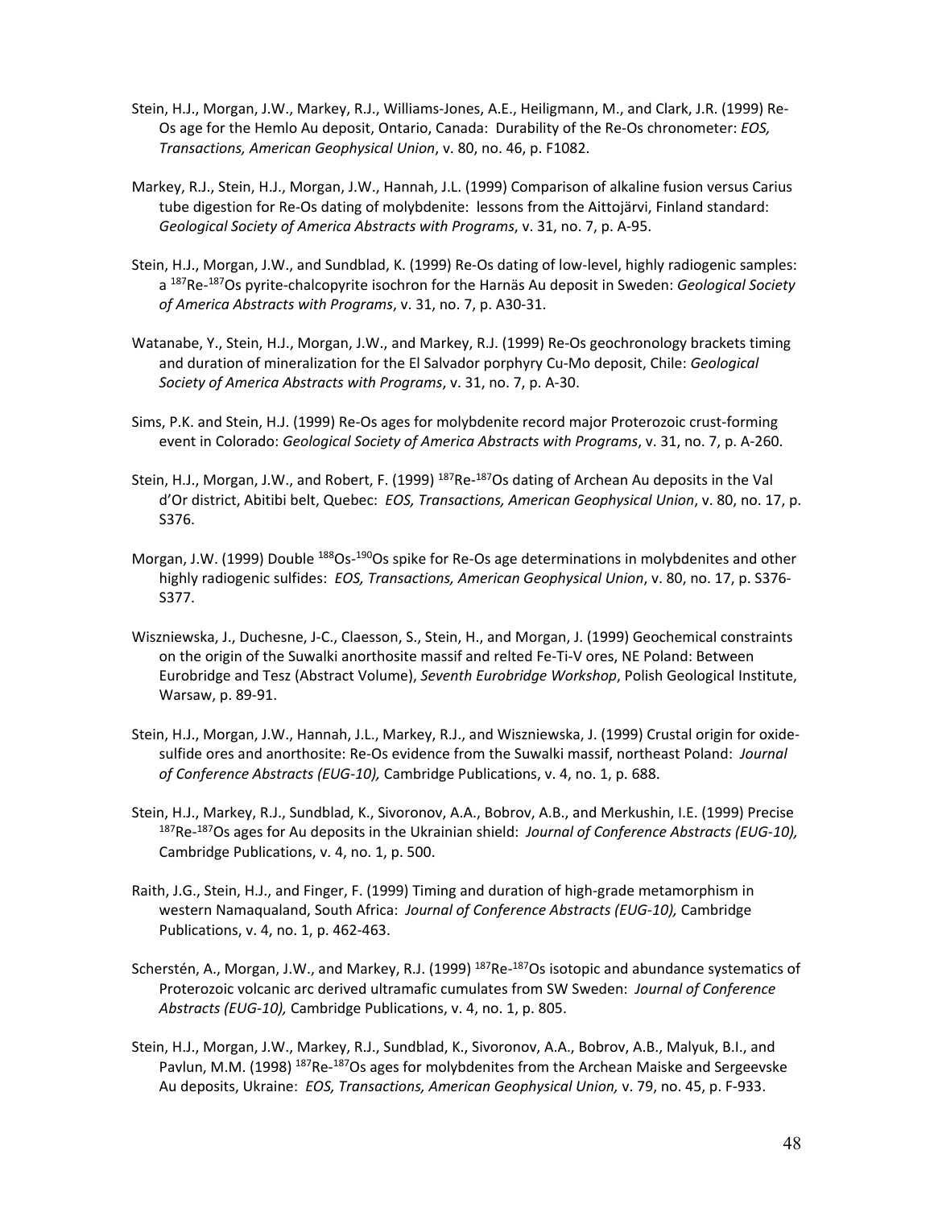Stein, H.J., Morgan, J.W., Markey, R.J., Williams-Jones, A.E., Heiligmann, M., and Clark, J.R. (1999) Re-Os age for the Hemlo Au deposit, Ontario, Canada: Durability of the Re-Os chronometer: *EOS, Transactions, American Geophysical Union*, v. 80, no. 46, p. F1082.

Markey, R.J., Stein, H.J., Morgan, J.W., Hannah, J.L. (1999) Comparison of alkaline fusion versus Carius tube digestion for Re-Os dating of molybdenite: lessons from the Aittojärvi, Finland standard: *Geological Society of America Abstracts with Programs*, v. 31, no. 7, p. A-95.

Stein, H.J., Morgan, J.W., and Sundblad, K. (1999) Re-Os dating of low-level, highly radiogenic samples: a $^{187}$Re-$^{187}$Os pyrite-chalcopyrite isochron for the Harnäs Au deposit in Sweden: *Geological Society of America Abstracts with Programs*, v. 31, no. 7, p. A30-31.

Watanabe, Y., Stein, H.J., Morgan, J.W., and Markey, R.J. (1999) Re-Os geochronology brackets timing and duration of mineralization for the El Salvador porphyry Cu-Mo deposit, Chile: *Geological Society of America Abstracts with Programs*, v. 31, no. 7, p. A-30.

Sims, P.K. and Stein, H.J. (1999) Re-Os ages for molybdenite record major Proterozoic crust-forming event in Colorado: *Geological Society of America Abstracts with Programs*, v. 31, no. 7, p. A-260.

Stein, H.J., Morgan, J.W., and Robert, F. (1999) $^{187}$Re-$^{187}$Os dating of Archean Au deposits in the Val d'Or district, Abitibi belt, Quebec: *EOS, Transactions, American Geophysical Union*, v. 80, no. 17, p. S376.

Morgan, J.W. (1999) Double $^{188}$Os-$^{190}$Os spike for Re-Os age determinations in molybdenites and other highly radiogenic sulfides: *EOS, Transactions, American Geophysical Union*, v. 80, no. 17, p. S376-S377.

Wiszniewska, J., Duchesne, J-C., Claesson, S., Stein, H., and Morgan, J. (1999) Geochemical constraints on the origin of the Suwalki anorthosite massif and relted Fe-Ti-V ores, NE Poland: Between Eurobridge and Tesz (Abstract Volume), *Seventh Eurobridge Workshop*, Polish Geological Institute, Warsaw, p. 89-91.

Stein, H.J., Morgan, J.W., Hannah, J.L., Markey, R.J., and Wiszniewska, J. (1999) Crustal origin for oxide-sulfide ores and anorthosite: Re-Os evidence from the Suwalki massif, northeast Poland: *Journal of Conference Abstracts (EUG-10),* Cambridge Publications, v. 4, no. 1, p. 688.

Stein, H.J., Markey, R.J., Sundblad, K., Sivoronov, A.A., Bobrov, A.B., and Merkushin, I.E. (1999) Precise $^{187}$Re-$^{187}$Os ages for Au deposits in the Ukrainian shield: *Journal of Conference Abstracts (EUG-10),* Cambridge Publications, v. 4, no. 1, p. 500.

Raith, J.G., Stein, H.J., and Finger, F. (1999) Timing and duration of high-grade metamorphism in western Namaqualand, South Africa: *Journal of Conference Abstracts (EUG-10),* Cambridge Publications, v. 4, no. 1, p. 462-463.

Scherstén, A., Morgan, J.W., and Markey, R.J. (1999) $^{187}$Re-$^{187}$Os isotopic and abundance systematics of Proterozoic volcanic arc derived ultramafic cumulates from SW Sweden: *Journal of Conference Abstracts (EUG-10),* Cambridge Publications, v. 4, no. 1, p. 805.

Stein, H.J., Morgan, J.W., Markey, R.J., Sundblad, K., Sivoronov, A.A., Bobrov, A.B., Malyuk, B.I., and Pavlun, M.M. (1998) $^{187}$Re-$^{187}$Os ages for molybdenites from the Archean Maiske and Sergeevske Au deposits, Ukraine: *EOS, Transactions, American Geophysical Union,* v. 79, no. 45, p. F-933.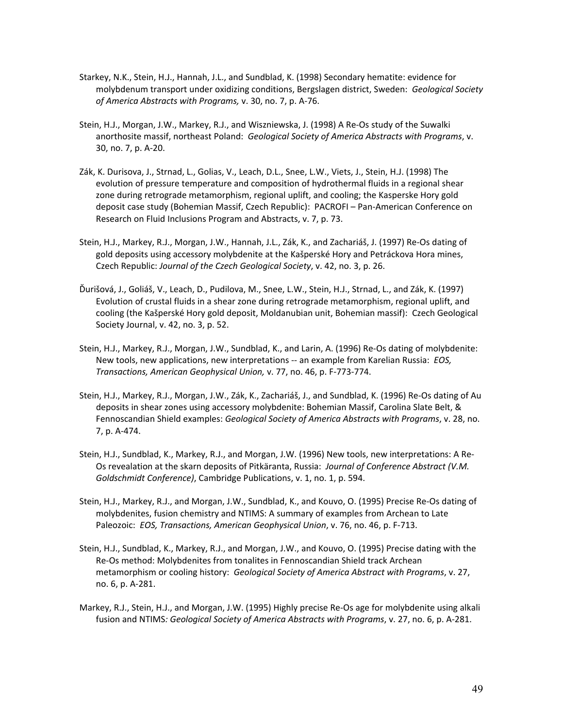Starkey, N.K., Stein, H.J., Hannah, J.L., and Sundblad, K. (1998) Secondary hematite: evidence for molybdenum transport under oxidizing conditions, Bergslagen district, Sweden: *Geological Society of America Abstracts with Programs,* v. 30, no. 7, p. A-76.

Stein, H.J., Morgan, J.W., Markey, R.J., and Wiszniewska, J. (1998) A Re-Os study of the Suwalki anorthosite massif, northeast Poland: *Geological Society of America Abstracts with Programs*, v. 30, no. 7, p. A-20.

Zák, K. Durisova, J., Strnad, L., Golias, V., Leach, D.L., Snee, L.W., Viets, J., Stein, H.J. (1998) The evolution of pressure temperature and composition of hydrothermal fluids in a regional shear zone during retrograde metamorphism, regional uplift, and cooling; the Kasperske Hory gold deposit case study (Bohemian Massif, Czech Republic): PACROFI – Pan-American Conference on Research on Fluid Inclusions Program and Abstracts, v. 7, p. 73.

Stein, H.J., Markey, R.J., Morgan, J.W., Hannah, J.L., Zák, K., and Zachariáš, J. (1997) Re-Os dating of gold deposits using accessory molybdenite at the Kašperské Hory and Petráckova Hora mines, Czech Republic: *Journal of the Czech Geological Society*, v. 42, no. 3, p. 26.

Ďurišová, J., Goliáš, V., Leach, D., Pudilova, M., Snee, L.W., Stein, H.J., Strnad, L., and Zák, K. (1997) Evolution of crustal fluids in a shear zone during retrograde metamorphism, regional uplift, and cooling (the Kašperské Hory gold deposit, Moldanubian unit, Bohemian massif): Czech Geological Society Journal, v. 42, no. 3, p. 52.

Stein, H.J., Markey, R.J., Morgan, J.W., Sundblad, K., and Larin, A. (1996) Re-Os dating of molybdenite: New tools, new applications, new interpretations -- an example from Karelian Russia: *EOS, Transactions, American Geophysical Union,* v. 77, no. 46, p. F-773-774.

Stein, H.J., Markey, R.J., Morgan, J.W., Zák, K., Zachariáš, J., and Sundblad, K. (1996) Re-Os dating of Au deposits in shear zones using accessory molybdenite: Bohemian Massif, Carolina Slate Belt, & Fennoscandian Shield examples: *Geological Society of America Abstracts with Programs*, v. 28, no. 7, p. A-474.

Stein, H.J., Sundblad, K., Markey, R.J., and Morgan, J.W. (1996) New tools, new interpretations: A Re-Os revealation at the skarn deposits of Pitkäranta, Russia: *Journal of Conference Abstract (V.M. Goldschmidt Conference)*, Cambridge Publications, v. 1, no. 1, p. 594.

Stein, H.J., Markey, R.J., and Morgan, J.W., Sundblad, K., and Kouvo, O. (1995) Precise Re-Os dating of molybdenites, fusion chemistry and NTIMS: A summary of examples from Archean to Late Paleozoic: *EOS, Transactions, American Geophysical Union*, v. 76, no. 46, p. F-713.

Stein, H.J., Sundblad, K., Markey, R.J., and Morgan, J.W., and Kouvo, O. (1995) Precise dating with the Re-Os method: Molybdenites from tonalites in Fennoscandian Shield track Archean metamorphism or cooling history: *Geological Society of America Abstract with Programs*, v. 27, no. 6, p. A-281.

Markey, R.J., Stein, H.J., and Morgan, J.W. (1995) Highly precise Re-Os age for molybdenite using alkali fusion and NTIMS*: Geological Society of America Abstracts with Programs*, v. 27, no. 6, p. A-281.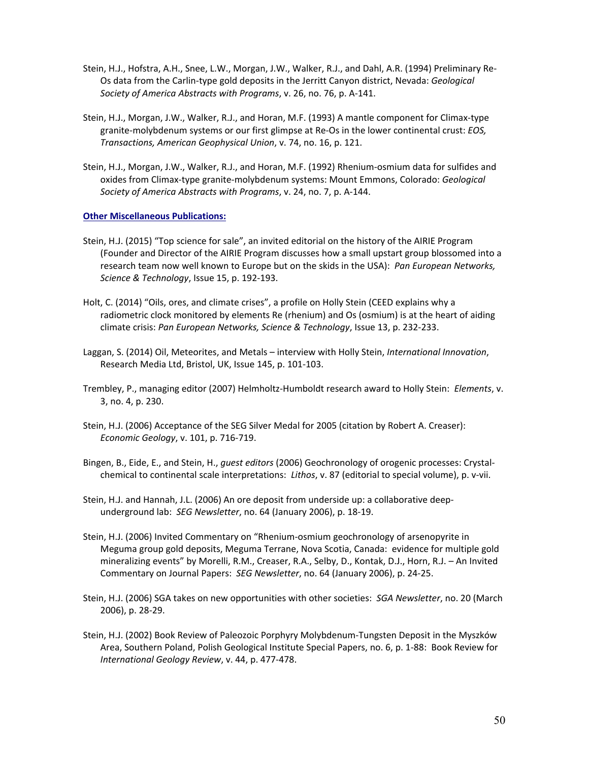Stein, H.J., Hofstra, A.H., Snee, L.W., Morgan, J.W., Walker, R.J., and Dahl, A.R. (1994) Preliminary Re-Os data from the Carlin-type gold deposits in the Jerritt Canyon district, Nevada: *Geological Society of America Abstracts with Programs*, v. 26, no. 76, p. A-141.

Stein, H.J., Morgan, J.W., Walker, R.J., and Horan, M.F. (1993) A mantle component for Climax-type granite-molybdenum systems or our first glimpse at Re-Os in the lower continental crust: *EOS, Transactions, American Geophysical Union*, v. 74, no. 16, p. 121.

Stein, H.J., Morgan, J.W., Walker, R.J., and Horan, M.F. (1992) Rhenium-osmium data for sulfides and oxides from Climax-type granite-molybdenum systems: Mount Emmons, Colorado: *Geological Society of America Abstracts with Programs*, v. 24, no. 7, p. A-144.

**Other Miscellaneous Publications:**

Stein, H.J. (2015) "Top science for sale", an invited editorial on the history of the AIRIE Program (Founder and Director of the AIRIE Program discusses how a small upstart group blossomed into a research team now well known to Europe but on the skids in the USA): *Pan European Networks, Science & Technology*, Issue 15, p. 192-193.

Holt, C. (2014) "Oils, ores, and climate crises", a profile on Holly Stein (CEED explains why a radiometric clock monitored by elements Re (rhenium) and Os (osmium) is at the heart of aiding climate crisis: *Pan European Networks, Science & Technology*, Issue 13, p. 232-233.

Laggan, S. (2014) Oil, Meteorites, and Metals – interview with Holly Stein, *International Innovation*, Research Media Ltd, Bristol, UK, Issue 145, p. 101-103.

Trembley, P., managing editor (2007) Helmholtz-Humboldt research award to Holly Stein: *Elements*, v. 3, no. 4, p. 230.

Stein, H.J. (2006) Acceptance of the SEG Silver Medal for 2005 (citation by Robert A. Creaser): *Economic Geology*, v. 101, p. 716-719.

Bingen, B., Eide, E., and Stein, H., *guest editors* (2006) Geochronology of orogenic processes: Crystal-chemical to continental scale interpretations: *Lithos*, v. 87 (editorial to special volume), p. v-vii.

Stein, H.J. and Hannah, J.L. (2006) An ore deposit from underside up: a collaborative deep-underground lab: *SEG Newsletter*, no. 64 (January 2006), p. 18-19.

Stein, H.J. (2006) Invited Commentary on "Rhenium-osmium geochronology of arsenopyrite in Meguma group gold deposits, Meguma Terrane, Nova Scotia, Canada: evidence for multiple gold mineralizing events" by Morelli, R.M., Creaser, R.A., Selby, D., Kontak, D.J., Horn, R.J. – An Invited Commentary on Journal Papers: *SEG Newsletter*, no. 64 (January 2006), p. 24-25.

Stein, H.J. (2006) SGA takes on new opportunities with other societies: *SGA Newsletter*, no. 20 (March 2006), p. 28-29.

Stein, H.J. (2002) Book Review of Paleozoic Porphyry Molybdenum-Tungsten Deposit in the Myszków Area, Southern Poland, Polish Geological Institute Special Papers, no. 6, p. 1-88: Book Review for *International Geology Review*, v. 44, p. 477-478.